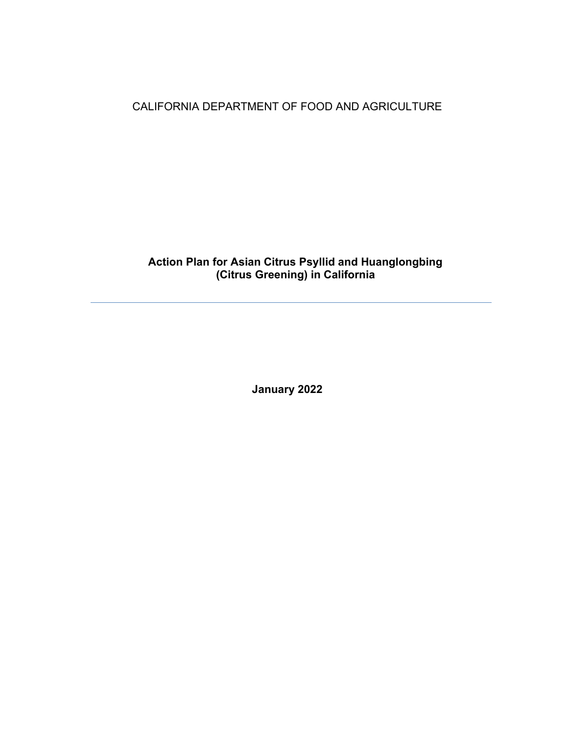CALIFORNIA DEPARTMENT OF FOOD AND AGRICULTURE

# Action Plan for Asian Citrus Psyllid and Huanglongbing (Citrus Greening) in California

---

**January 2022**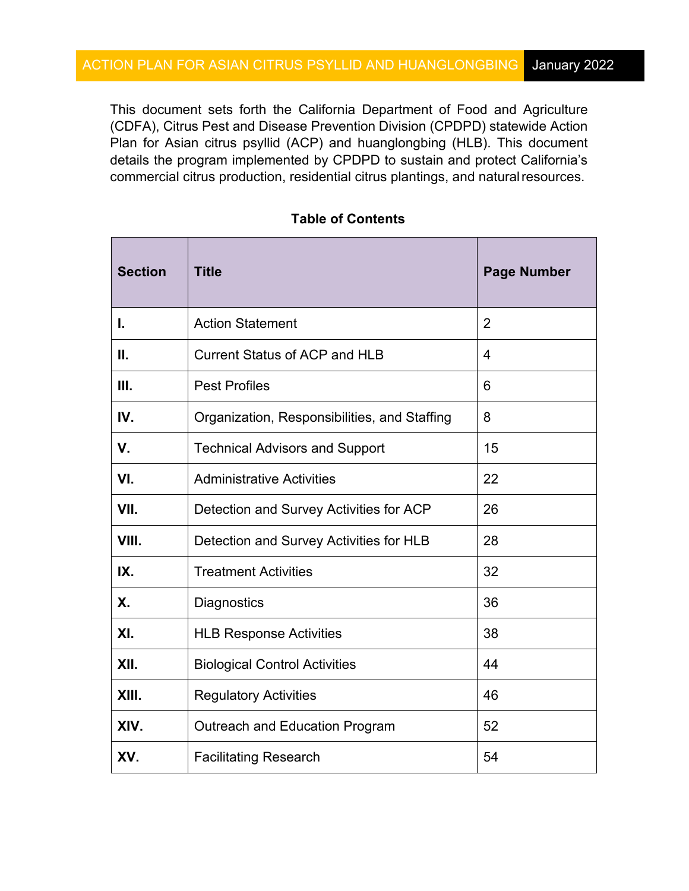This document sets forth the California Department of Food and Agriculture (CDFA), Citrus Pest and Disease Prevention Division (CPDPD) statewide Action Plan for Asian citrus psyllid (ACP) and huanglongbing (HLB). This document details the program implemented by CPDPD to sustain and protect California's commercial citrus production, residential citrus plantings, and natural resources.

**Table of Contents**

| **Section** | **Title** | **Page Number** |
|---|---|---|
| **I.** | Action Statement | 2 |
| **II.** | Current Status of ACP and HLB | 4 |
| **III.** | Pest Profiles | 6 |
| **IV.** | Organization, Responsibilities, and Staffing | 8 |
| **V.** | Technical Advisors and Support | 15 |
| **VI.** | Administrative Activities | 22 |
| **VII.** | Detection and Survey Activities for ACP | 26 |
| **VIII.** | Detection and Survey Activities for HLB | 28 |
| **IX.** | Treatment Activities | 32 |
| **X.** | Diagnostics | 36 |
| **XI.** | HLB Response Activities | 38 |
| **XII.** | Biological Control Activities | 44 |
| **XIII.** | Regulatory Activities | 46 |
| **XIV.** | Outreach and Education Program | 52 |
| **XV.** | Facilitating Research | 54 |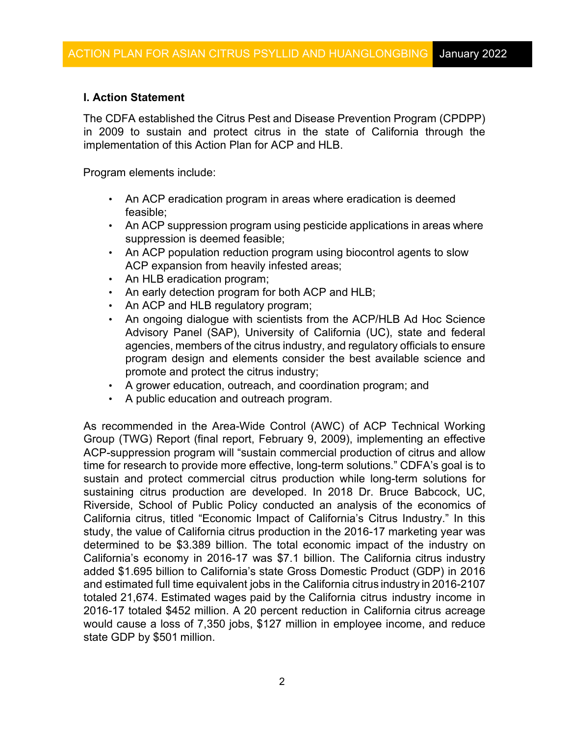## I. Action Statement

The CDFA established the Citrus Pest and Disease Prevention Program (CPDPP) in 2009 to sustain and protect citrus in the state of California through the implementation of this Action Plan for ACP and HLB.

Program elements include:

- An ACP eradication program in areas where eradication is deemed feasible;
- An ACP suppression program using pesticide applications in areas where suppression is deemed feasible;
- An ACP population reduction program using biocontrol agents to slow ACP expansion from heavily infested areas;
- An HLB eradication program;
- An early detection program for both ACP and HLB;
- An ACP and HLB regulatory program;
- An ongoing dialogue with scientists from the ACP/HLB Ad Hoc Science Advisory Panel (SAP), University of California (UC), state and federal agencies, members of the citrus industry, and regulatory officials to ensure program design and elements consider the best available science and promote and protect the citrus industry;
- A grower education, outreach, and coordination program; and
- A public education and outreach program.

As recommended in the Area-Wide Control (AWC) of ACP Technical Working Group (TWG) Report (final report, February 9, 2009), implementing an effective ACP-suppression program will "sustain commercial production of citrus and allow time for research to provide more effective, long-term solutions." CDFA's goal is to sustain and protect commercial citrus production while long-term solutions for sustaining citrus production are developed. In 2018 Dr. Bruce Babcock, UC, Riverside, School of Public Policy conducted an analysis of the economics of California citrus, titled "Economic Impact of California's Citrus Industry." In this study, the value of California citrus production in the 2016-17 marketing year was determined to be $3.389 billion. The total economic impact of the industry on California's economy in 2016-17 was $7.1 billion. The California citrus industry added $1.695 billion to California's state Gross Domestic Product (GDP) in 2016 and estimated full time equivalent jobs in the California citrus industry in 2016-2107 totaled 21,674. Estimated wages paid by the California citrus industry income in 2016-17 totaled $452 million. A 20 percent reduction in California citrus acreage would cause a loss of 7,350 jobs, $127 million in employee income, and reduce state GDP by $501 million.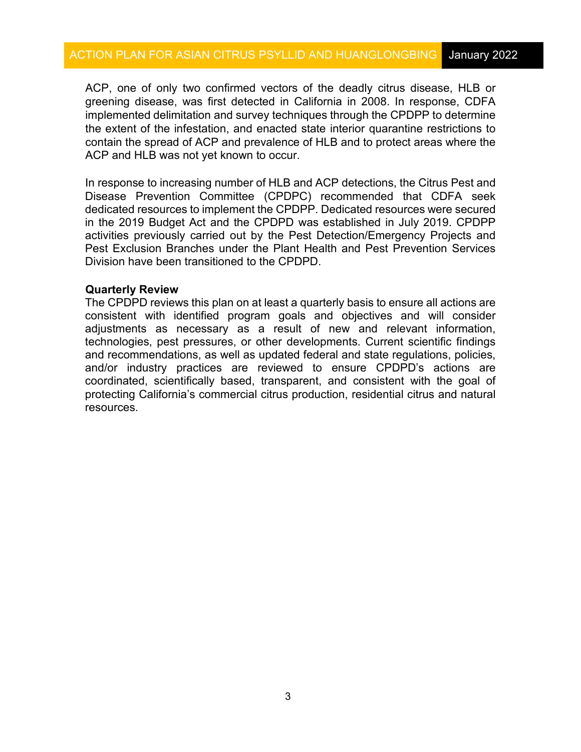ACP, one of only two confirmed vectors of the deadly citrus disease, HLB or greening disease, was first detected in California in 2008. In response, CDFA implemented delimitation and survey techniques through the CPDPP to determine the extent of the infestation, and enacted state interior quarantine restrictions to contain the spread of ACP and prevalence of HLB and to protect areas where the ACP and HLB was not yet known to occur.

In response to increasing number of HLB and ACP detections, the Citrus Pest and Disease Prevention Committee (CPDPC) recommended that CDFA seek dedicated resources to implement the CPDPP. Dedicated resources were secured in the 2019 Budget Act and the CPDPD was established in July 2019. CPDPP activities previously carried out by the Pest Detection/Emergency Projects and Pest Exclusion Branches under the Plant Health and Pest Prevention Services Division have been transitioned to the CPDPD.

**Quarterly Review**

The CPDPD reviews this plan on at least a quarterly basis to ensure all actions are consistent with identified program goals and objectives and will consider adjustments as necessary as a result of new and relevant information, technologies, pest pressures, or other developments. Current scientific findings and recommendations, as well as updated federal and state regulations, policies, and/or industry practices are reviewed to ensure CPDPD's actions are coordinated, scientifically based, transparent, and consistent with the goal of protecting California's commercial citrus production, residential citrus and natural resources.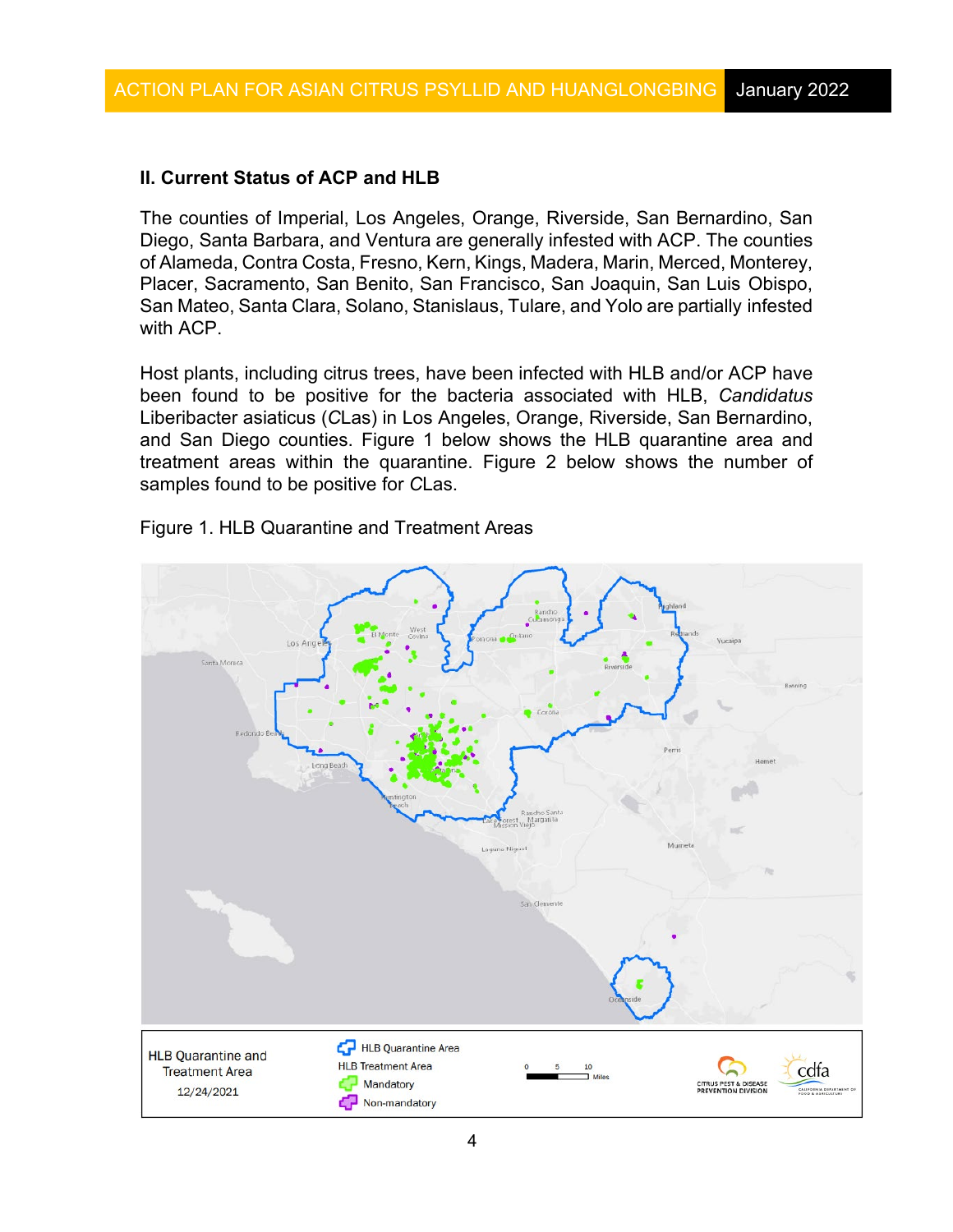## II. Current Status of ACP and HLB

The counties of Imperial, Los Angeles, Orange, Riverside, San Bernardino, San Diego, Santa Barbara, and Ventura are generally infested with ACP. The counties of Alameda, Contra Costa, Fresno, Kern, Kings, Madera, Marin, Merced, Monterey, Placer, Sacramento, San Benito, San Francisco, San Joaquin, San Luis Obispo, San Mateo, Santa Clara, Solano, Stanislaus, Tulare, and Yolo are partially infested with ACP.

Host plants, including citrus trees, have been infected with HLB and/or ACP have been found to be positive for the bacteria associated with HLB, *Candidatus* Liberibacter asiaticus (*C*Las) in Los Angeles, Orange, Riverside, San Bernardino, and San Diego counties. Figure 1 below shows the HLB quarantine area and treatment areas within the quarantine. Figure 2 below shows the number of samples found to be positive for *C*Las.

Figure 1. HLB Quarantine and Treatment Areas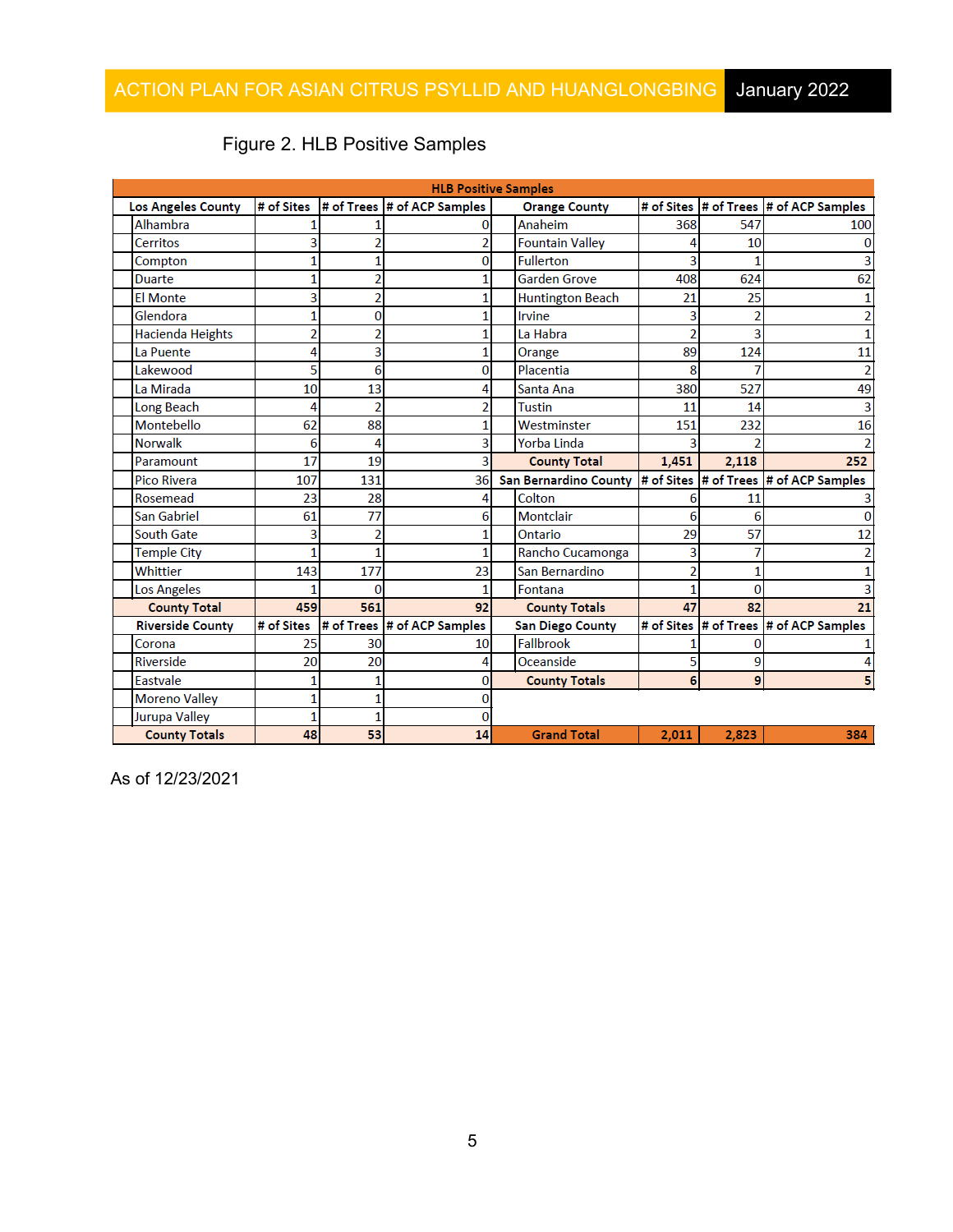Figure 2. HLB Positive Samples

| HLB Positive Samples | | | | | | | |
|---|---|---|---|---|---|---|---|
| **Los Angeles County** | **# of Sites** | **# of Trees** | **# of ACP Samples** | **Orange County** | **# of Sites** | **# of Trees** | **# of ACP Samples** |
| Alhambra | 1 | 1 | 0 | Anaheim | 368 | 547 | 100 |
| Cerritos | 3 | 2 | 2 | Fountain Valley | 4 | 10 | 0 |
| Compton | 1 | 1 | 0 | Fullerton | 3 | 1 | 3 |
| Duarte | 1 | 2 | 1 | Garden Grove | 408 | 624 | 62 |
| El Monte | 3 | 2 | 1 | Huntington Beach | 21 | 25 | 1 |
| Glendora | 1 | 0 | 1 | Irvine | 3 | 2 | 2 |
| Hacienda Heights | 2 | 2 | 1 | La Habra | 2 | 3 | 1 |
| La Puente | 4 | 3 | 1 | Orange | 89 | 124 | 11 |
| Lakewood | 5 | 6 | 0 | Placentia | 8 | 7 | 2 |
| La Mirada | 10 | 13 | 4 | Santa Ana | 380 | 527 | 49 |
| Long Beach | 4 | 2 | 2 | Tustin | 11 | 14 | 3 |
| Montebello | 62 | 88 | 1 | Westminster | 151 | 232 | 16 |
| Norwalk | 6 | 4 | 3 | Yorba Linda | 3 | 2 | 2 |
| Paramount | 17 | 19 | 3 | **County Total** | **1,451** | **2,118** | **252** |
| Pico Rivera | 107 | 131 | 36 | **San Bernardino County** | **# of Sites** | **# of Trees** | **# of ACP Samples** |
| Rosemead | 23 | 28 | 4 | Colton | 6 | 11 | 3 |
| San Gabriel | 61 | 77 | 6 | Montclair | 6 | 6 | 0 |
| South Gate | 3 | 2 | 1 | Ontario | 29 | 57 | 12 |
| Temple City | 1 | 1 | 1 | Rancho Cucamonga | 3 | 7 | 2 |
| Whittier | 143 | 177 | 23 | San Bernardino | 2 | 1 | 1 |
| Los Angeles | 1 | 0 | 1 | Fontana | 1 | 0 | 3 |
| **County Total** | **459** | **561** | **92** | **County Totals** | **47** | **82** | **21** |
| **Riverside County** | **# of Sites** | **# of Trees** | **# of ACP Samples** | **San Diego County** | **# of Sites** | **# of Trees** | **# of ACP Samples** |
| Corona | 25 | 30 | 10 | Fallbrook | 1 | 0 | 1 |
| Riverside | 20 | 20 | 4 | Oceanside | 5 | 9 | 4 |
| Eastvale | 1 | 1 | 0 | **County Totals** | **6** | **9** | **5** |
| Moreno Valley | 1 | 1 | 0 | | | | |
| Jurupa Valley | 1 | 1 | 0 | | | | |
| **County Totals** | **48** | **53** | **14** | **Grand Total** | **2,011** | **2,823** | **384** |

As of 12/23/2021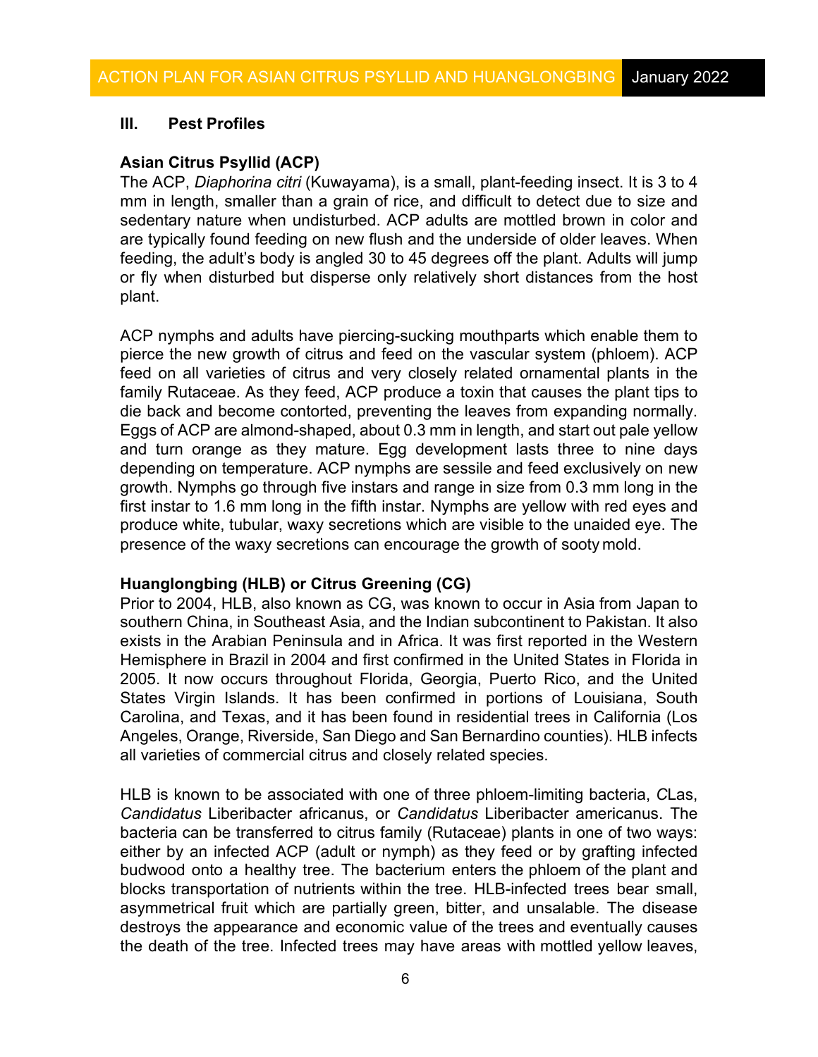## III. Pest Profiles

### Asian Citrus Psyllid (ACP)

The ACP, *Diaphorina citri* (Kuwayama), is a small, plant-feeding insect. It is 3 to 4 mm in length, smaller than a grain of rice, and difficult to detect due to size and sedentary nature when undisturbed. ACP adults are mottled brown in color and are typically found feeding on new flush and the underside of older leaves. When feeding, the adult's body is angled 30 to 45 degrees off the plant. Adults will jump or fly when disturbed but disperse only relatively short distances from the host plant.

ACP nymphs and adults have piercing-sucking mouthparts which enable them to pierce the new growth of citrus and feed on the vascular system (phloem). ACP feed on all varieties of citrus and very closely related ornamental plants in the family Rutaceae. As they feed, ACP produce a toxin that causes the plant tips to die back and become contorted, preventing the leaves from expanding normally. Eggs of ACP are almond-shaped, about 0.3 mm in length, and start out pale yellow and turn orange as they mature. Egg development lasts three to nine days depending on temperature. ACP nymphs are sessile and feed exclusively on new growth. Nymphs go through five instars and range in size from 0.3 mm long in the first instar to 1.6 mm long in the fifth instar. Nymphs are yellow with red eyes and produce white, tubular, waxy secretions which are visible to the unaided eye. The presence of the waxy secretions can encourage the growth of sooty mold.

### Huanglongbing (HLB) or Citrus Greening (CG)

Prior to 2004, HLB, also known as CG, was known to occur in Asia from Japan to southern China, in Southeast Asia, and the Indian subcontinent to Pakistan. It also exists in the Arabian Peninsula and in Africa. It was first reported in the Western Hemisphere in Brazil in 2004 and first confirmed in the United States in Florida in 2005. It now occurs throughout Florida, Georgia, Puerto Rico, and the United States Virgin Islands. It has been confirmed in portions of Louisiana, South Carolina, and Texas, and it has been found in residential trees in California (Los Angeles, Orange, Riverside, San Diego and San Bernardino counties). HLB infects all varieties of commercial citrus and closely related species.

HLB is known to be associated with one of three phloem-limiting bacteria, *C*Las, *Candidatus* Liberibacter africanus, or *Candidatus* Liberibacter americanus. The bacteria can be transferred to citrus family (Rutaceae) plants in one of two ways: either by an infected ACP (adult or nymph) as they feed or by grafting infected budwood onto a healthy tree. The bacterium enters the phloem of the plant and blocks transportation of nutrients within the tree. HLB-infected trees bear small, asymmetrical fruit which are partially green, bitter, and unsalable. The disease destroys the appearance and economic value of the trees and eventually causes the death of the tree. Infected trees may have areas with mottled yellow leaves,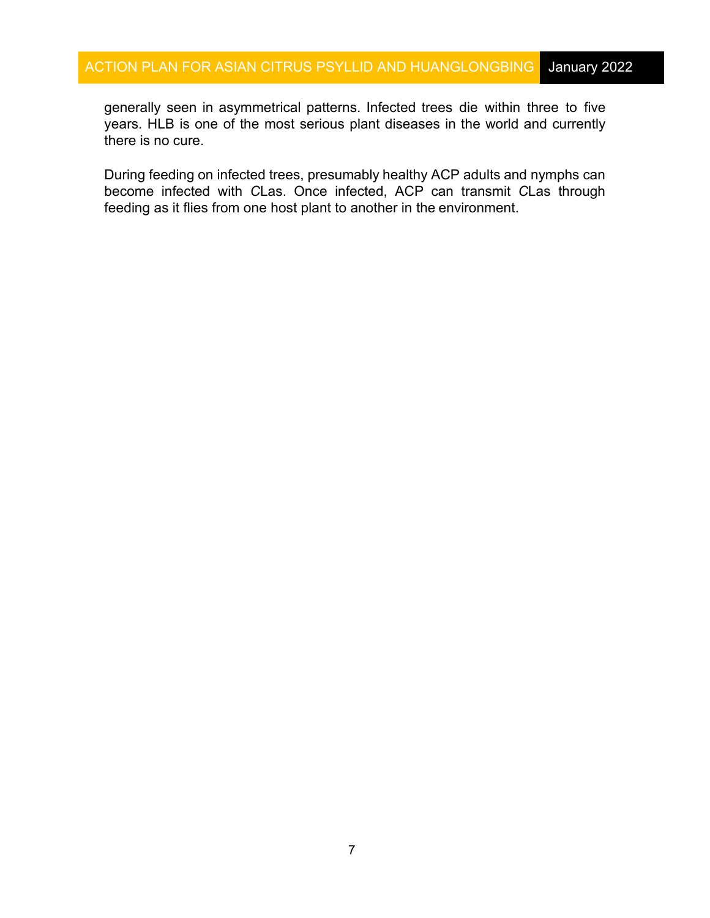generally seen in asymmetrical patterns. Infected trees die within three to five years. HLB is one of the most serious plant diseases in the world and currently there is no cure.

During feeding on infected trees, presumably healthy ACP adults and nymphs can become infected with *C*Las. Once infected, ACP can transmit *C*Las through feeding as it flies from one host plant to another in the environment.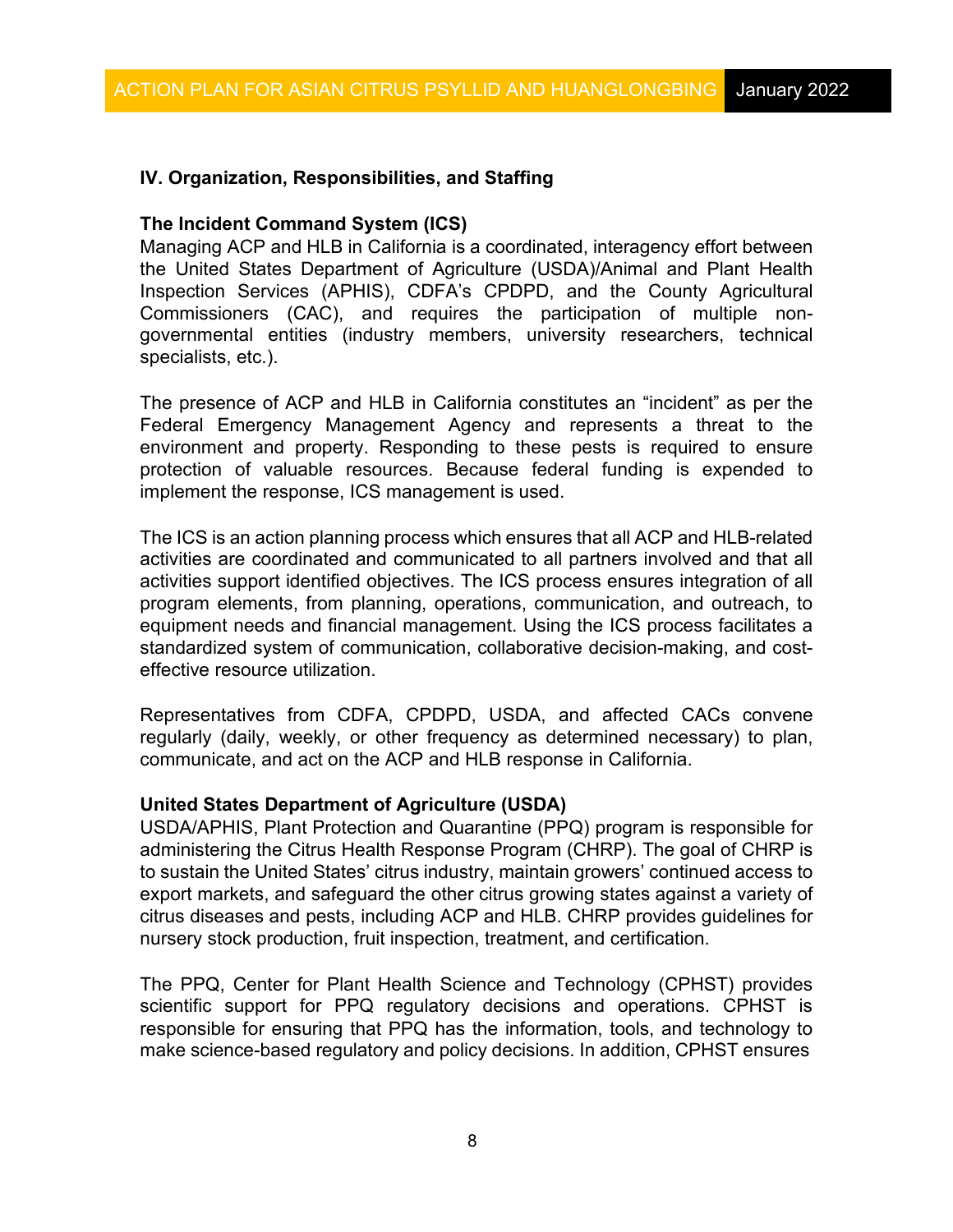## IV. Organization, Responsibilities, and Staffing

### The Incident Command System (ICS)

Managing ACP and HLB in California is a coordinated, interagency effort between the United States Department of Agriculture (USDA)/Animal and Plant Health Inspection Services (APHIS), CDFA's CPDPD, and the County Agricultural Commissioners (CAC), and requires the participation of multiple non-governmental entities (industry members, university researchers, technical specialists, etc.).

The presence of ACP and HLB in California constitutes an "incident" as per the Federal Emergency Management Agency and represents a threat to the environment and property. Responding to these pests is required to ensure protection of valuable resources. Because federal funding is expended to implement the response, ICS management is used.

The ICS is an action planning process which ensures that all ACP and HLB-related activities are coordinated and communicated to all partners involved and that all activities support identified objectives. The ICS process ensures integration of all program elements, from planning, operations, communication, and outreach, to equipment needs and financial management. Using the ICS process facilitates a standardized system of communication, collaborative decision-making, and cost-effective resource utilization.

Representatives from CDFA, CPDPD, USDA, and affected CACs convene regularly (daily, weekly, or other frequency as determined necessary) to plan, communicate, and act on the ACP and HLB response in California.

### United States Department of Agriculture (USDA)

USDA/APHIS, Plant Protection and Quarantine (PPQ) program is responsible for administering the Citrus Health Response Program (CHRP). The goal of CHRP is to sustain the United States' citrus industry, maintain growers' continued access to export markets, and safeguard the other citrus growing states against a variety of citrus diseases and pests, including ACP and HLB. CHRP provides guidelines for nursery stock production, fruit inspection, treatment, and certification.

The PPQ, Center for Plant Health Science and Technology (CPHST) provides scientific support for PPQ regulatory decisions and operations. CPHST is responsible for ensuring that PPQ has the information, tools, and technology to make science-based regulatory and policy decisions. In addition, CPHST ensures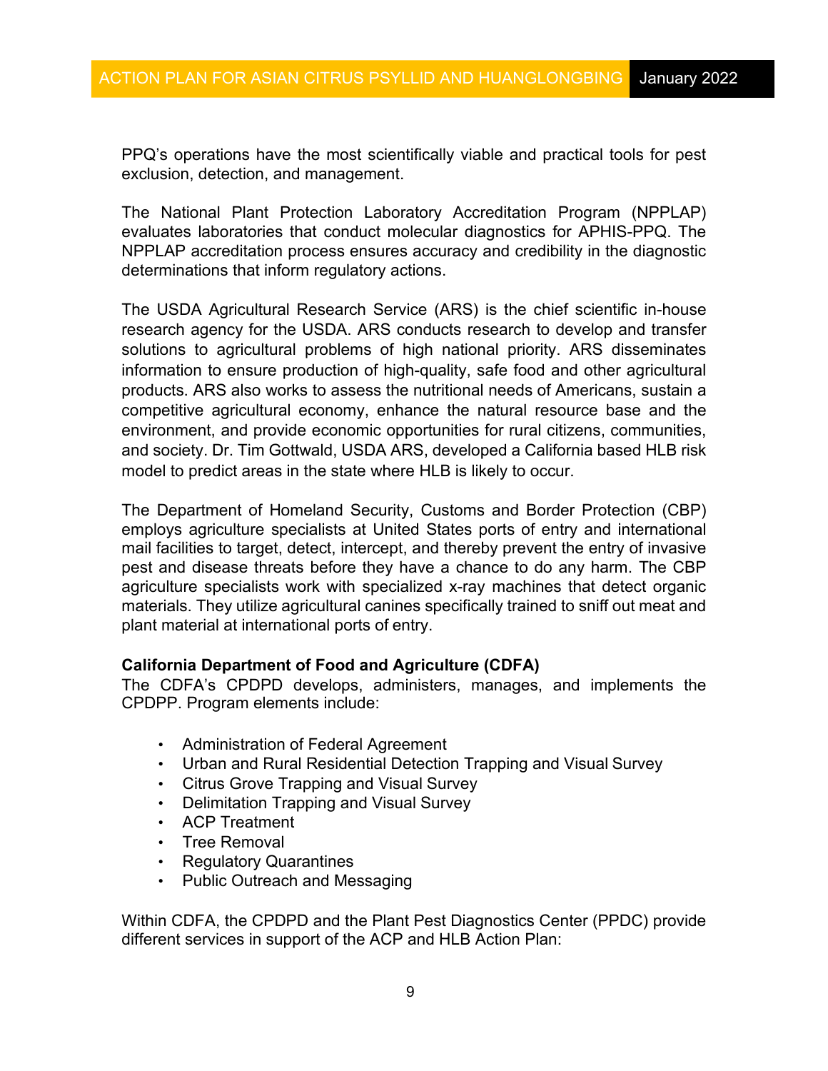PPQ's operations have the most scientifically viable and practical tools for pest exclusion, detection, and management.

The National Plant Protection Laboratory Accreditation Program (NPPLAP) evaluates laboratories that conduct molecular diagnostics for APHIS-PPQ. The NPPLAP accreditation process ensures accuracy and credibility in the diagnostic determinations that inform regulatory actions.

The USDA Agricultural Research Service (ARS) is the chief scientific in-house research agency for the USDA. ARS conducts research to develop and transfer solutions to agricultural problems of high national priority. ARS disseminates information to ensure production of high-quality, safe food and other agricultural products. ARS also works to assess the nutritional needs of Americans, sustain a competitive agricultural economy, enhance the natural resource base and the environment, and provide economic opportunities for rural citizens, communities, and society. Dr. Tim Gottwald, USDA ARS, developed a California based HLB risk model to predict areas in the state where HLB is likely to occur.

The Department of Homeland Security, Customs and Border Protection (CBP) employs agriculture specialists at United States ports of entry and international mail facilities to target, detect, intercept, and thereby prevent the entry of invasive pest and disease threats before they have a chance to do any harm. The CBP agriculture specialists work with specialized x-ray machines that detect organic materials. They utilize agricultural canines specifically trained to sniff out meat and plant material at international ports of entry.

**California Department of Food and Agriculture (CDFA)**

The CDFA's CPDPD develops, administers, manages, and implements the CPDPP. Program elements include:

- Administration of Federal Agreement
- Urban and Rural Residential Detection Trapping and Visual Survey
- Citrus Grove Trapping and Visual Survey
- Delimitation Trapping and Visual Survey
- ACP Treatment
- Tree Removal
- Regulatory Quarantines
- Public Outreach and Messaging

Within CDFA, the CPDPD and the Plant Pest Diagnostics Center (PPDC) provide different services in support of the ACP and HLB Action Plan: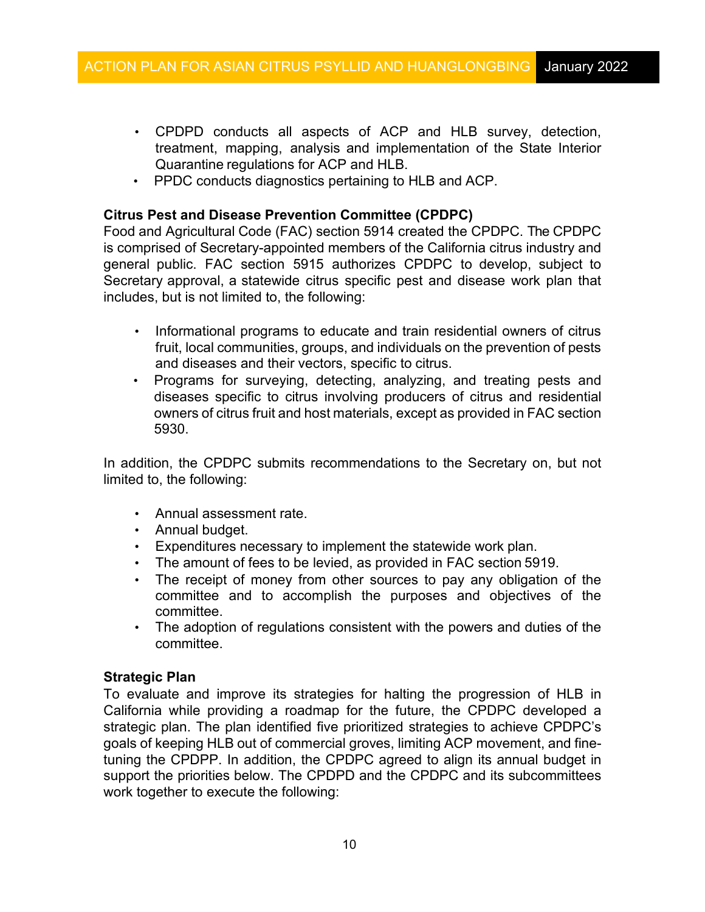- CPDPD conducts all aspects of ACP and HLB survey, detection, treatment, mapping, analysis and implementation of the State Interior Quarantine regulations for ACP and HLB.
- PPDC conducts diagnostics pertaining to HLB and ACP.

**Citrus Pest and Disease Prevention Committee (CPDPC)**

Food and Agricultural Code (FAC) section 5914 created the CPDPC. The CPDPC is comprised of Secretary-appointed members of the California citrus industry and general public. FAC section 5915 authorizes CPDPC to develop, subject to Secretary approval, a statewide citrus specific pest and disease work plan that includes, but is not limited to, the following:

- Informational programs to educate and train residential owners of citrus fruit, local communities, groups, and individuals on the prevention of pests and diseases and their vectors, specific to citrus.
- Programs for surveying, detecting, analyzing, and treating pests and diseases specific to citrus involving producers of citrus and residential owners of citrus fruit and host materials, except as provided in FAC section 5930.

In addition, the CPDPC submits recommendations to the Secretary on, but not limited to, the following:

- Annual assessment rate.
- Annual budget.
- Expenditures necessary to implement the statewide work plan.
- The amount of fees to be levied, as provided in FAC section 5919.
- The receipt of money from other sources to pay any obligation of the committee and to accomplish the purposes and objectives of the committee.
- The adoption of regulations consistent with the powers and duties of the committee.

**Strategic Plan**

To evaluate and improve its strategies for halting the progression of HLB in California while providing a roadmap for the future, the CPDPC developed a strategic plan. The plan identified five prioritized strategies to achieve CPDPC's goals of keeping HLB out of commercial groves, limiting ACP movement, and fine-tuning the CPDPP. In addition, the CPDPC agreed to align its annual budget in support the priorities below. The CPDPD and the CPDPC and its subcommittees work together to execute the following: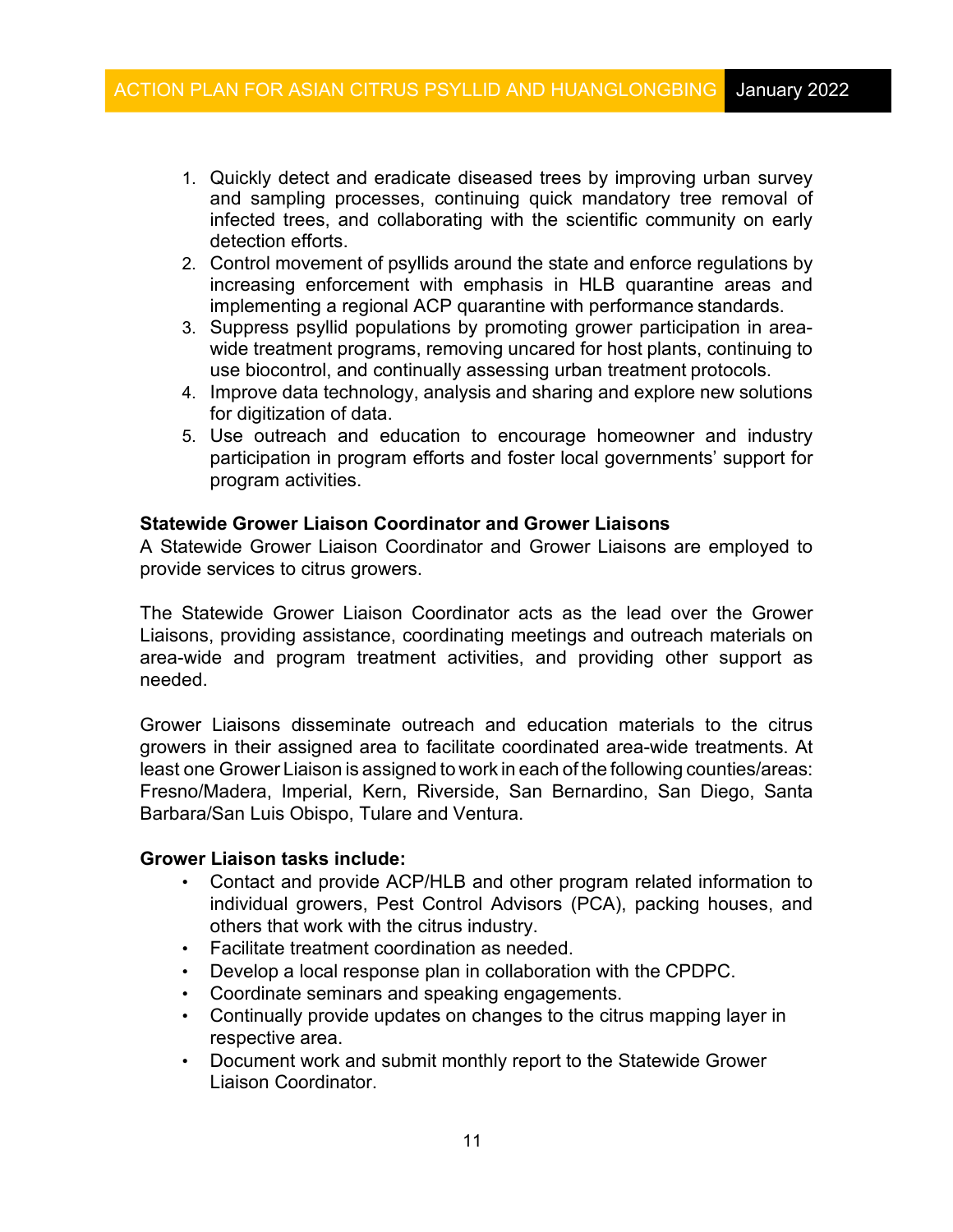1. Quickly detect and eradicate diseased trees by improving urban survey and sampling processes, continuing quick mandatory tree removal of infected trees, and collaborating with the scientific community on early detection efforts.
2. Control movement of psyllids around the state and enforce regulations by increasing enforcement with emphasis in HLB quarantine areas and implementing a regional ACP quarantine with performance standards.
3. Suppress psyllid populations by promoting grower participation in area-wide treatment programs, removing uncared for host plants, continuing to use biocontrol, and continually assessing urban treatment protocols.
4. Improve data technology, analysis and sharing and explore new solutions for digitization of data.
5. Use outreach and education to encourage homeowner and industry participation in program efforts and foster local governments' support for program activities.

**Statewide Grower Liaison Coordinator and Grower Liaisons**

A Statewide Grower Liaison Coordinator and Grower Liaisons are employed to provide services to citrus growers.

The Statewide Grower Liaison Coordinator acts as the lead over the Grower Liaisons, providing assistance, coordinating meetings and outreach materials on area-wide and program treatment activities, and providing other support as needed.

Grower Liaisons disseminate outreach and education materials to the citrus growers in their assigned area to facilitate coordinated area-wide treatments. At least one Grower Liaison is assigned to work in each of the following counties/areas: Fresno/Madera, Imperial, Kern, Riverside, San Bernardino, San Diego, Santa Barbara/San Luis Obispo, Tulare and Ventura.

**Grower Liaison tasks include:**

- Contact and provide ACP/HLB and other program related information to individual growers, Pest Control Advisors (PCA), packing houses, and others that work with the citrus industry.
- Facilitate treatment coordination as needed.
- Develop a local response plan in collaboration with the CPDPC.
- Coordinate seminars and speaking engagements.
- Continually provide updates on changes to the citrus mapping layer in respective area.
- Document work and submit monthly report to the Statewide Grower Liaison Coordinator.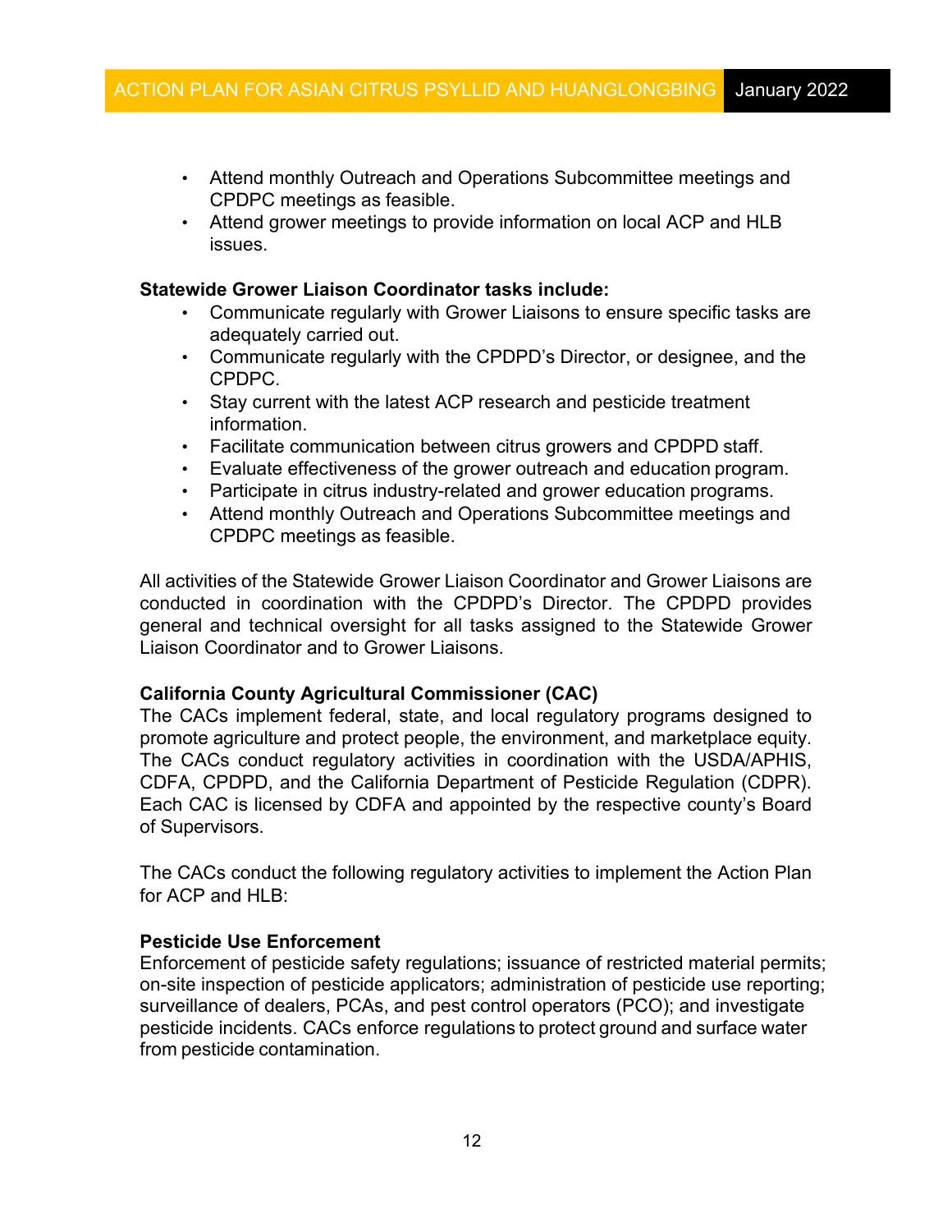- Attend monthly Outreach and Operations Subcommittee meetings and CPDPC meetings as feasible.
- Attend grower meetings to provide information on local ACP and HLB issues.

**Statewide Grower Liaison Coordinator tasks include:**

- Communicate regularly with Grower Liaisons to ensure specific tasks are adequately carried out.
- Communicate regularly with the CPDPD's Director, or designee, and the CPDPC.
- Stay current with the latest ACP research and pesticide treatment information.
- Facilitate communication between citrus growers and CPDPD staff.
- Evaluate effectiveness of the grower outreach and education program.
- Participate in citrus industry-related and grower education programs.
- Attend monthly Outreach and Operations Subcommittee meetings and CPDPC meetings as feasible.

All activities of the Statewide Grower Liaison Coordinator and Grower Liaisons are conducted in coordination with the CPDPD's Director. The CPDPD provides general and technical oversight for all tasks assigned to the Statewide Grower Liaison Coordinator and to Grower Liaisons.

**California County Agricultural Commissioner (CAC)**

The CACs implement federal, state, and local regulatory programs designed to promote agriculture and protect people, the environment, and marketplace equity. The CACs conduct regulatory activities in coordination with the USDA/APHIS, CDFA, CPDPD, and the California Department of Pesticide Regulation (CDPR). Each CAC is licensed by CDFA and appointed by the respective county's Board of Supervisors.

The CACs conduct the following regulatory activities to implement the Action Plan for ACP and HLB:

**Pesticide Use Enforcement**

Enforcement of pesticide safety regulations; issuance of restricted material permits; on-site inspection of pesticide applicators; administration of pesticide use reporting; surveillance of dealers, PCAs, and pest control operators (PCO); and investigate pesticide incidents. CACs enforce regulations to protect ground and surface water from pesticide contamination.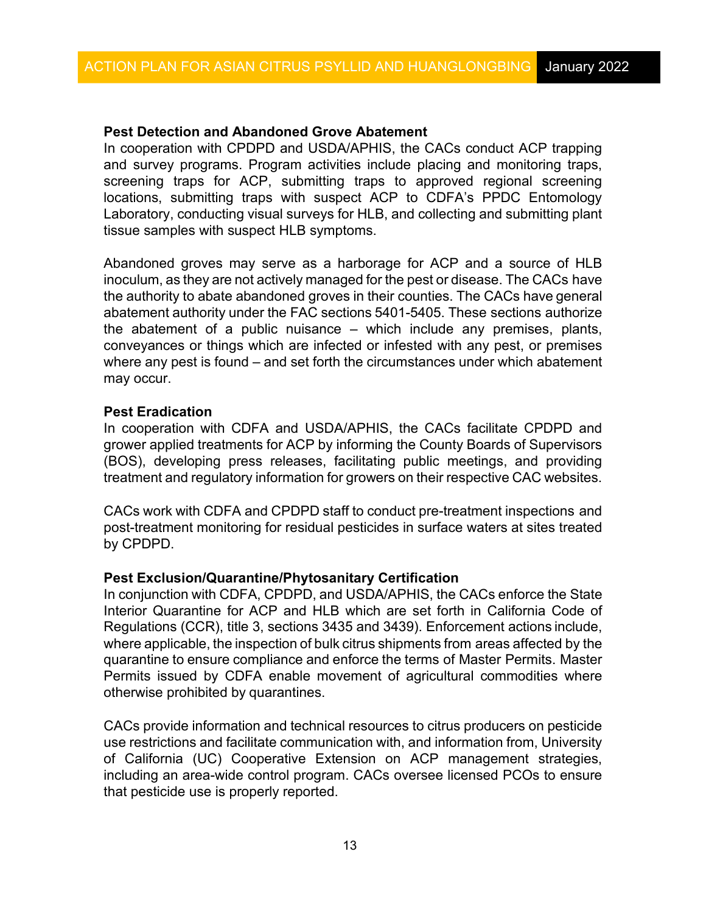**Pest Detection and Abandoned Grove Abatement**

In cooperation with CPDPD and USDA/APHIS, the CACs conduct ACP trapping and survey programs. Program activities include placing and monitoring traps, screening traps for ACP, submitting traps to approved regional screening locations, submitting traps with suspect ACP to CDFA's PPDC Entomology Laboratory, conducting visual surveys for HLB, and collecting and submitting plant tissue samples with suspect HLB symptoms.

Abandoned groves may serve as a harborage for ACP and a source of HLB inoculum, as they are not actively managed for the pest or disease. The CACs have the authority to abate abandoned groves in their counties. The CACs have general abatement authority under the FAC sections 5401-5405. These sections authorize the abatement of a public nuisance – which include any premises, plants, conveyances or things which are infected or infested with any pest, or premises where any pest is found – and set forth the circumstances under which abatement may occur.

**Pest Eradication**

In cooperation with CDFA and USDA/APHIS, the CACs facilitate CPDPD and grower applied treatments for ACP by informing the County Boards of Supervisors (BOS), developing press releases, facilitating public meetings, and providing treatment and regulatory information for growers on their respective CAC websites.

CACs work with CDFA and CPDPD staff to conduct pre-treatment inspections and post-treatment monitoring for residual pesticides in surface waters at sites treated by CPDPD.

**Pest Exclusion/Quarantine/Phytosanitary Certification**

In conjunction with CDFA, CPDPD, and USDA/APHIS, the CACs enforce the State Interior Quarantine for ACP and HLB which are set forth in California Code of Regulations (CCR), title 3, sections 3435 and 3439). Enforcement actions include, where applicable, the inspection of bulk citrus shipments from areas affected by the quarantine to ensure compliance and enforce the terms of Master Permits. Master Permits issued by CDFA enable movement of agricultural commodities where otherwise prohibited by quarantines.

CACs provide information and technical resources to citrus producers on pesticide use restrictions and facilitate communication with, and information from, University of California (UC) Cooperative Extension on ACP management strategies, including an area-wide control program. CACs oversee licensed PCOs to ensure that pesticide use is properly reported.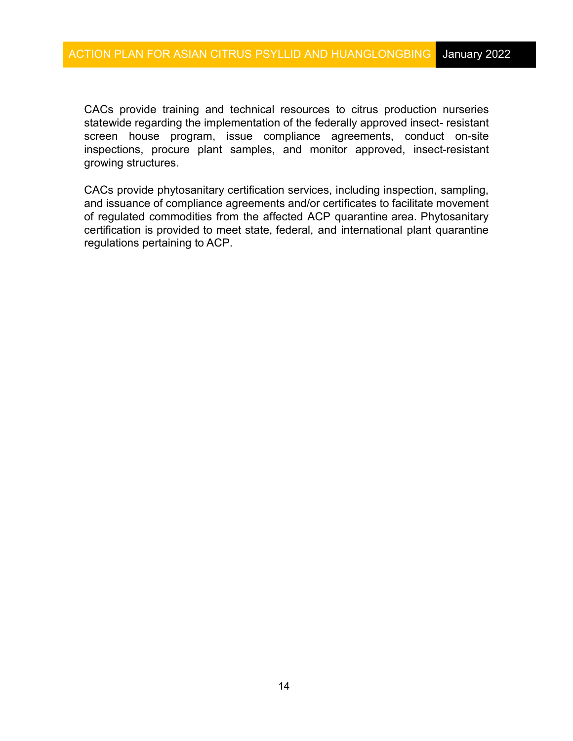CACs provide training and technical resources to citrus production nurseries statewide regarding the implementation of the federally approved insect- resistant screen house program, issue compliance agreements, conduct on-site inspections, procure plant samples, and monitor approved, insect-resistant growing structures.

CACs provide phytosanitary certification services, including inspection, sampling, and issuance of compliance agreements and/or certificates to facilitate movement of regulated commodities from the affected ACP quarantine area. Phytosanitary certification is provided to meet state, federal, and international plant quarantine regulations pertaining to ACP.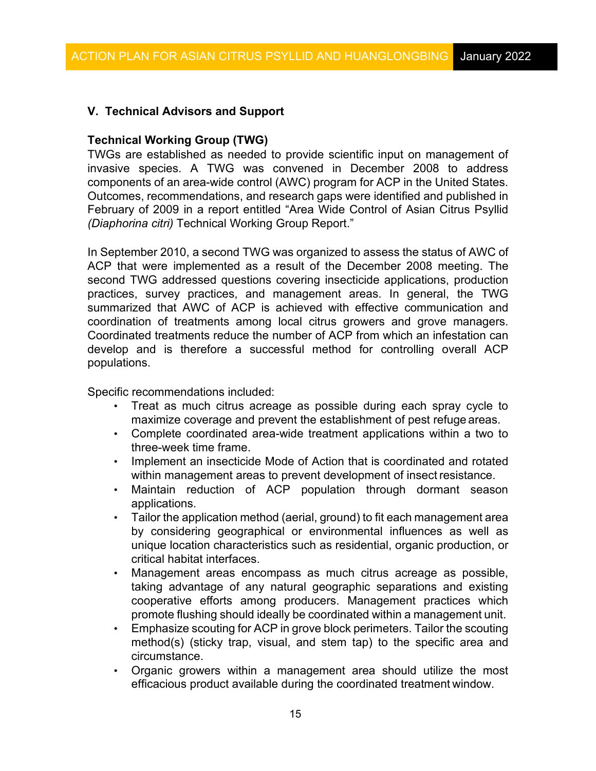## V. Technical Advisors and Support

### Technical Working Group (TWG)

TWGs are established as needed to provide scientific input on management of invasive species. A TWG was convened in December 2008 to address components of an area-wide control (AWC) program for ACP in the United States. Outcomes, recommendations, and research gaps were identified and published in February of 2009 in a report entitled "Area Wide Control of Asian Citrus Psyllid *(Diaphorina citri)* Technical Working Group Report."

In September 2010, a second TWG was organized to assess the status of AWC of ACP that were implemented as a result of the December 2008 meeting. The second TWG addressed questions covering insecticide applications, production practices, survey practices, and management areas. In general, the TWG summarized that AWC of ACP is achieved with effective communication and coordination of treatments among local citrus growers and grove managers. Coordinated treatments reduce the number of ACP from which an infestation can develop and is therefore a successful method for controlling overall ACP populations.

Specific recommendations included:

- Treat as much citrus acreage as possible during each spray cycle to maximize coverage and prevent the establishment of pest refuge areas.
- Complete coordinated area-wide treatment applications within a two to three-week time frame.
- Implement an insecticide Mode of Action that is coordinated and rotated within management areas to prevent development of insect resistance.
- Maintain reduction of ACP population through dormant season applications.
- Tailor the application method (aerial, ground) to fit each management area by considering geographical or environmental influences as well as unique location characteristics such as residential, organic production, or critical habitat interfaces.
- Management areas encompass as much citrus acreage as possible, taking advantage of any natural geographic separations and existing cooperative efforts among producers. Management practices which promote flushing should ideally be coordinated within a management unit.
- Emphasize scouting for ACP in grove block perimeters. Tailor the scouting method(s) (sticky trap, visual, and stem tap) to the specific area and circumstance.
- Organic growers within a management area should utilize the most efficacious product available during the coordinated treatment window.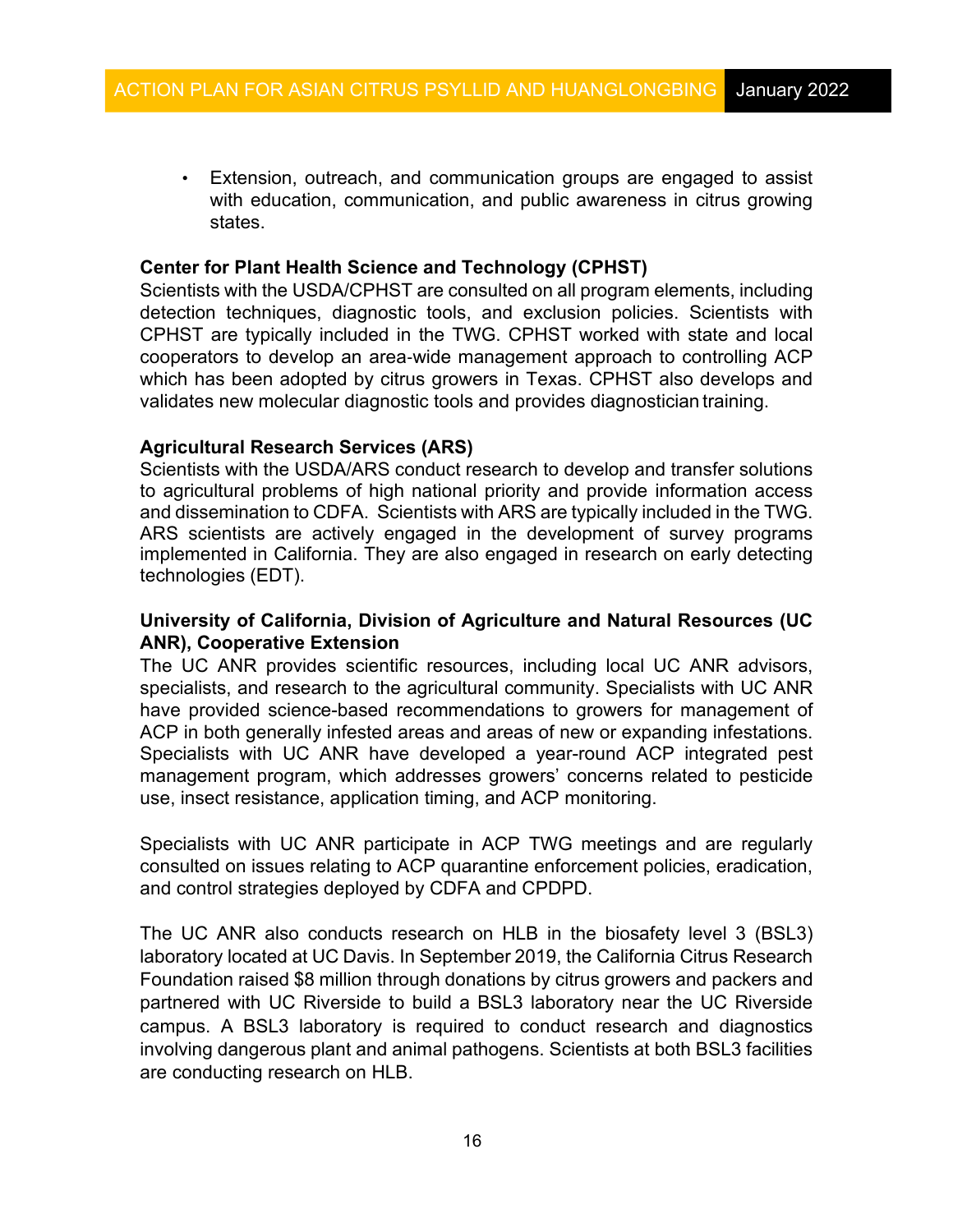- Extension, outreach, and communication groups are engaged to assist with education, communication, and public awareness in citrus growing states.

**Center for Plant Health Science and Technology (CPHST)**
Scientists with the USDA/CPHST are consulted on all program elements, including detection techniques, diagnostic tools, and exclusion policies. Scientists with CPHST are typically included in the TWG. CPHST worked with state and local cooperators to develop an area-wide management approach to controlling ACP which has been adopted by citrus growers in Texas. CPHST also develops and validates new molecular diagnostic tools and provides diagnostician training.

**Agricultural Research Services (ARS)**
Scientists with the USDA/ARS conduct research to develop and transfer solutions to agricultural problems of high national priority and provide information access and dissemination to CDFA. Scientists with ARS are typically included in the TWG. ARS scientists are actively engaged in the development of survey programs implemented in California. They are also engaged in research on early detecting technologies (EDT).

**University of California, Division of Agriculture and Natural Resources (UC ANR), Cooperative Extension**
The UC ANR provides scientific resources, including local UC ANR advisors, specialists, and research to the agricultural community. Specialists with UC ANR have provided science-based recommendations to growers for management of ACP in both generally infested areas and areas of new or expanding infestations. Specialists with UC ANR have developed a year-round ACP integrated pest management program, which addresses growers' concerns related to pesticide use, insect resistance, application timing, and ACP monitoring.

Specialists with UC ANR participate in ACP TWG meetings and are regularly consulted on issues relating to ACP quarantine enforcement policies, eradication, and control strategies deployed by CDFA and CPDPD.

The UC ANR also conducts research on HLB in the biosafety level 3 (BSL3) laboratory located at UC Davis. In September 2019, the California Citrus Research Foundation raised $8 million through donations by citrus growers and packers and partnered with UC Riverside to build a BSL3 laboratory near the UC Riverside campus. A BSL3 laboratory is required to conduct research and diagnostics involving dangerous plant and animal pathogens. Scientists at both BSL3 facilities are conducting research on HLB.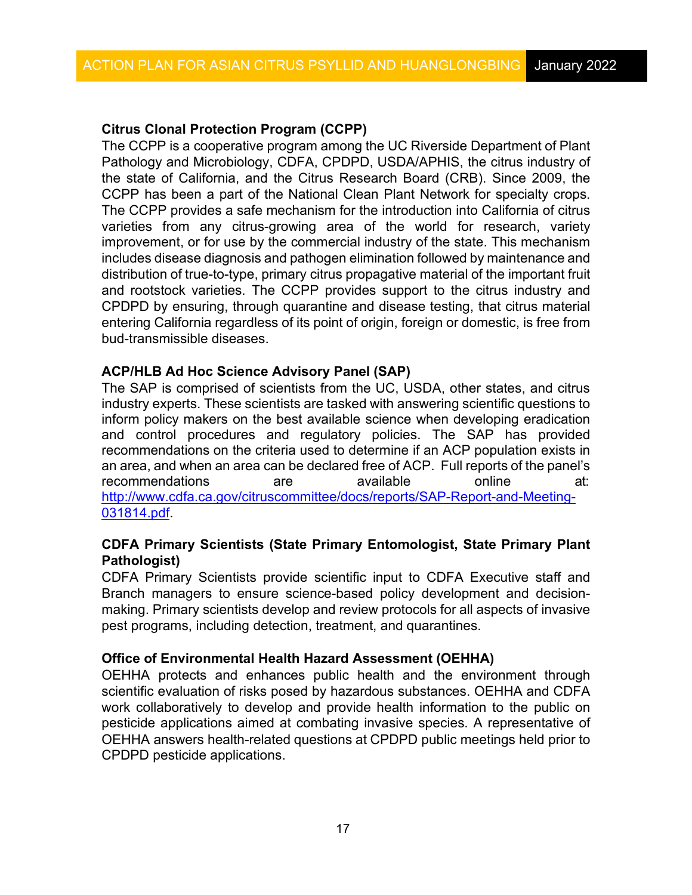**Citrus Clonal Protection Program (CCPP)**

The CCPP is a cooperative program among the UC Riverside Department of Plant Pathology and Microbiology, CDFA, CPDPD, USDA/APHIS, the citrus industry of the state of California, and the Citrus Research Board (CRB). Since 2009, the CCPP has been a part of the National Clean Plant Network for specialty crops. The CCPP provides a safe mechanism for the introduction into California of citrus varieties from any citrus-growing area of the world for research, variety improvement, or for use by the commercial industry of the state. This mechanism includes disease diagnosis and pathogen elimination followed by maintenance and distribution of true-to-type, primary citrus propagative material of the important fruit and rootstock varieties. The CCPP provides support to the citrus industry and CPDPD by ensuring, through quarantine and disease testing, that citrus material entering California regardless of its point of origin, foreign or domestic, is free from bud-transmissible diseases.

**ACP/HLB Ad Hoc Science Advisory Panel (SAP)**

The SAP is comprised of scientists from the UC, USDA, other states, and citrus industry experts. These scientists are tasked with answering scientific questions to inform policy makers on the best available science when developing eradication and control procedures and regulatory policies. The SAP has provided recommendations on the criteria used to determine if an ACP population exists in an area, and when an area can be declared free of ACP. Full reports of the panel's recommendations are available online at: http://www.cdfa.ca.gov/citruscommittee/docs/reports/SAP-Report-and-Meeting-031814.pdf.

**CDFA Primary Scientists (State Primary Entomologist, State Primary Plant Pathologist)**

CDFA Primary Scientists provide scientific input to CDFA Executive staff and Branch managers to ensure science-based policy development and decision-making. Primary scientists develop and review protocols for all aspects of invasive pest programs, including detection, treatment, and quarantines.

**Office of Environmental Health Hazard Assessment (OEHHA)**

OEHHA protects and enhances public health and the environment through scientific evaluation of risks posed by hazardous substances. OEHHA and CDFA work collaboratively to develop and provide health information to the public on pesticide applications aimed at combating invasive species. A representative of OEHHA answers health-related questions at CPDPD public meetings held prior to CPDPD pesticide applications.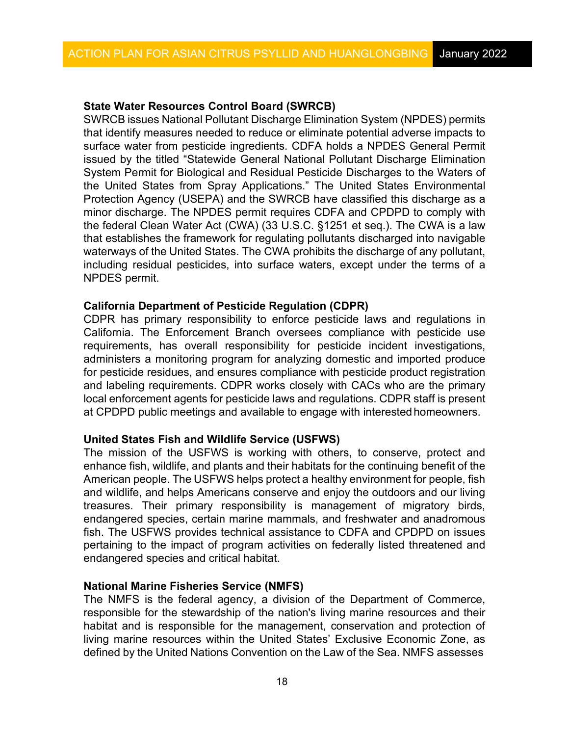**State Water Resources Control Board (SWRCB)**

SWRCB issues National Pollutant Discharge Elimination System (NPDES) permits that identify measures needed to reduce or eliminate potential adverse impacts to surface water from pesticide ingredients. CDFA holds a NPDES General Permit issued by the titled "Statewide General National Pollutant Discharge Elimination System Permit for Biological and Residual Pesticide Discharges to the Waters of the United States from Spray Applications." The United States Environmental Protection Agency (USEPA) and the SWRCB have classified this discharge as a minor discharge. The NPDES permit requires CDFA and CPDPD to comply with the federal Clean Water Act (CWA) (33 U.S.C. §1251 et seq.). The CWA is a law that establishes the framework for regulating pollutants discharged into navigable waterways of the United States. The CWA prohibits the discharge of any pollutant, including residual pesticides, into surface waters, except under the terms of a NPDES permit.

**California Department of Pesticide Regulation (CDPR)**

CDPR has primary responsibility to enforce pesticide laws and regulations in California. The Enforcement Branch oversees compliance with pesticide use requirements, has overall responsibility for pesticide incident investigations, administers a monitoring program for analyzing domestic and imported produce for pesticide residues, and ensures compliance with pesticide product registration and labeling requirements. CDPR works closely with CACs who are the primary local enforcement agents for pesticide laws and regulations. CDPR staff is present at CPDPD public meetings and available to engage with interested homeowners.

**United States Fish and Wildlife Service (USFWS)**

The mission of the USFWS is working with others, to conserve, protect and enhance fish, wildlife, and plants and their habitats for the continuing benefit of the American people. The USFWS helps protect a healthy environment for people, fish and wildlife, and helps Americans conserve and enjoy the outdoors and our living treasures. Their primary responsibility is management of migratory birds, endangered species, certain marine mammals, and freshwater and anadromous fish. The USFWS provides technical assistance to CDFA and CPDPD on issues pertaining to the impact of program activities on federally listed threatened and endangered species and critical habitat.

**National Marine Fisheries Service (NMFS)**

The NMFS is the federal agency, a division of the Department of Commerce, responsible for the stewardship of the nation's living marine resources and their habitat and is responsible for the management, conservation and protection of living marine resources within the United States' Exclusive Economic Zone, as defined by the United Nations Convention on the Law of the Sea. NMFS assesses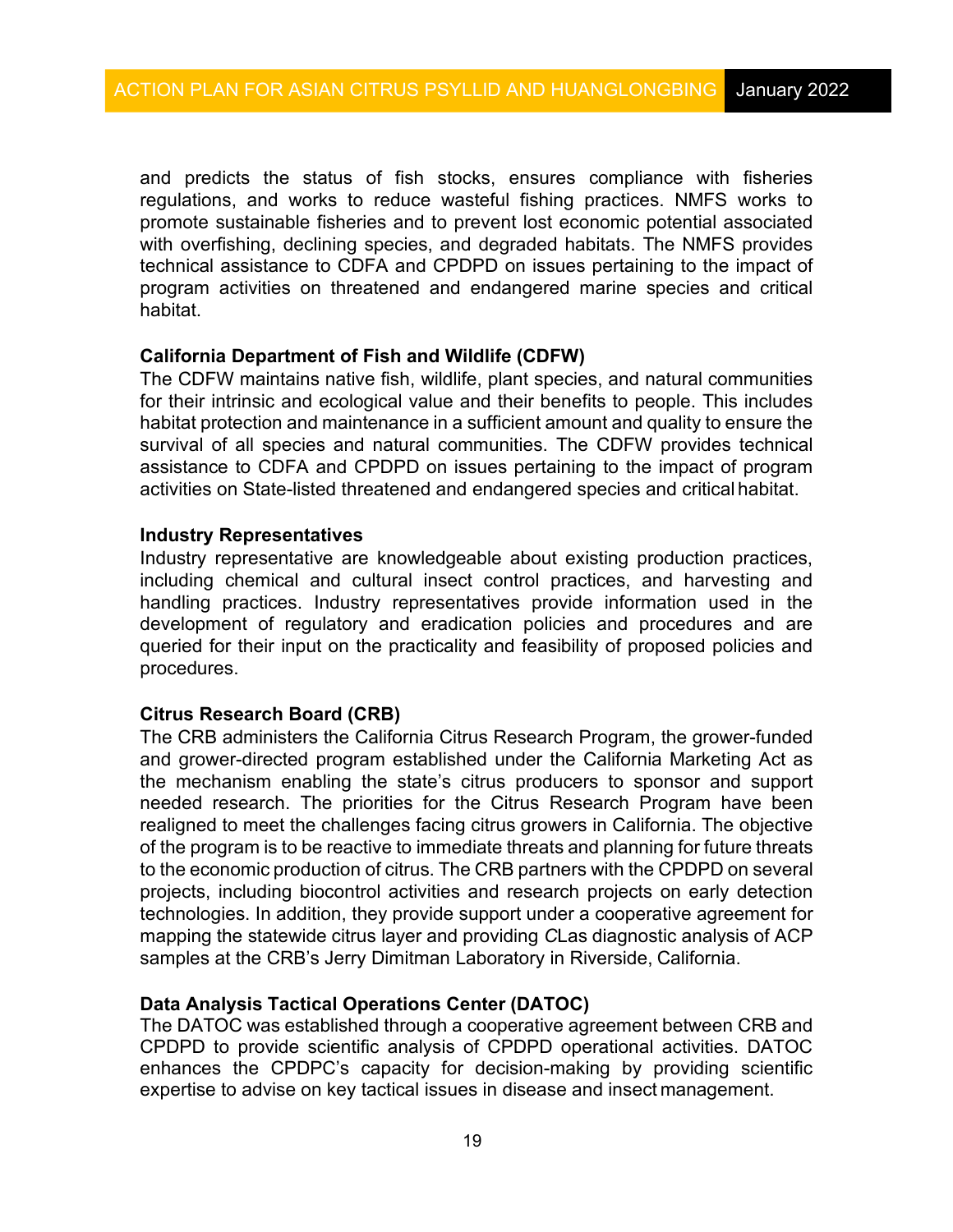and predicts the status of fish stocks, ensures compliance with fisheries regulations, and works to reduce wasteful fishing practices. NMFS works to promote sustainable fisheries and to prevent lost economic potential associated with overfishing, declining species, and degraded habitats. The NMFS provides technical assistance to CDFA and CPDPD on issues pertaining to the impact of program activities on threatened and endangered marine species and critical habitat.

**California Department of Fish and Wildlife (CDFW)**
The CDFW maintains native fish, wildlife, plant species, and natural communities for their intrinsic and ecological value and their benefits to people. This includes habitat protection and maintenance in a sufficient amount and quality to ensure the survival of all species and natural communities. The CDFW provides technical assistance to CDFA and CPDPD on issues pertaining to the impact of program activities on State-listed threatened and endangered species and critical habitat.

**Industry Representatives**
Industry representative are knowledgeable about existing production practices, including chemical and cultural insect control practices, and harvesting and handling practices. Industry representatives provide information used in the development of regulatory and eradication policies and procedures and are queried for their input on the practicality and feasibility of proposed policies and procedures.

**Citrus Research Board (CRB)**
The CRB administers the California Citrus Research Program, the grower-funded and grower-directed program established under the California Marketing Act as the mechanism enabling the state's citrus producers to sponsor and support needed research. The priorities for the Citrus Research Program have been realigned to meet the challenges facing citrus growers in California. The objective of the program is to be reactive to immediate threats and planning for future threats to the economic production of citrus. The CRB partners with the CPDPD on several projects, including biocontrol activities and research projects on early detection technologies. In addition, they provide support under a cooperative agreement for mapping the statewide citrus layer and providing *C*Las diagnostic analysis of ACP samples at the CRB's Jerry Dimitman Laboratory in Riverside, California.

**Data Analysis Tactical Operations Center (DATOC)**
The DATOC was established through a cooperative agreement between CRB and CPDPD to provide scientific analysis of CPDPD operational activities. DATOC enhances the CPDPC's capacity for decision-making by providing scientific expertise to advise on key tactical issues in disease and insect management.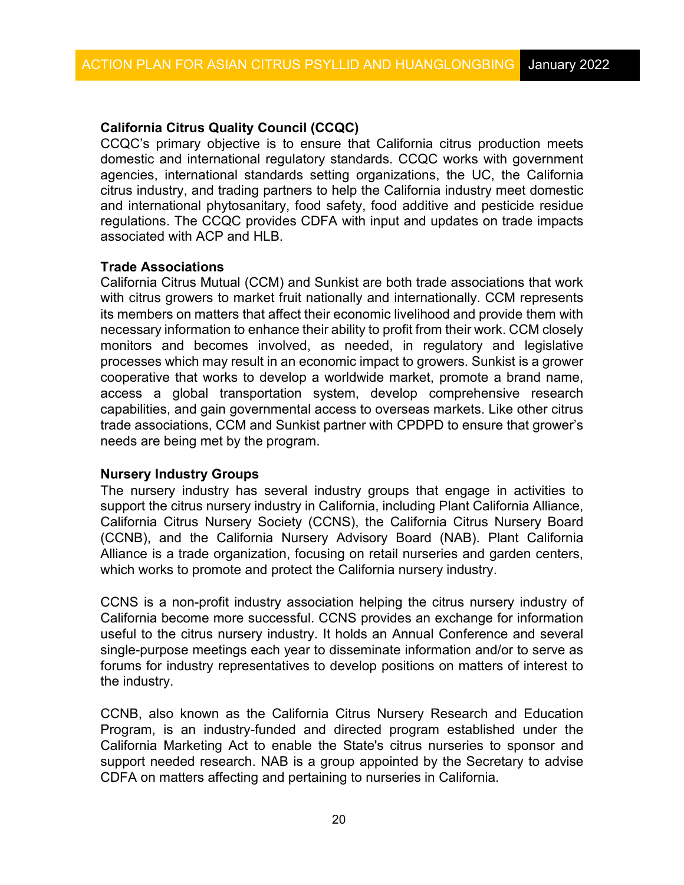**California Citrus Quality Council (CCQC)**

CCQC's primary objective is to ensure that California citrus production meets domestic and international regulatory standards. CCQC works with government agencies, international standards setting organizations, the UC, the California citrus industry, and trading partners to help the California industry meet domestic and international phytosanitary, food safety, food additive and pesticide residue regulations. The CCQC provides CDFA with input and updates on trade impacts associated with ACP and HLB.

**Trade Associations**

California Citrus Mutual (CCM) and Sunkist are both trade associations that work with citrus growers to market fruit nationally and internationally. CCM represents its members on matters that affect their economic livelihood and provide them with necessary information to enhance their ability to profit from their work. CCM closely monitors and becomes involved, as needed, in regulatory and legislative processes which may result in an economic impact to growers. Sunkist is a grower cooperative that works to develop a worldwide market, promote a brand name, access a global transportation system, develop comprehensive research capabilities, and gain governmental access to overseas markets. Like other citrus trade associations, CCM and Sunkist partner with CPDPD to ensure that grower's needs are being met by the program.

**Nursery Industry Groups**

The nursery industry has several industry groups that engage in activities to support the citrus nursery industry in California, including Plant California Alliance, California Citrus Nursery Society (CCNS), the California Citrus Nursery Board (CCNB), and the California Nursery Advisory Board (NAB). Plant California Alliance is a trade organization, focusing on retail nurseries and garden centers, which works to promote and protect the California nursery industry.

CCNS is a non-profit industry association helping the citrus nursery industry of California become more successful. CCNS provides an exchange for information useful to the citrus nursery industry. It holds an Annual Conference and several single-purpose meetings each year to disseminate information and/or to serve as forums for industry representatives to develop positions on matters of interest to the industry.

CCNB, also known as the California Citrus Nursery Research and Education Program, is an industry-funded and directed program established under the California Marketing Act to enable the State's citrus nurseries to sponsor and support needed research. NAB is a group appointed by the Secretary to advise CDFA on matters affecting and pertaining to nurseries in California.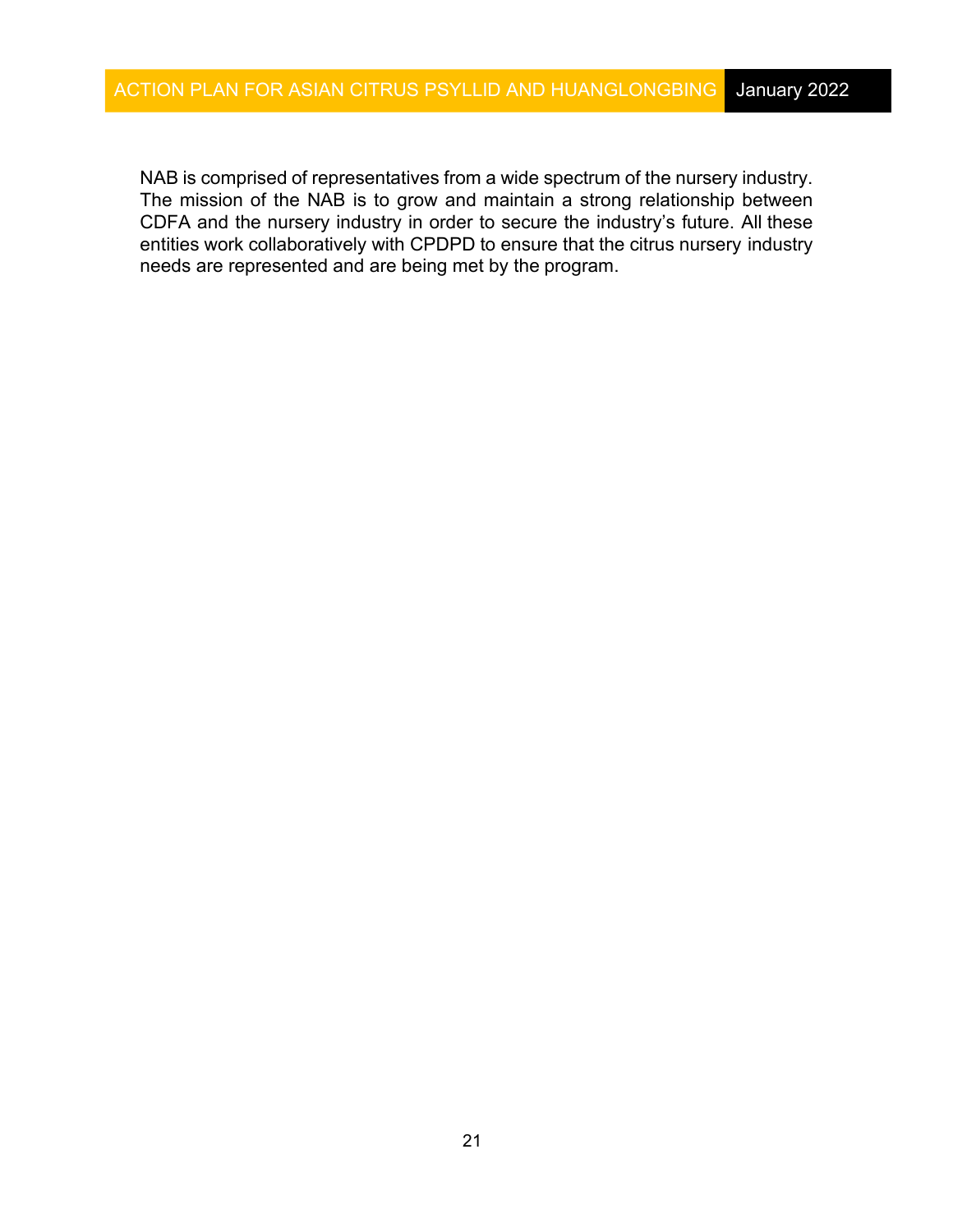NAB is comprised of representatives from a wide spectrum of the nursery industry. The mission of the NAB is to grow and maintain a strong relationship between CDFA and the nursery industry in order to secure the industry's future. All these entities work collaboratively with CPDPD to ensure that the citrus nursery industry needs are represented and are being met by the program.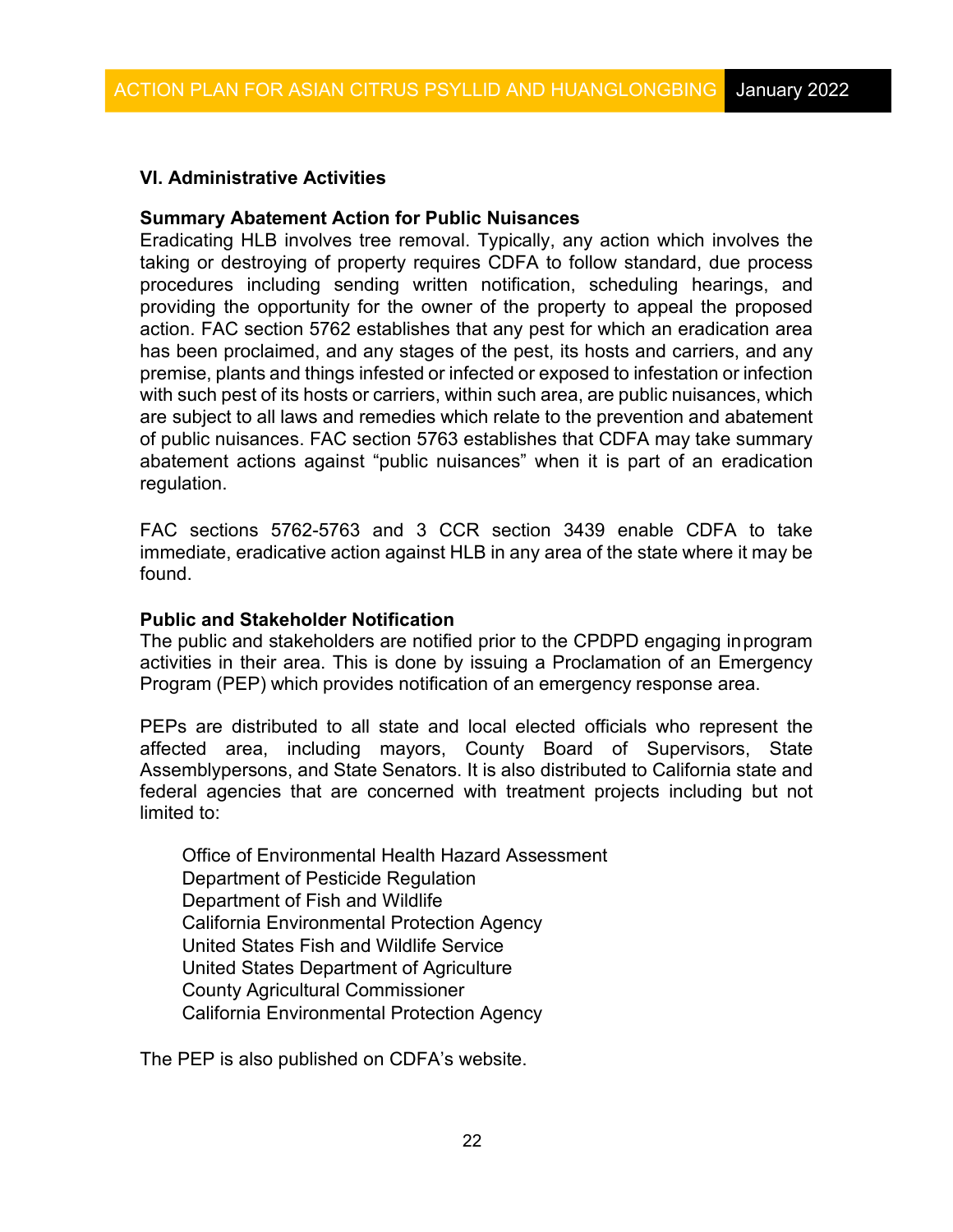## VI. Administrative Activities

### Summary Abatement Action for Public Nuisances

Eradicating HLB involves tree removal. Typically, any action which involves the taking or destroying of property requires CDFA to follow standard, due process procedures including sending written notification, scheduling hearings, and providing the opportunity for the owner of the property to appeal the proposed action. FAC section 5762 establishes that any pest for which an eradication area has been proclaimed, and any stages of the pest, its hosts and carriers, and any premise, plants and things infested or infected or exposed to infestation or infection with such pest of its hosts or carriers, within such area, are public nuisances, which are subject to all laws and remedies which relate to the prevention and abatement of public nuisances. FAC section 5763 establishes that CDFA may take summary abatement actions against "public nuisances" when it is part of an eradication regulation.

FAC sections 5762-5763 and 3 CCR section 3439 enable CDFA to take immediate, eradicative action against HLB in any area of the state where it may be found.

### Public and Stakeholder Notification

The public and stakeholders are notified prior to the CPDPD engaging in program activities in their area. This is done by issuing a Proclamation of an Emergency Program (PEP) which provides notification of an emergency response area.

PEPs are distributed to all state and local elected officials who represent the affected area, including mayors, County Board of Supervisors, State Assemblypersons, and State Senators. It is also distributed to California state and federal agencies that are concerned with treatment projects including but not limited to:

- Office of Environmental Health Hazard Assessment
- Department of Pesticide Regulation
- Department of Fish and Wildlife
- California Environmental Protection Agency
- United States Fish and Wildlife Service
- United States Department of Agriculture
- County Agricultural Commissioner
- California Environmental Protection Agency

The PEP is also published on CDFA's website.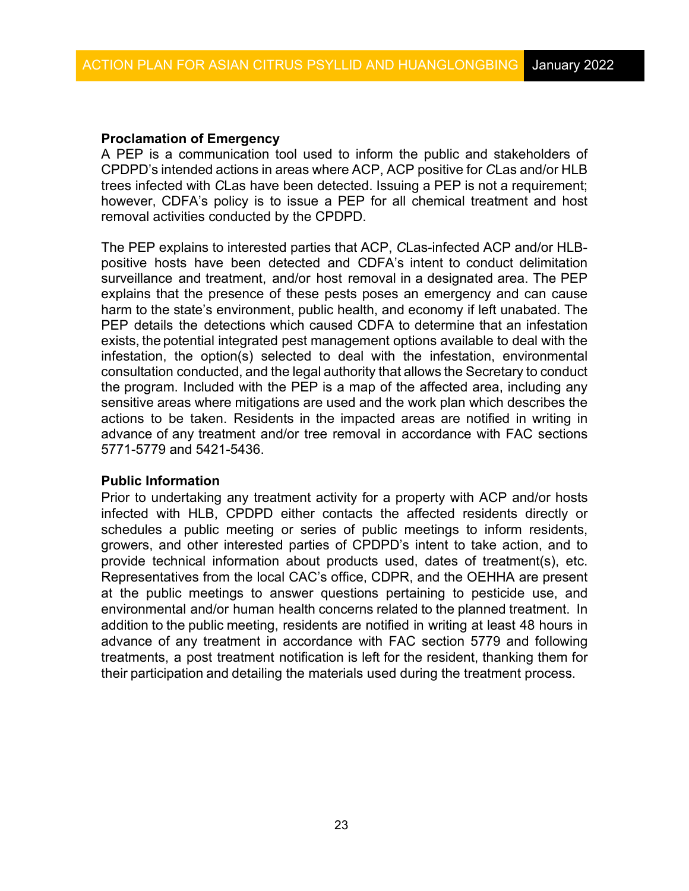**Proclamation of Emergency**

A PEP is a communication tool used to inform the public and stakeholders of CPDPD's intended actions in areas where ACP, ACP positive for *C*Las and/or HLB trees infected with *C*Las have been detected. Issuing a PEP is not a requirement; however, CDFA's policy is to issue a PEP for all chemical treatment and host removal activities conducted by the CPDPD.

The PEP explains to interested parties that ACP, *C*Las-infected ACP and/or HLB-positive hosts have been detected and CDFA's intent to conduct delimitation surveillance and treatment, and/or host removal in a designated area. The PEP explains that the presence of these pests poses an emergency and can cause harm to the state's environment, public health, and economy if left unabated. The PEP details the detections which caused CDFA to determine that an infestation exists, the potential integrated pest management options available to deal with the infestation, the option(s) selected to deal with the infestation, environmental consultation conducted, and the legal authority that allows the Secretary to conduct the program. Included with the PEP is a map of the affected area, including any sensitive areas where mitigations are used and the work plan which describes the actions to be taken. Residents in the impacted areas are notified in writing in advance of any treatment and/or tree removal in accordance with FAC sections 5771-5779 and 5421-5436.

**Public Information**

Prior to undertaking any treatment activity for a property with ACP and/or hosts infected with HLB, CPDPD either contacts the affected residents directly or schedules a public meeting or series of public meetings to inform residents, growers, and other interested parties of CPDPD's intent to take action, and to provide technical information about products used, dates of treatment(s), etc. Representatives from the local CAC's office, CDPR, and the OEHHA are present at the public meetings to answer questions pertaining to pesticide use, and environmental and/or human health concerns related to the planned treatment. In addition to the public meeting, residents are notified in writing at least 48 hours in advance of any treatment in accordance with FAC section 5779 and following treatments, a post treatment notification is left for the resident, thanking them for their participation and detailing the materials used during the treatment process.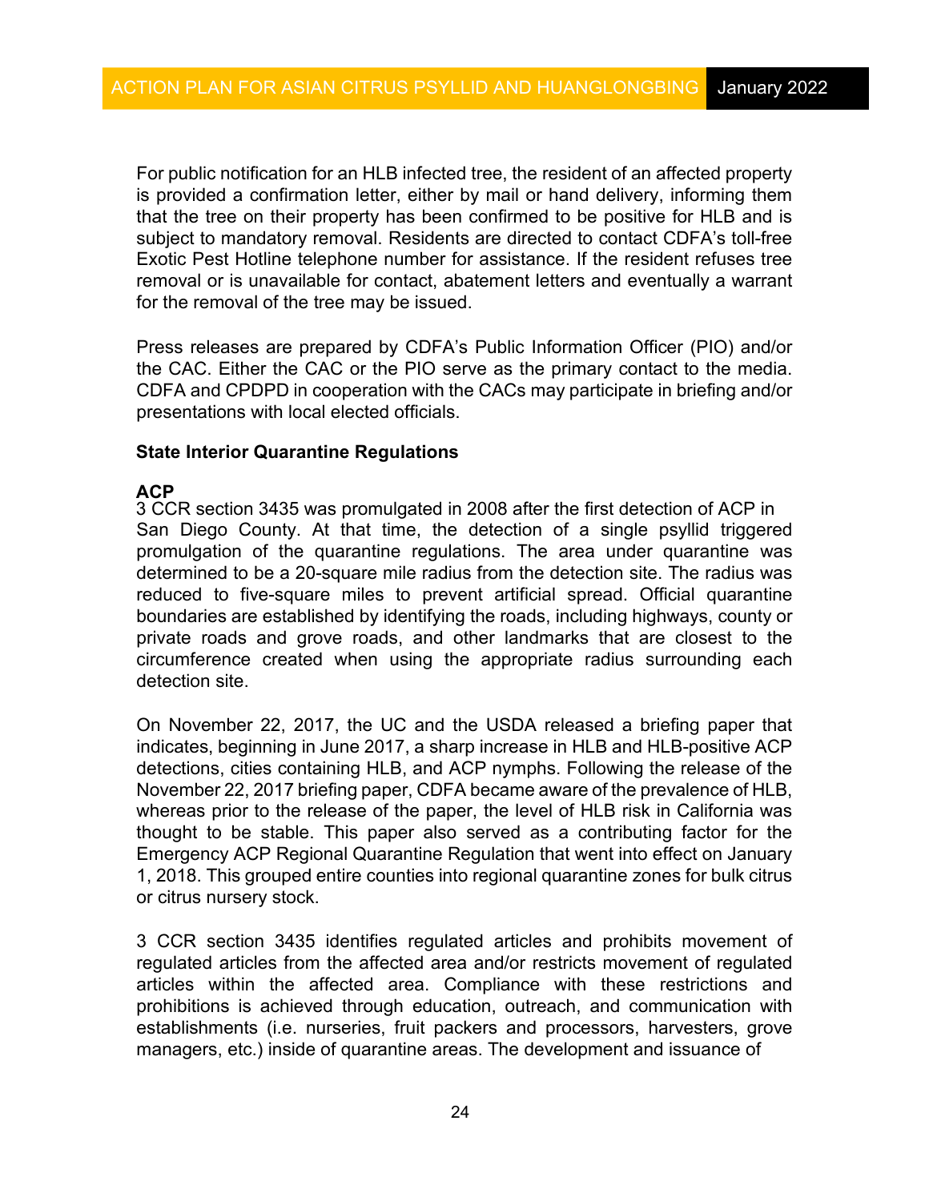For public notification for an HLB infected tree, the resident of an affected property is provided a confirmation letter, either by mail or hand delivery, informing them that the tree on their property has been confirmed to be positive for HLB and is subject to mandatory removal. Residents are directed to contact CDFA's toll-free Exotic Pest Hotline telephone number for assistance. If the resident refuses tree removal or is unavailable for contact, abatement letters and eventually a warrant for the removal of the tree may be issued.

Press releases are prepared by CDFA's Public Information Officer (PIO) and/or the CAC. Either the CAC or the PIO serve as the primary contact to the media. CDFA and CPDPD in cooperation with the CACs may participate in briefing and/or presentations with local elected officials.

**State Interior Quarantine Regulations**

**ACP**

3 CCR section 3435 was promulgated in 2008 after the first detection of ACP in San Diego County. At that time, the detection of a single psyllid triggered promulgation of the quarantine regulations. The area under quarantine was determined to be a 20-square mile radius from the detection site. The radius was reduced to five-square miles to prevent artificial spread. Official quarantine boundaries are established by identifying the roads, including highways, county or private roads and grove roads, and other landmarks that are closest to the circumference created when using the appropriate radius surrounding each detection site.

On November 22, 2017, the UC and the USDA released a briefing paper that indicates, beginning in June 2017, a sharp increase in HLB and HLB-positive ACP detections, cities containing HLB, and ACP nymphs. Following the release of the November 22, 2017 briefing paper, CDFA became aware of the prevalence of HLB, whereas prior to the release of the paper, the level of HLB risk in California was thought to be stable. This paper also served as a contributing factor for the Emergency ACP Regional Quarantine Regulation that went into effect on January 1, 2018. This grouped entire counties into regional quarantine zones for bulk citrus or citrus nursery stock.

3 CCR section 3435 identifies regulated articles and prohibits movement of regulated articles from the affected area and/or restricts movement of regulated articles within the affected area. Compliance with these restrictions and prohibitions is achieved through education, outreach, and communication with establishments (i.e. nurseries, fruit packers and processors, harvesters, grove managers, etc.) inside of quarantine areas. The development and issuance of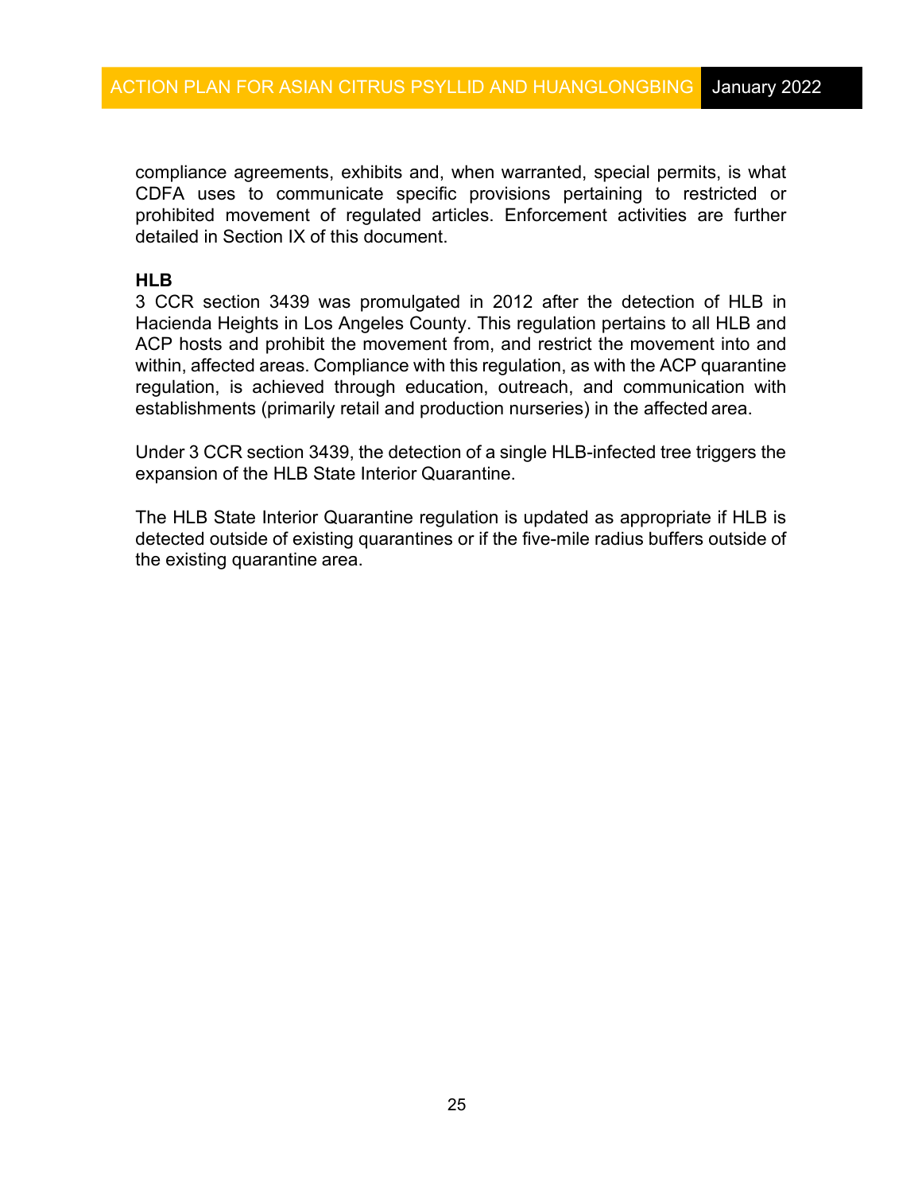compliance agreements, exhibits and, when warranted, special permits, is what CDFA uses to communicate specific provisions pertaining to restricted or prohibited movement of regulated articles. Enforcement activities are further detailed in Section IX of this document.

**HLB**

3 CCR section 3439 was promulgated in 2012 after the detection of HLB in Hacienda Heights in Los Angeles County. This regulation pertains to all HLB and ACP hosts and prohibit the movement from, and restrict the movement into and within, affected areas. Compliance with this regulation, as with the ACP quarantine regulation, is achieved through education, outreach, and communication with establishments (primarily retail and production nurseries) in the affected area.

Under 3 CCR section 3439, the detection of a single HLB-infected tree triggers the expansion of the HLB State Interior Quarantine.

The HLB State Interior Quarantine regulation is updated as appropriate if HLB is detected outside of existing quarantines or if the five-mile radius buffers outside of the existing quarantine area.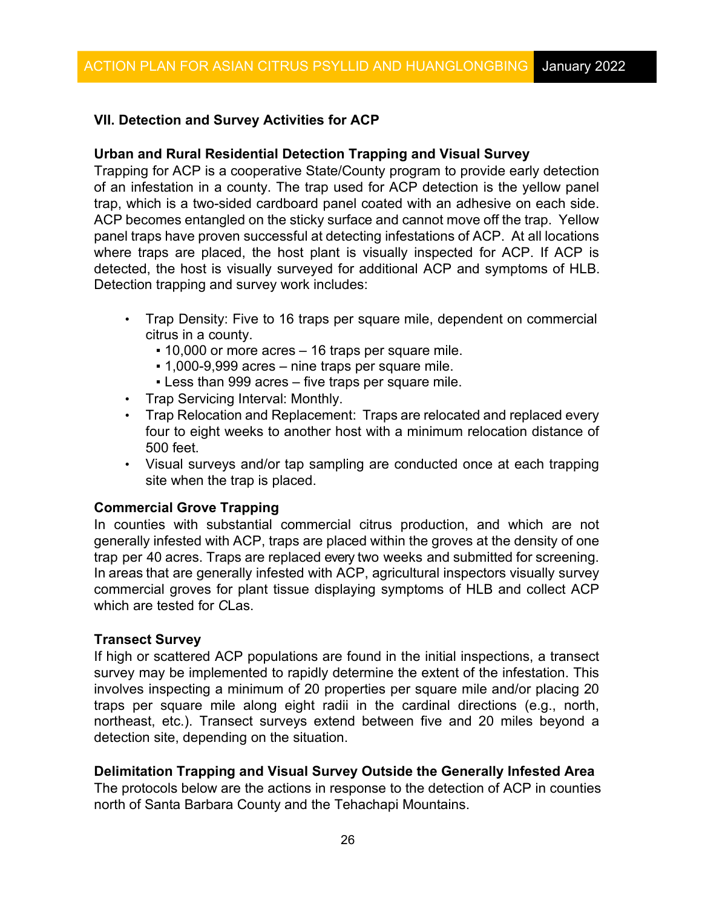## VII. Detection and Survey Activities for ACP

### Urban and Rural Residential Detection Trapping and Visual Survey

Trapping for ACP is a cooperative State/County program to provide early detection of an infestation in a county. The trap used for ACP detection is the yellow panel trap, which is a two-sided cardboard panel coated with an adhesive on each side. ACP becomes entangled on the sticky surface and cannot move off the trap. Yellow panel traps have proven successful at detecting infestations of ACP. At all locations where traps are placed, the host plant is visually inspected for ACP. If ACP is detected, the host is visually surveyed for additional ACP and symptoms of HLB. Detection trapping and survey work includes:

- Trap Density: Five to 16 traps per square mile, dependent on commercial citrus in a county.
  - 10,000 or more acres – 16 traps per square mile.
  - 1,000-9,999 acres – nine traps per square mile.
  - Less than 999 acres – five traps per square mile.
- Trap Servicing Interval: Monthly.
- Trap Relocation and Replacement: Traps are relocated and replaced every four to eight weeks to another host with a minimum relocation distance of 500 feet.
- Visual surveys and/or tap sampling are conducted once at each trapping site when the trap is placed.

### Commercial Grove Trapping

In counties with substantial commercial citrus production, and which are not generally infested with ACP, traps are placed within the groves at the density of one trap per 40 acres. Traps are replaced every two weeks and submitted for screening. In areas that are generally infested with ACP, agricultural inspectors visually survey commercial groves for plant tissue displaying symptoms of HLB and collect ACP which are tested for *C*Las.

### Transect Survey

If high or scattered ACP populations are found in the initial inspections, a transect survey may be implemented to rapidly determine the extent of the infestation. This involves inspecting a minimum of 20 properties per square mile and/or placing 20 traps per square mile along eight radii in the cardinal directions (e.g., north, northeast, etc.). Transect surveys extend between five and 20 miles beyond a detection site, depending on the situation.

### Delimitation Trapping and Visual Survey Outside the Generally Infested Area

The protocols below are the actions in response to the detection of ACP in counties north of Santa Barbara County and the Tehachapi Mountains.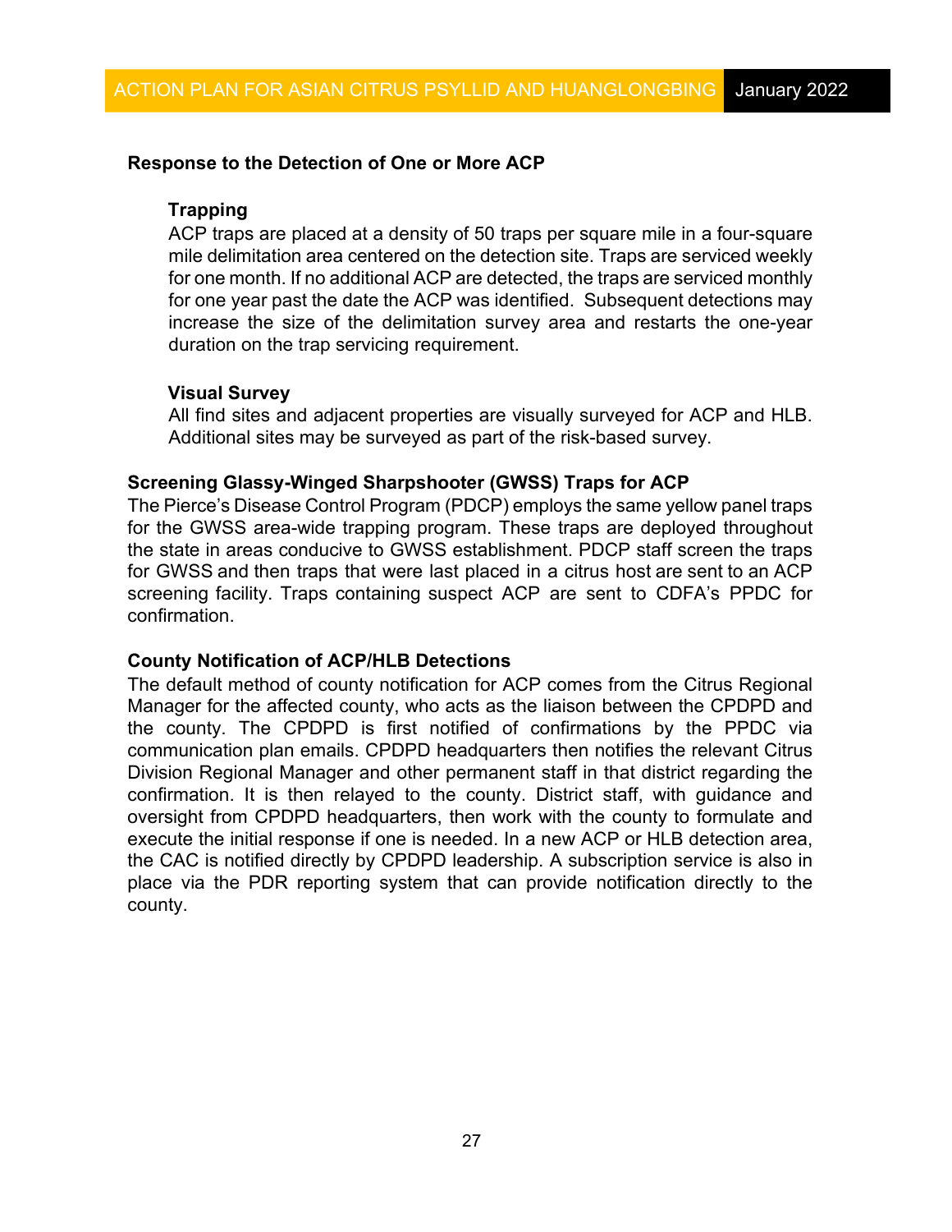## Response to the Detection of One or More ACP

### Trapping

ACP traps are placed at a density of 50 traps per square mile in a four-square mile delimitation area centered on the detection site. Traps are serviced weekly for one month. If no additional ACP are detected, the traps are serviced monthly for one year past the date the ACP was identified. Subsequent detections may increase the size of the delimitation survey area and restarts the one-year duration on the trap servicing requirement.

### Visual Survey

All find sites and adjacent properties are visually surveyed for ACP and HLB. Additional sites may be surveyed as part of the risk-based survey.

## Screening Glassy-Winged Sharpshooter (GWSS) Traps for ACP

The Pierce's Disease Control Program (PDCP) employs the same yellow panel traps for the GWSS area-wide trapping program. These traps are deployed throughout the state in areas conducive to GWSS establishment. PDCP staff screen the traps for GWSS and then traps that were last placed in a citrus host are sent to an ACP screening facility. Traps containing suspect ACP are sent to CDFA's PPDC for confirmation.

## County Notification of ACP/HLB Detections

The default method of county notification for ACP comes from the Citrus Regional Manager for the affected county, who acts as the liaison between the CPDPD and the county. The CPDPD is first notified of confirmations by the PPDC via communication plan emails. CPDPD headquarters then notifies the relevant Citrus Division Regional Manager and other permanent staff in that district regarding the confirmation. It is then relayed to the county. District staff, with guidance and oversight from CPDPD headquarters, then work with the county to formulate and execute the initial response if one is needed. In a new ACP or HLB detection area, the CAC is notified directly by CPDPD leadership. A subscription service is also in place via the PDR reporting system that can provide notification directly to the county.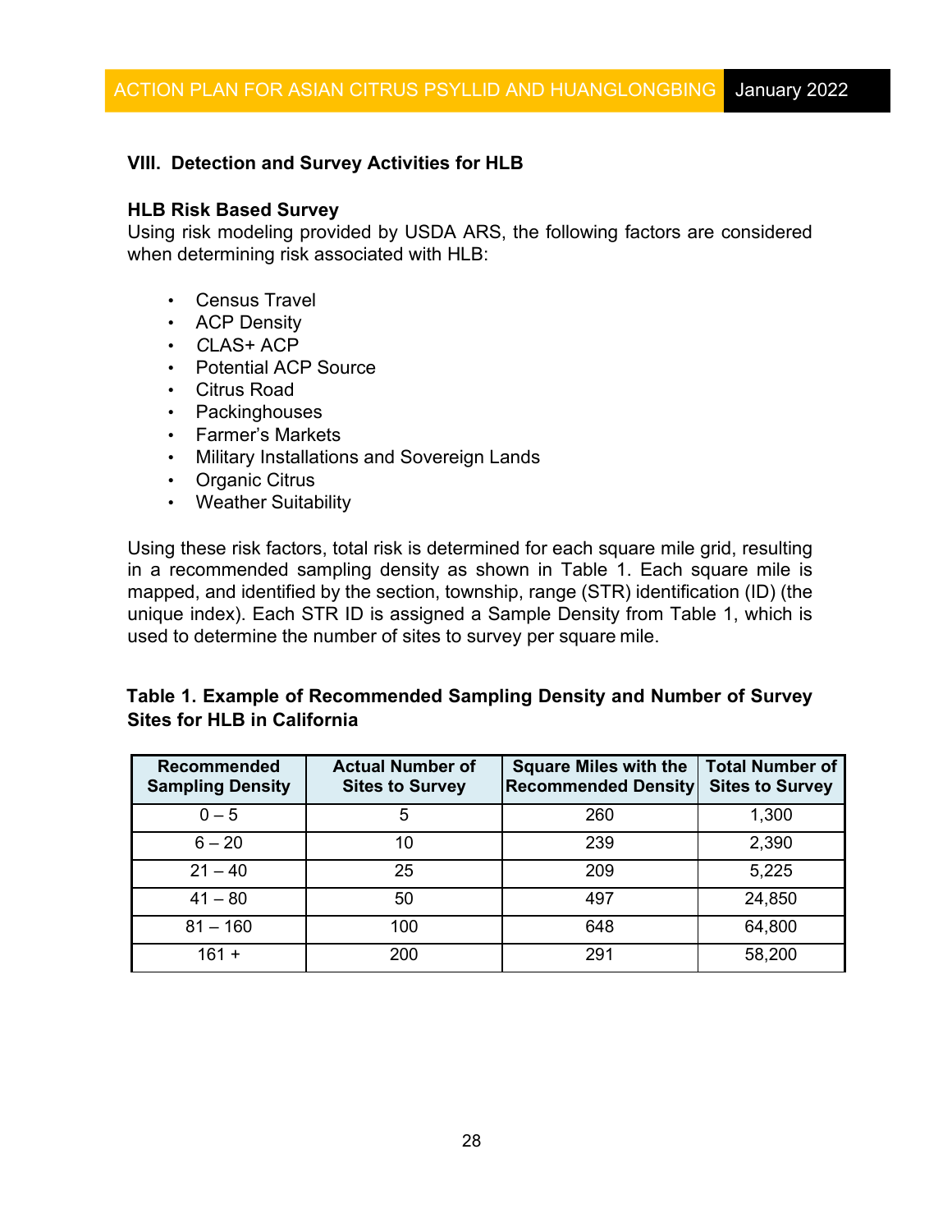## VIII. Detection and Survey Activities for HLB

### HLB Risk Based Survey

Using risk modeling provided by USDA ARS, the following factors are considered when determining risk associated with HLB:

- Census Travel
- ACP Density
- *C*LAS+ ACP
- Potential ACP Source
- Citrus Road
- Packinghouses
- Farmer's Markets
- Military Installations and Sovereign Lands
- Organic Citrus
- Weather Suitability

Using these risk factors, total risk is determined for each square mile grid, resulting in a recommended sampling density as shown in Table 1. Each square mile is mapped, and identified by the section, township, range (STR) identification (ID) (the unique index). Each STR ID is assigned a Sample Density from Table 1, which is used to determine the number of sites to survey per square mile.

**Table 1. Example of Recommended Sampling Density and Number of Survey Sites for HLB in California**

| Recommended Sampling Density | Actual Number of Sites to Survey | Square Miles with the Recommended Density | Total Number of Sites to Survey |
|---|---|---|---|
| 0 – 5 | 5 | 260 | 1,300 |
| 6 – 20 | 10 | 239 | 2,390 |
| 21 – 40 | 25 | 209 | 5,225 |
| 41 – 80 | 50 | 497 | 24,850 |
| 81 – 160 | 100 | 648 | 64,800 |
| 161 + | 200 | 291 | 58,200 |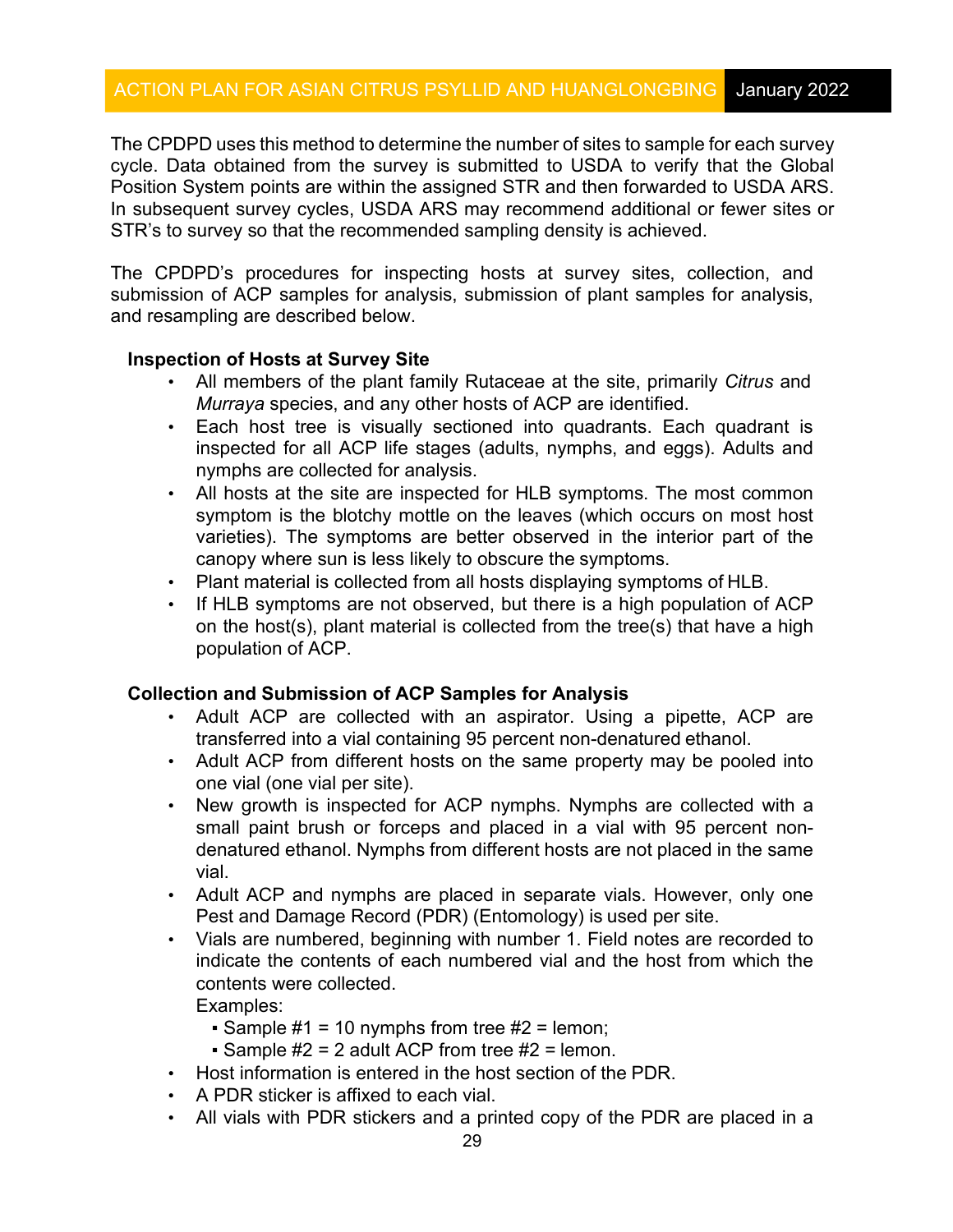The CPDPD uses this method to determine the number of sites to sample for each survey cycle. Data obtained from the survey is submitted to USDA to verify that the Global Position System points are within the assigned STR and then forwarded to USDA ARS. In subsequent survey cycles, USDA ARS may recommend additional or fewer sites or STR's to survey so that the recommended sampling density is achieved.

The CPDPD's procedures for inspecting hosts at survey sites, collection, and submission of ACP samples for analysis, submission of plant samples for analysis, and resampling are described below.

**Inspection of Hosts at Survey Site**

- All members of the plant family Rutaceae at the site, primarily *Citrus* and *Murraya* species, and any other hosts of ACP are identified.
- Each host tree is visually sectioned into quadrants. Each quadrant is inspected for all ACP life stages (adults, nymphs, and eggs). Adults and nymphs are collected for analysis.
- All hosts at the site are inspected for HLB symptoms. The most common symptom is the blotchy mottle on the leaves (which occurs on most host varieties). The symptoms are better observed in the interior part of the canopy where sun is less likely to obscure the symptoms.
- Plant material is collected from all hosts displaying symptoms of HLB.
- If HLB symptoms are not observed, but there is a high population of ACP on the host(s), plant material is collected from the tree(s) that have a high population of ACP.

**Collection and Submission of ACP Samples for Analysis**

- Adult ACP are collected with an aspirator. Using a pipette, ACP are transferred into a vial containing 95 percent non-denatured ethanol.
- Adult ACP from different hosts on the same property may be pooled into one vial (one vial per site).
- New growth is inspected for ACP nymphs. Nymphs are collected with a small paint brush or forceps and placed in a vial with 95 percent non-denatured ethanol. Nymphs from different hosts are not placed in the same vial.
- Adult ACP and nymphs are placed in separate vials. However, only one Pest and Damage Record (PDR) (Entomology) is used per site.
- Vials are numbered, beginning with number 1. Field notes are recorded to indicate the contents of each numbered vial and the host from which the contents were collected.

  Examples:
  - Sample #1 = 10 nymphs from tree #2 = lemon;
  - Sample #2 = 2 adult ACP from tree #2 = lemon.
- Host information is entered in the host section of the PDR.
- A PDR sticker is affixed to each vial.
- All vials with PDR stickers and a printed copy of the PDR are placed in a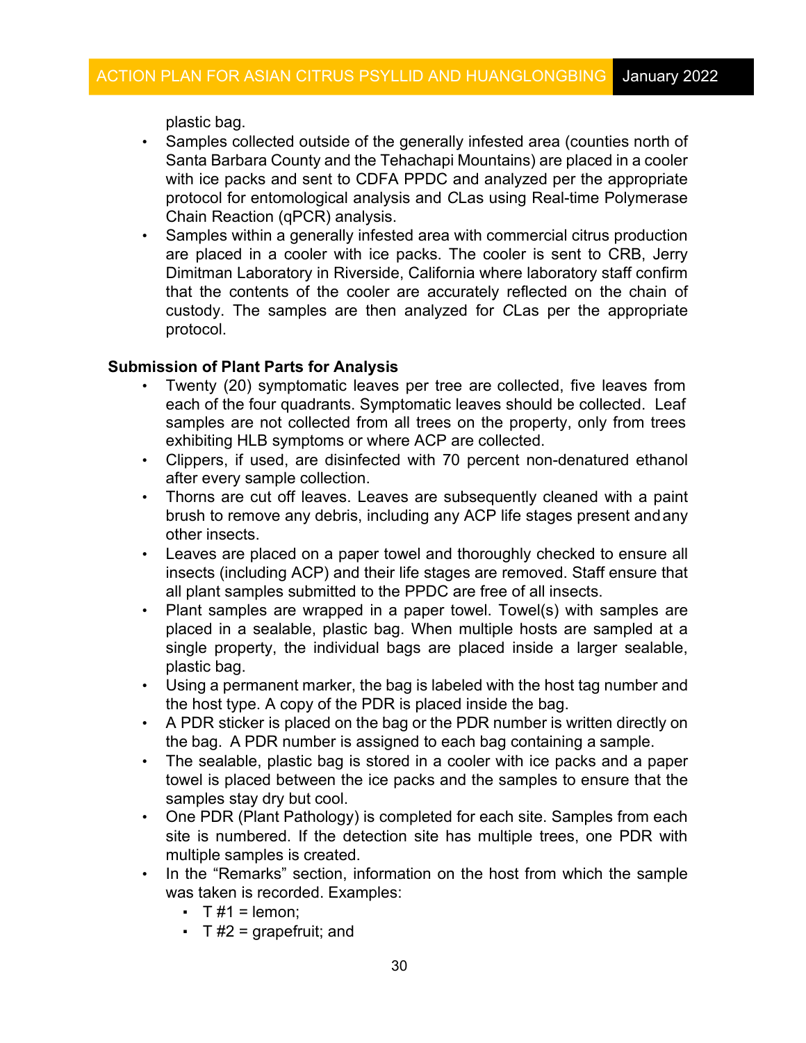plastic bag.

- Samples collected outside of the generally infested area (counties north of Santa Barbara County and the Tehachapi Mountains) are placed in a cooler with ice packs and sent to CDFA PPDC and analyzed per the appropriate protocol for entomological analysis and *C*Las using Real-time Polymerase Chain Reaction (qPCR) analysis.
- Samples within a generally infested area with commercial citrus production are placed in a cooler with ice packs. The cooler is sent to CRB, Jerry Dimitman Laboratory in Riverside, California where laboratory staff confirm that the contents of the cooler are accurately reflected on the chain of custody. The samples are then analyzed for *C*Las per the appropriate protocol.

**Submission of Plant Parts for Analysis**

- Twenty (20) symptomatic leaves per tree are collected, five leaves from each of the four quadrants. Symptomatic leaves should be collected. Leaf samples are not collected from all trees on the property, only from trees exhibiting HLB symptoms or where ACP are collected.
- Clippers, if used, are disinfected with 70 percent non-denatured ethanol after every sample collection.
- Thorns are cut off leaves. Leaves are subsequently cleaned with a paint brush to remove any debris, including any ACP life stages present and any other insects.
- Leaves are placed on a paper towel and thoroughly checked to ensure all insects (including ACP) and their life stages are removed. Staff ensure that all plant samples submitted to the PPDC are free of all insects.
- Plant samples are wrapped in a paper towel. Towel(s) with samples are placed in a sealable, plastic bag. When multiple hosts are sampled at a single property, the individual bags are placed inside a larger sealable, plastic bag.
- Using a permanent marker, the bag is labeled with the host tag number and the host type. A copy of the PDR is placed inside the bag.
- A PDR sticker is placed on the bag or the PDR number is written directly on the bag. A PDR number is assigned to each bag containing a sample.
- The sealable, plastic bag is stored in a cooler with ice packs and a paper towel is placed between the ice packs and the samples to ensure that the samples stay dry but cool.
- One PDR (Plant Pathology) is completed for each site. Samples from each site is numbered. If the detection site has multiple trees, one PDR with multiple samples is created.
- In the "Remarks" section, information on the host from which the sample was taken is recorded. Examples:
  - T #1 = lemon;
  - T #2 = grapefruit; and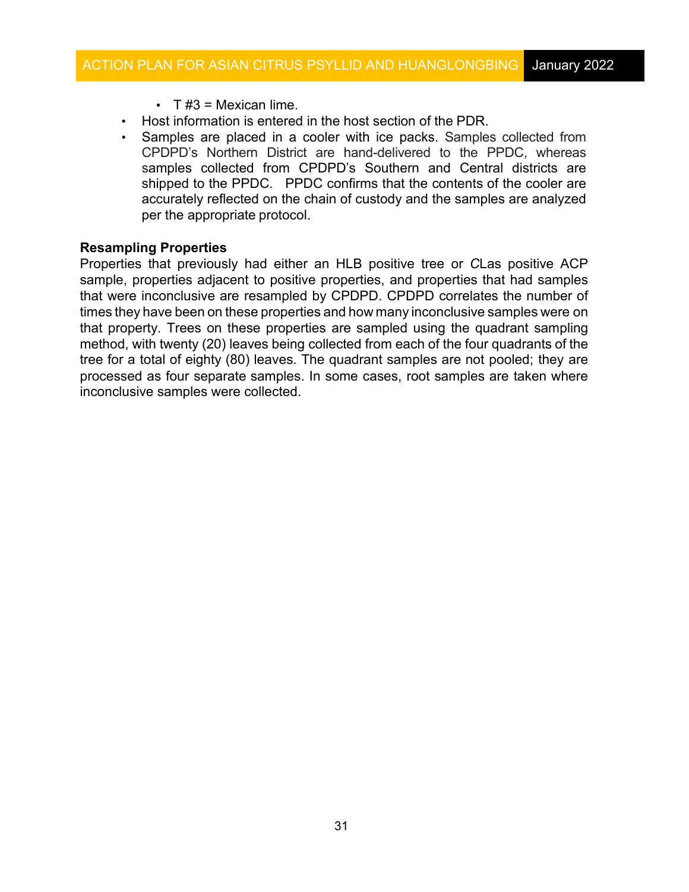- T #3 = Mexican lime.
- Host information is entered in the host section of the PDR.
- Samples are placed in a cooler with ice packs. Samples collected from CPDPD's Northern District are hand-delivered to the PPDC, whereas samples collected from CPDPD's Southern and Central districts are shipped to the PPDC. PPDC confirms that the contents of the cooler are accurately reflected on the chain of custody and the samples are analyzed per the appropriate protocol.

**Resampling Properties**

Properties that previously had either an HLB positive tree or *C*Las positive ACP sample, properties adjacent to positive properties, and properties that had samples that were inconclusive are resampled by CPDPD. CPDPD correlates the number of times they have been on these properties and how many inconclusive samples were on that property. Trees on these properties are sampled using the quadrant sampling method, with twenty (20) leaves being collected from each of the four quadrants of the tree for a total of eighty (80) leaves. The quadrant samples are not pooled; they are processed as four separate samples. In some cases, root samples are taken where inconclusive samples were collected.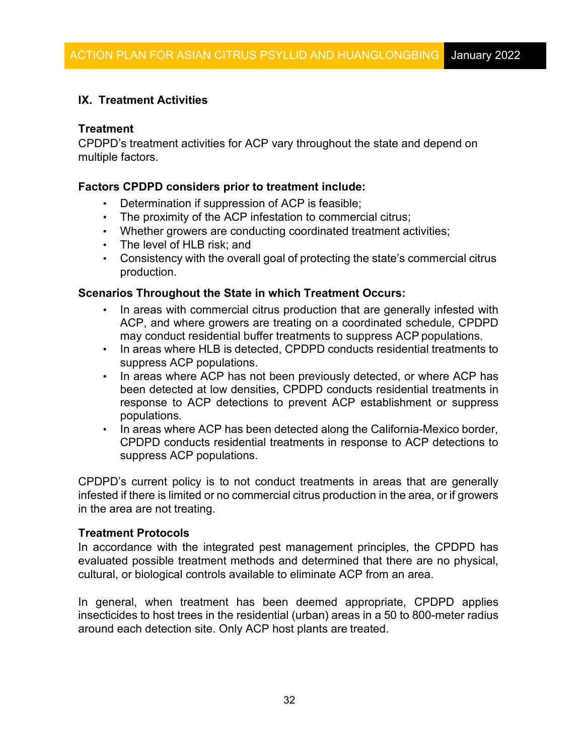## IX. Treatment Activities

### Treatment

CPDPD's treatment activities for ACP vary throughout the state and depend on multiple factors.

**Factors CPDPD considers prior to treatment include:**

- Determination if suppression of ACP is feasible;
- The proximity of the ACP infestation to commercial citrus;
- Whether growers are conducting coordinated treatment activities;
- The level of HLB risk; and
- Consistency with the overall goal of protecting the state's commercial citrus production.

**Scenarios Throughout the State in which Treatment Occurs:**

- In areas with commercial citrus production that are generally infested with ACP, and where growers are treating on a coordinated schedule, CPDPD may conduct residential buffer treatments to suppress ACP populations.
- In areas where HLB is detected, CPDPD conducts residential treatments to suppress ACP populations.
- In areas where ACP has not been previously detected, or where ACP has been detected at low densities, CPDPD conducts residential treatments in response to ACP detections to prevent ACP establishment or suppress populations.
- In areas where ACP has been detected along the California-Mexico border, CPDPD conducts residential treatments in response to ACP detections to suppress ACP populations.

CPDPD's current policy is to not conduct treatments in areas that are generally infested if there is limited or no commercial citrus production in the area, or if growers in the area are not treating.

### Treatment Protocols

In accordance with the integrated pest management principles, the CPDPD has evaluated possible treatment methods and determined that there are no physical, cultural, or biological controls available to eliminate ACP from an area.

In general, when treatment has been deemed appropriate, CPDPD applies insecticides to host trees in the residential (urban) areas in a 50 to 800-meter radius around each detection site. Only ACP host plants are treated.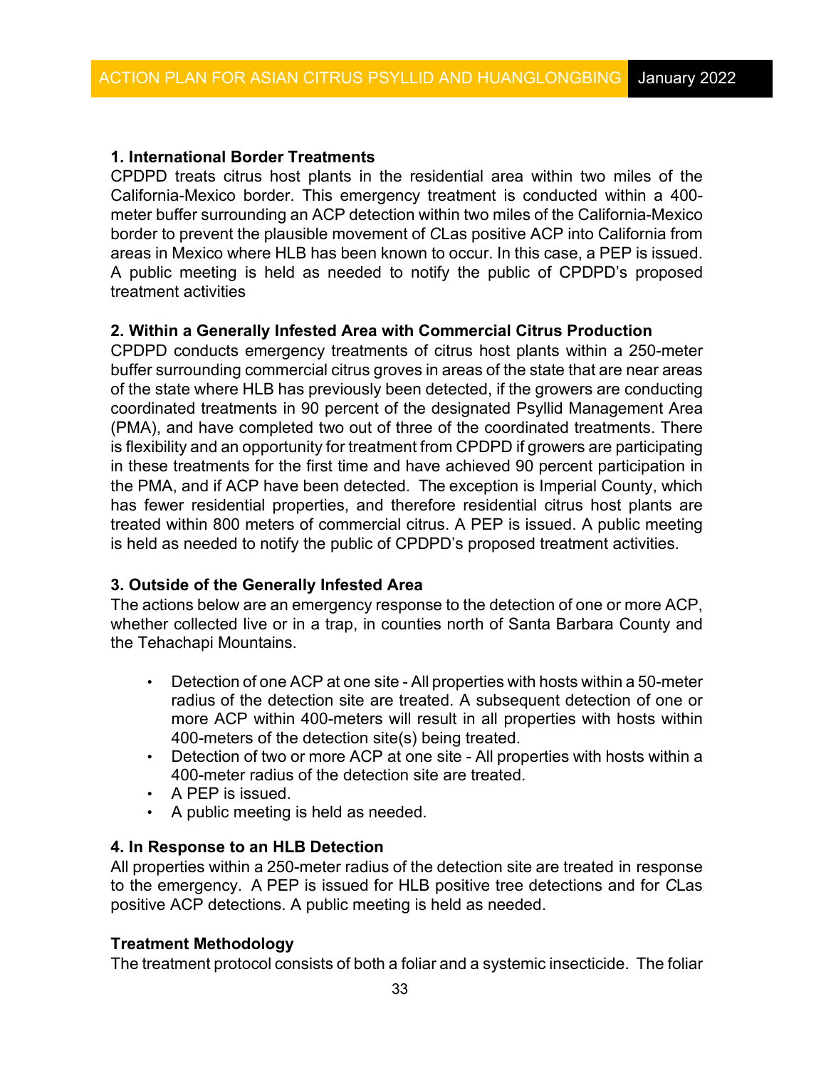**1. International Border Treatments**

CPDPD treats citrus host plants in the residential area within two miles of the California-Mexico border. This emergency treatment is conducted within a 400-meter buffer surrounding an ACP detection within two miles of the California-Mexico border to prevent the plausible movement of *C*Las positive ACP into California from areas in Mexico where HLB has been known to occur. In this case, a PEP is issued. A public meeting is held as needed to notify the public of CPDPD's proposed treatment activities

**2. Within a Generally Infested Area with Commercial Citrus Production**

CPDPD conducts emergency treatments of citrus host plants within a 250-meter buffer surrounding commercial citrus groves in areas of the state that are near areas of the state where HLB has previously been detected, if the growers are conducting coordinated treatments in 90 percent of the designated Psyllid Management Area (PMA), and have completed two out of three of the coordinated treatments. There is flexibility and an opportunity for treatment from CPDPD if growers are participating in these treatments for the first time and have achieved 90 percent participation in the PMA, and if ACP have been detected. The exception is Imperial County, which has fewer residential properties, and therefore residential citrus host plants are treated within 800 meters of commercial citrus. A PEP is issued. A public meeting is held as needed to notify the public of CPDPD's proposed treatment activities.

**3. Outside of the Generally Infested Area**

The actions below are an emergency response to the detection of one or more ACP, whether collected live or in a trap, in counties north of Santa Barbara County and the Tehachapi Mountains.

- Detection of one ACP at one site - All properties with hosts within a 50-meter radius of the detection site are treated. A subsequent detection of one or more ACP within 400-meters will result in all properties with hosts within 400-meters of the detection site(s) being treated.
- Detection of two or more ACP at one site - All properties with hosts within a 400-meter radius of the detection site are treated.
- A PEP is issued.
- A public meeting is held as needed.

**4. In Response to an HLB Detection**

All properties within a 250-meter radius of the detection site are treated in response to the emergency. A PEP is issued for HLB positive tree detections and for *C*Las positive ACP detections. A public meeting is held as needed.

**Treatment Methodology**

The treatment protocol consists of both a foliar and a systemic insecticide. The foliar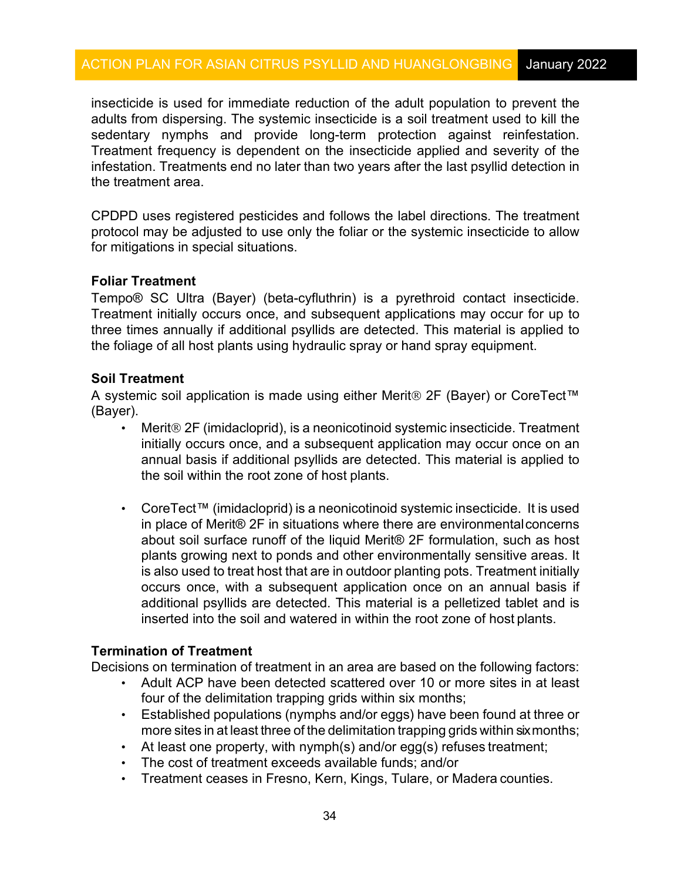insecticide is used for immediate reduction of the adult population to prevent the adults from dispersing. The systemic insecticide is a soil treatment used to kill the sedentary nymphs and provide long-term protection against reinfestation. Treatment frequency is dependent on the insecticide applied and severity of the infestation. Treatments end no later than two years after the last psyllid detection in the treatment area.

CPDPD uses registered pesticides and follows the label directions. The treatment protocol may be adjusted to use only the foliar or the systemic insecticide to allow for mitigations in special situations.

**Foliar Treatment**
Tempo® SC Ultra (Bayer) (beta-cyfluthrin) is a pyrethroid contact insecticide. Treatment initially occurs once, and subsequent applications may occur for up to three times annually if additional psyllids are detected. This material is applied to the foliage of all host plants using hydraulic spray or hand spray equipment.

**Soil Treatment**
A systemic soil application is made using either Merit® 2F (Bayer) or CoreTect™ (Bayer).

- Merit® 2F (imidacloprid), is a neonicotinoid systemic insecticide. Treatment initially occurs once, and a subsequent application may occur once on an annual basis if additional psyllids are detected. This material is applied to the soil within the root zone of host plants.

- CoreTect™ (imidacloprid) is a neonicotinoid systemic insecticide. It is used in place of Merit® 2F in situations where there are environmental concerns about soil surface runoff of the liquid Merit® 2F formulation, such as host plants growing next to ponds and other environmentally sensitive areas. It is also used to treat host that are in outdoor planting pots. Treatment initially occurs once, with a subsequent application once on an annual basis if additional psyllids are detected. This material is a pelletized tablet and is inserted into the soil and watered in within the root zone of host plants.

**Termination of Treatment**
Decisions on termination of treatment in an area are based on the following factors:

- Adult ACP have been detected scattered over 10 or more sites in at least four of the delimitation trapping grids within six months;
- Established populations (nymphs and/or eggs) have been found at three or more sites in at least three of the delimitation trapping grids within six months;
- At least one property, with nymph(s) and/or egg(s) refuses treatment;
- The cost of treatment exceeds available funds; and/or
- Treatment ceases in Fresno, Kern, Kings, Tulare, or Madera counties.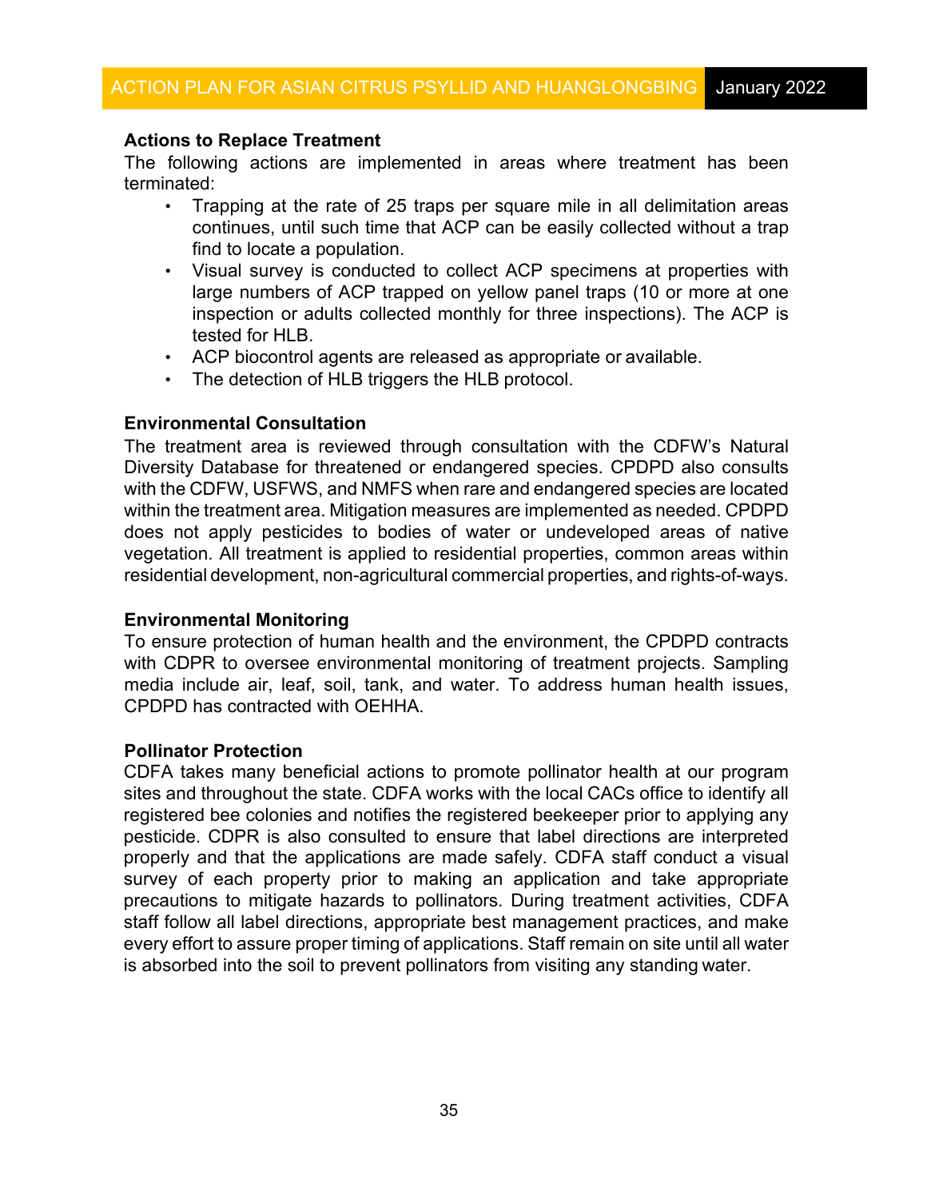### Actions to Replace Treatment

The following actions are implemented in areas where treatment has been terminated:

- Trapping at the rate of 25 traps per square mile in all delimitation areas continues, until such time that ACP can be easily collected without a trap find to locate a population.
- Visual survey is conducted to collect ACP specimens at properties with large numbers of ACP trapped on yellow panel traps (10 or more at one inspection or adults collected monthly for three inspections). The ACP is tested for HLB.
- ACP biocontrol agents are released as appropriate or available.
- The detection of HLB triggers the HLB protocol.

### Environmental Consultation

The treatment area is reviewed through consultation with the CDFW's Natural Diversity Database for threatened or endangered species. CPDPD also consults with the CDFW, USFWS, and NMFS when rare and endangered species are located within the treatment area. Mitigation measures are implemented as needed. CPDPD does not apply pesticides to bodies of water or undeveloped areas of native vegetation. All treatment is applied to residential properties, common areas within residential development, non-agricultural commercial properties, and rights-of-ways.

### Environmental Monitoring

To ensure protection of human health and the environment, the CPDPD contracts with CDPR to oversee environmental monitoring of treatment projects. Sampling media include air, leaf, soil, tank, and water. To address human health issues, CPDPD has contracted with OEHHA.

### Pollinator Protection

CDFA takes many beneficial actions to promote pollinator health at our program sites and throughout the state. CDFA works with the local CACs office to identify all registered bee colonies and notifies the registered beekeeper prior to applying any pesticide. CDPR is also consulted to ensure that label directions are interpreted properly and that the applications are made safely. CDFA staff conduct a visual survey of each property prior to making an application and take appropriate precautions to mitigate hazards to pollinators. During treatment activities, CDFA staff follow all label directions, appropriate best management practices, and make every effort to assure proper timing of applications. Staff remain on site until all water is absorbed into the soil to prevent pollinators from visiting any standing water.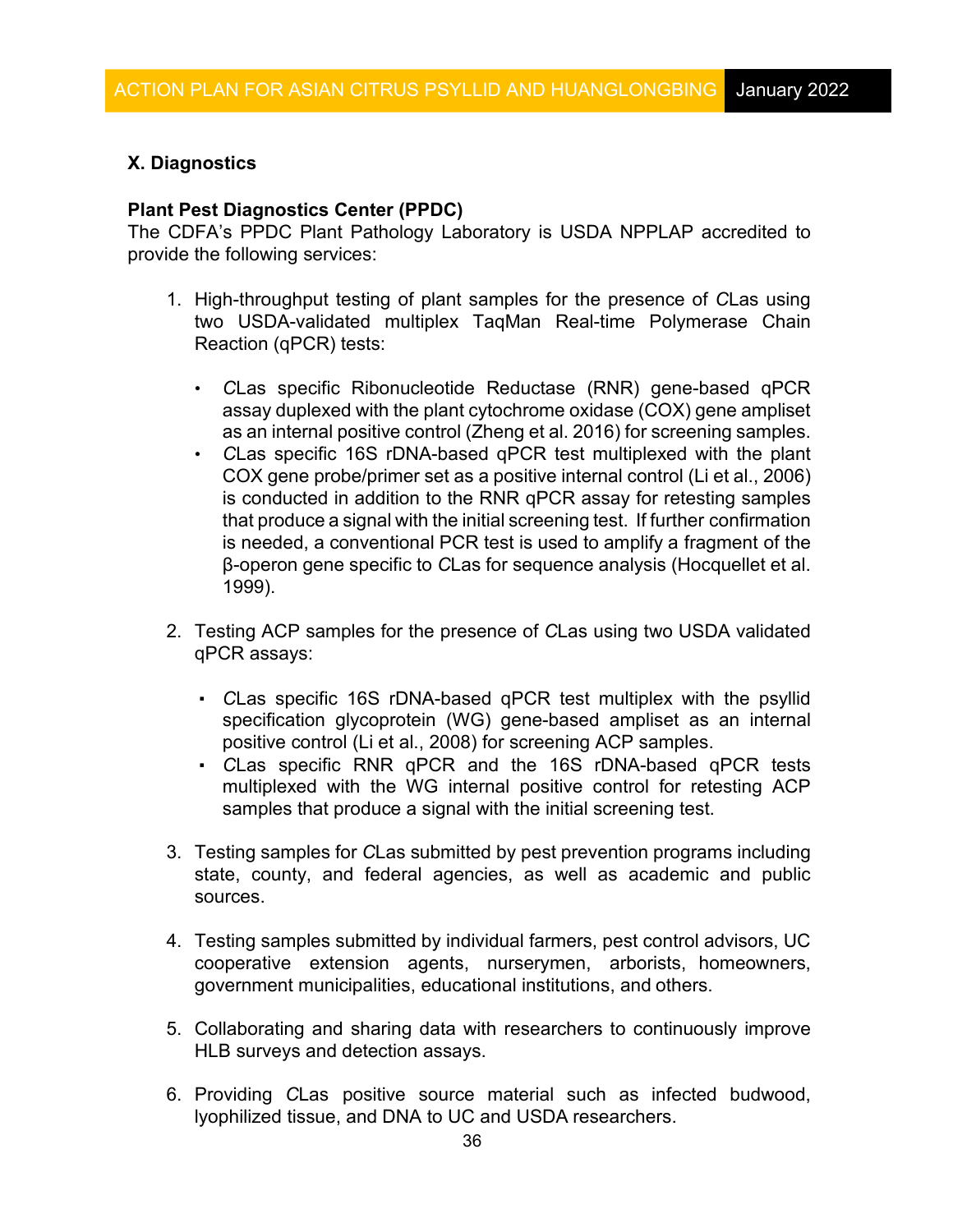## X. Diagnostics

**Plant Pest Diagnostics Center (PPDC)**
The CDFA's PPDC Plant Pathology Laboratory is USDA NPPLAP accredited to provide the following services:

1. High-throughput testing of plant samples for the presence of *C*Las using two USDA-validated multiplex TaqMan Real-time Polymerase Chain Reaction (qPCR) tests:

   - *C*Las specific Ribonucleotide Reductase (RNR) gene-based qPCR assay duplexed with the plant cytochrome oxidase (COX) gene ampliset as an internal positive control (Zheng et al. 2016) for screening samples.
   - *C*Las specific 16S rDNA-based qPCR test multiplexed with the plant COX gene probe/primer set as a positive internal control (Li et al., 2006) is conducted in addition to the RNR qPCR assay for retesting samples that produce a signal with the initial screening test. If further confirmation is needed, a conventional PCR test is used to amplify a fragment of the β-operon gene specific to *C*Las for sequence analysis (Hocquellet et al. 1999).

2. Testing ACP samples for the presence of *C*Las using two USDA validated qPCR assays:

   - *C*Las specific 16S rDNA-based qPCR test multiplex with the psyllid specification glycoprotein (WG) gene-based ampliset as an internal positive control (Li et al., 2008) for screening ACP samples.
   - *C*Las specific RNR qPCR and the 16S rDNA-based qPCR tests multiplexed with the WG internal positive control for retesting ACP samples that produce a signal with the initial screening test.

3. Testing samples for *C*Las submitted by pest prevention programs including state, county, and federal agencies, as well as academic and public sources.

4. Testing samples submitted by individual farmers, pest control advisors, UC cooperative extension agents, nurserymen, arborists, homeowners, government municipalities, educational institutions, and others.

5. Collaborating and sharing data with researchers to continuously improve HLB surveys and detection assays.

6. Providing *C*Las positive source material such as infected budwood, lyophilized tissue, and DNA to UC and USDA researchers.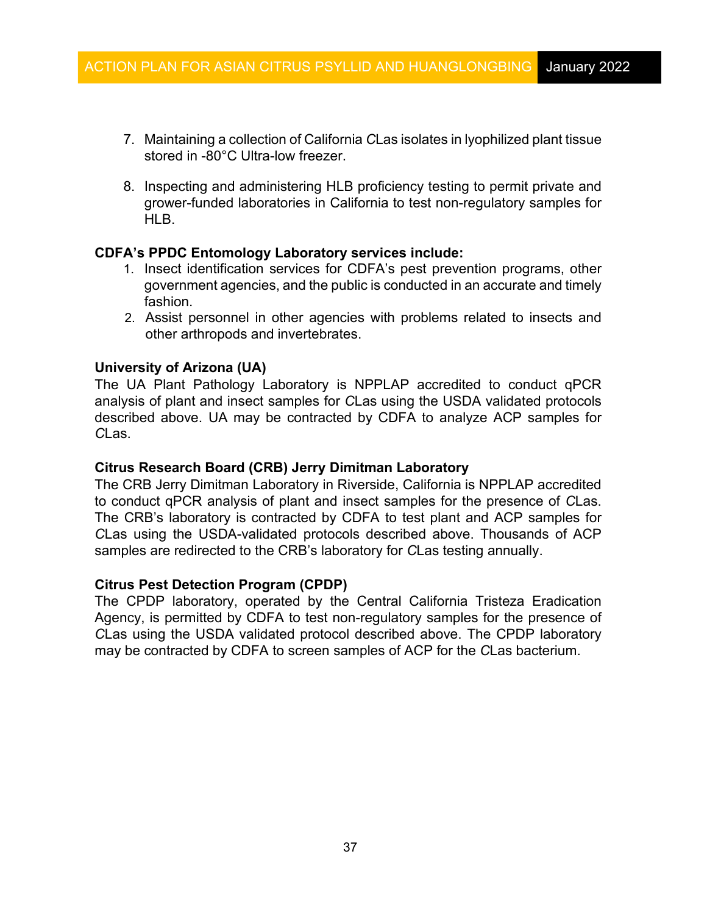7. Maintaining a collection of California *C*Las isolates in lyophilized plant tissue stored in -80°C Ultra-low freezer.

8. Inspecting and administering HLB proficiency testing to permit private and grower-funded laboratories in California to test non-regulatory samples for HLB.

**CDFA's PPDC Entomology Laboratory services include:**

1. Insect identification services for CDFA's pest prevention programs, other government agencies, and the public is conducted in an accurate and timely fashion.
2. Assist personnel in other agencies with problems related to insects and other arthropods and invertebrates.

**University of Arizona (UA)**

The UA Plant Pathology Laboratory is NPPLAP accredited to conduct qPCR analysis of plant and insect samples for *C*Las using the USDA validated protocols described above. UA may be contracted by CDFA to analyze ACP samples for *C*Las.

**Citrus Research Board (CRB) Jerry Dimitman Laboratory**

The CRB Jerry Dimitman Laboratory in Riverside, California is NPPLAP accredited to conduct qPCR analysis of plant and insect samples for the presence of *C*Las. The CRB's laboratory is contracted by CDFA to test plant and ACP samples for *C*Las using the USDA-validated protocols described above. Thousands of ACP samples are redirected to the CRB's laboratory for *C*Las testing annually.

**Citrus Pest Detection Program (CPDP)**

The CPDP laboratory, operated by the Central California Tristeza Eradication Agency, is permitted by CDFA to test non-regulatory samples for the presence of *C*Las using the USDA validated protocol described above. The CPDP laboratory may be contracted by CDFA to screen samples of ACP for the *C*Las bacterium.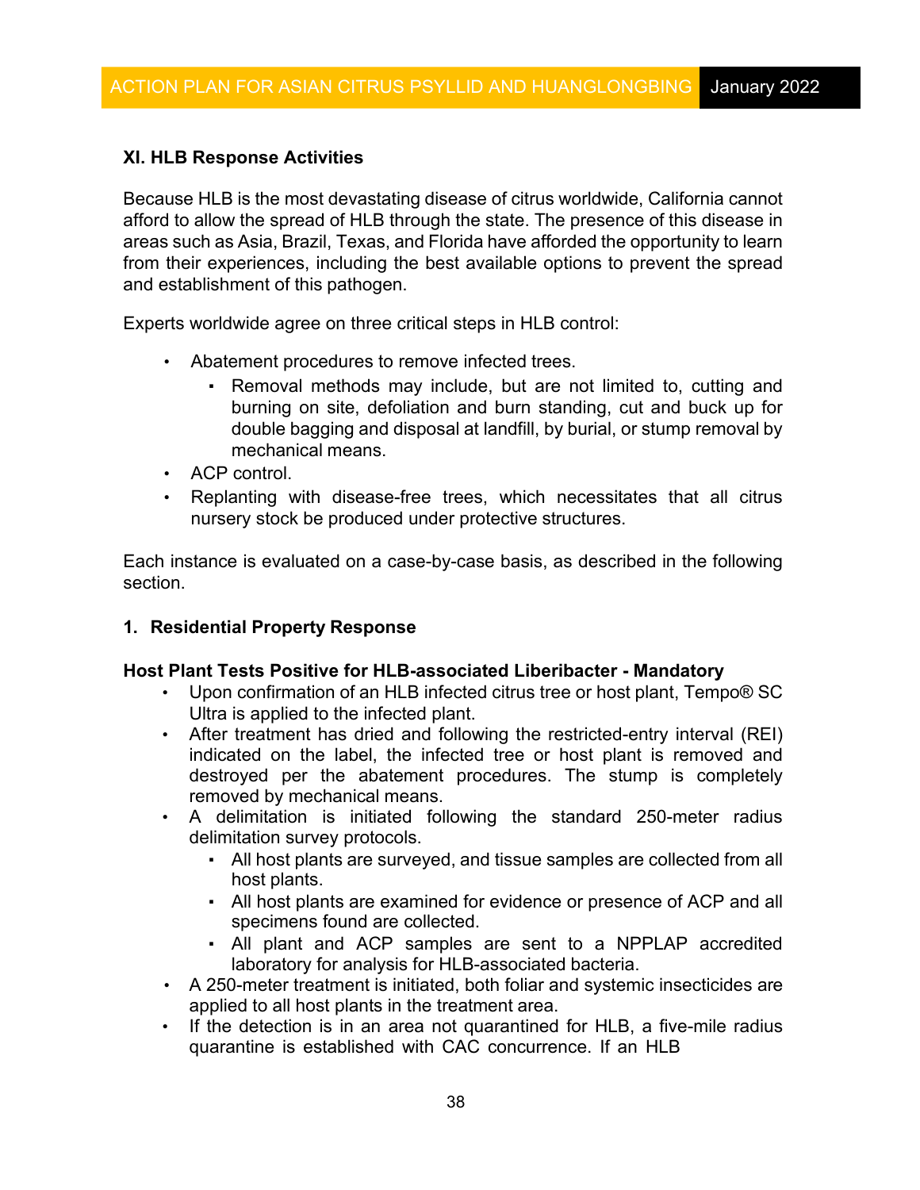## XI. HLB Response Activities

Because HLB is the most devastating disease of citrus worldwide, California cannot afford to allow the spread of HLB through the state. The presence of this disease in areas such as Asia, Brazil, Texas, and Florida have afforded the opportunity to learn from their experiences, including the best available options to prevent the spread and establishment of this pathogen.

Experts worldwide agree on three critical steps in HLB control:

- Abatement procedures to remove infected trees.
  - Removal methods may include, but are not limited to, cutting and burning on site, defoliation and burn standing, cut and buck up for double bagging and disposal at landfill, by burial, or stump removal by mechanical means.
- ACP control.
- Replanting with disease-free trees, which necessitates that all citrus nursery stock be produced under protective structures.

Each instance is evaluated on a case-by-case basis, as described in the following section.

### 1. Residential Property Response

**Host Plant Tests Positive for HLB-associated Liberibacter - Mandatory**

- Upon confirmation of an HLB infected citrus tree or host plant, Tempo® SC Ultra is applied to the infected plant.
- After treatment has dried and following the restricted-entry interval (REI) indicated on the label, the infected tree or host plant is removed and destroyed per the abatement procedures. The stump is completely removed by mechanical means.
- A delimitation is initiated following the standard 250-meter radius delimitation survey protocols.
  - All host plants are surveyed, and tissue samples are collected from all host plants.
  - All host plants are examined for evidence or presence of ACP and all specimens found are collected.
  - All plant and ACP samples are sent to a NPPLAP accredited laboratory for analysis for HLB-associated bacteria.
- A 250-meter treatment is initiated, both foliar and systemic insecticides are applied to all host plants in the treatment area.
- If the detection is in an area not quarantined for HLB, a five-mile radius quarantine is established with CAC concurrence. If an HLB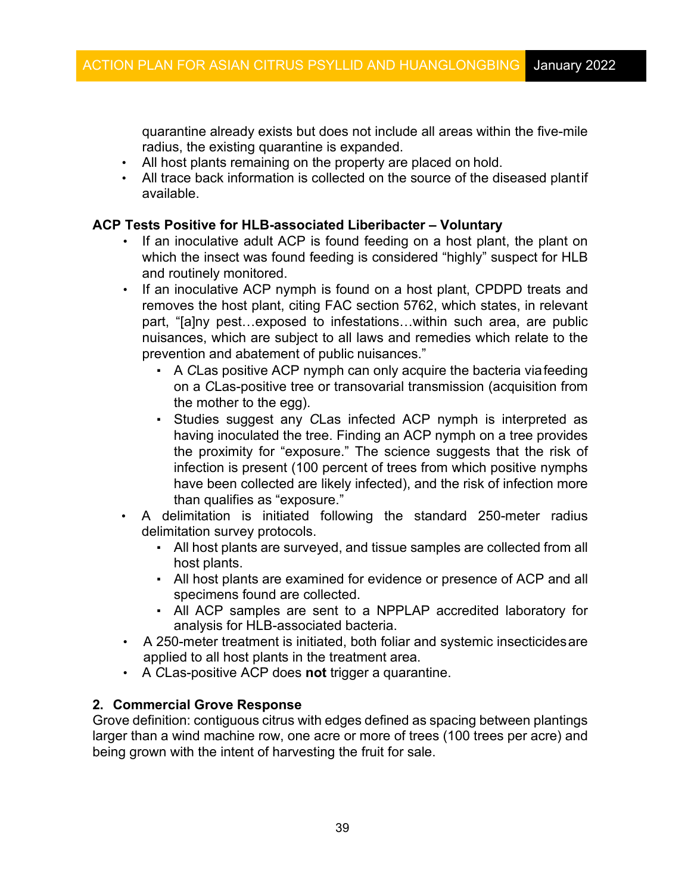quarantine already exists but does not include all areas within the five-mile radius, the existing quarantine is expanded.

- All host plants remaining on the property are placed on hold.
- All trace back information is collected on the source of the diseased plant if available.

**ACP Tests Positive for HLB-associated Liberibacter – Voluntary**

- If an inoculative adult ACP is found feeding on a host plant, the plant on which the insect was found feeding is considered "highly" suspect for HLB and routinely monitored.
- If an inoculative ACP nymph is found on a host plant, CPDPD treats and removes the host plant, citing FAC section 5762, which states, in relevant part, "[a]ny pest…exposed to infestations…within such area, are public nuisances, which are subject to all laws and remedies which relate to the prevention and abatement of public nuisances."
    - A *C*Las positive ACP nymph can only acquire the bacteria via feeding on a *C*Las-positive tree or transovarial transmission (acquisition from the mother to the egg).
    - Studies suggest any *C*Las infected ACP nymph is interpreted as having inoculated the tree. Finding an ACP nymph on a tree provides the proximity for "exposure." The science suggests that the risk of infection is present (100 percent of trees from which positive nymphs have been collected are likely infected), and the risk of infection more than qualifies as "exposure."
- A delimitation is initiated following the standard 250-meter radius delimitation survey protocols.
    - All host plants are surveyed, and tissue samples are collected from all host plants.
    - All host plants are examined for evidence or presence of ACP and all specimens found are collected.
    - All ACP samples are sent to a NPPLAP accredited laboratory for analysis for HLB-associated bacteria.
- A 250-meter treatment is initiated, both foliar and systemic insecticides are applied to all host plants in the treatment area.
- A *C*Las-positive ACP does **not** trigger a quarantine.

**2. Commercial Grove Response**

Grove definition: contiguous citrus with edges defined as spacing between plantings larger than a wind machine row, one acre or more of trees (100 trees per acre) and being grown with the intent of harvesting the fruit for sale.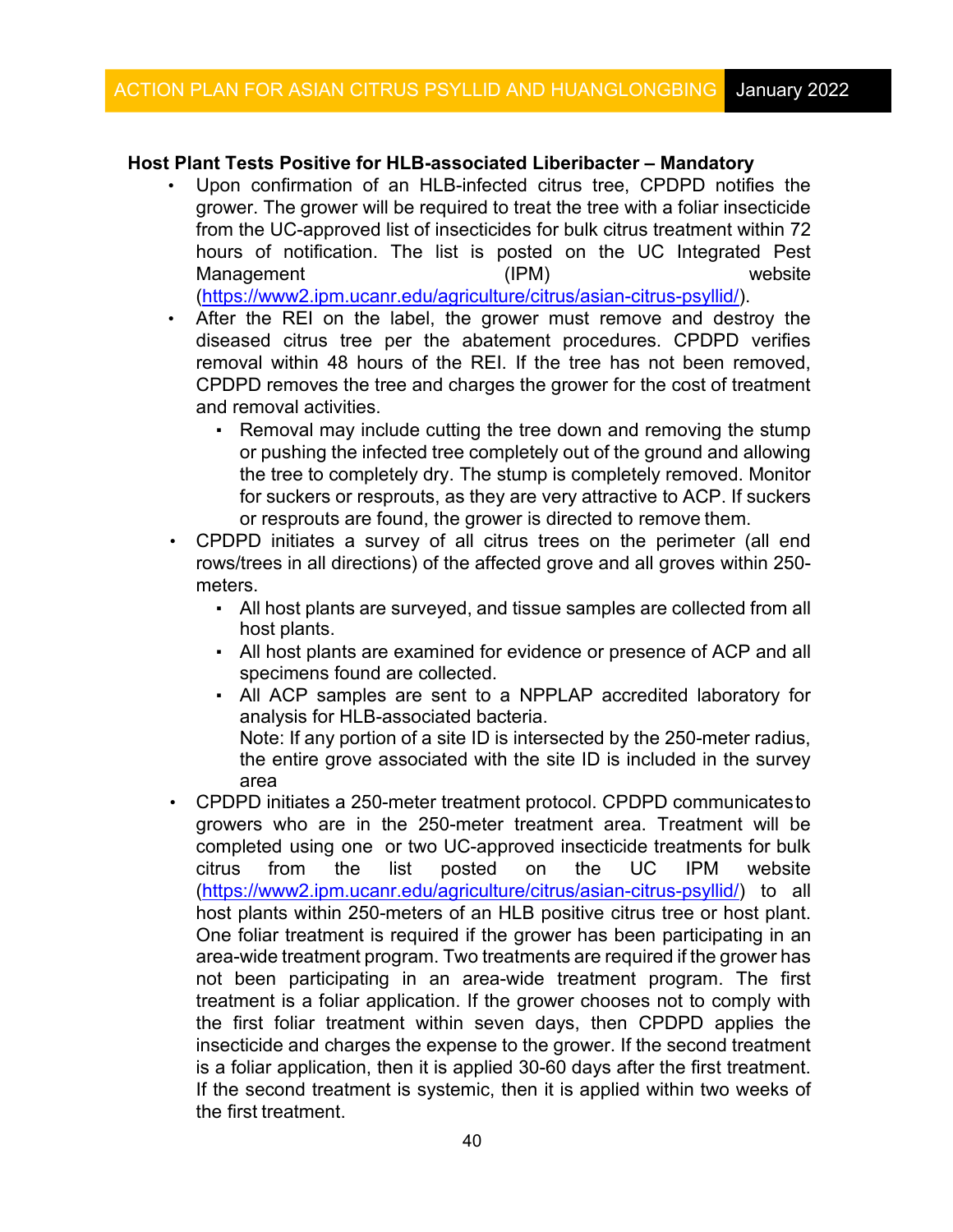**Host Plant Tests Positive for HLB-associated Liberibacter – Mandatory**

- Upon confirmation of an HLB-infected citrus tree, CPDPD notifies the grower. The grower will be required to treat the tree with a foliar insecticide from the UC-approved list of insecticides for bulk citrus treatment within 72 hours of notification. The list is posted on the UC Integrated Pest Management (IPM) website (https://www2.ipm.ucanr.edu/agriculture/citrus/asian-citrus-psyllid/).
- After the REI on the label, the grower must remove and destroy the diseased citrus tree per the abatement procedures. CPDPD verifies removal within 48 hours of the REI. If the tree has not been removed, CPDPD removes the tree and charges the grower for the cost of treatment and removal activities.
  - Removal may include cutting the tree down and removing the stump or pushing the infected tree completely out of the ground and allowing the tree to completely dry. The stump is completely removed. Monitor for suckers or resprouts, as they are very attractive to ACP. If suckers or resprouts are found, the grower is directed to remove them.
- CPDPD initiates a survey of all citrus trees on the perimeter (all end rows/trees in all directions) of the affected grove and all groves within 250-meters.
  - All host plants are surveyed, and tissue samples are collected from all host plants.
  - All host plants are examined for evidence or presence of ACP and all specimens found are collected.
  - All ACP samples are sent to a NPPLAP accredited laboratory for analysis for HLB-associated bacteria.

    Note: If any portion of a site ID is intersected by the 250-meter radius, the entire grove associated with the site ID is included in the survey area
- CPDPD initiates a 250-meter treatment protocol. CPDPD communicates to growers who are in the 250-meter treatment area. Treatment will be completed using one or two UC-approved insecticide treatments for bulk citrus from the list posted on the UC IPM website (https://www2.ipm.ucanr.edu/agriculture/citrus/asian-citrus-psyllid/) to all host plants within 250-meters of an HLB positive citrus tree or host plant. One foliar treatment is required if the grower has been participating in an area-wide treatment program. Two treatments are required if the grower has not been participating in an area-wide treatment program. The first treatment is a foliar application. If the grower chooses not to comply with the first foliar treatment within seven days, then CPDPD applies the insecticide and charges the expense to the grower. If the second treatment is a foliar application, then it is applied 30-60 days after the first treatment. If the second treatment is systemic, then it is applied within two weeks of the first treatment.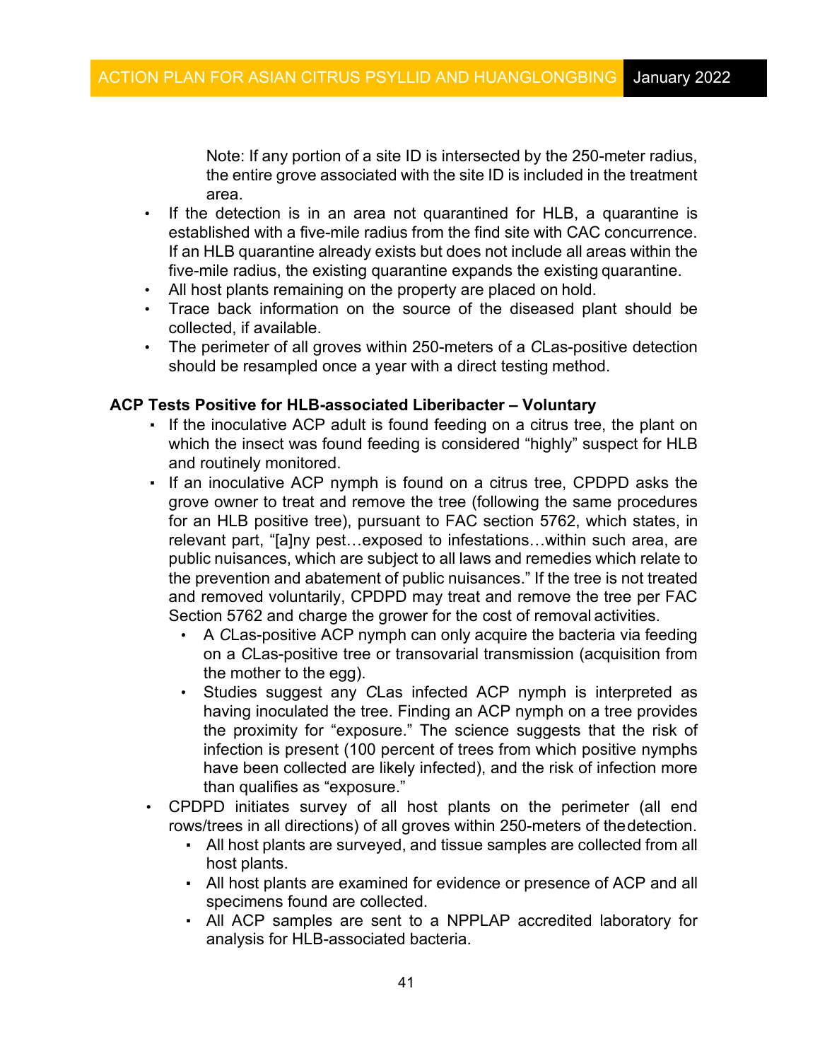Note: If any portion of a site ID is intersected by the 250-meter radius, the entire grove associated with the site ID is included in the treatment area.

- If the detection is in an area not quarantined for HLB, a quarantine is established with a five-mile radius from the find site with CAC concurrence. If an HLB quarantine already exists but does not include all areas within the five-mile radius, the existing quarantine expands the existing quarantine.
- All host plants remaining on the property are placed on hold.
- Trace back information on the source of the diseased plant should be collected, if available.
- The perimeter of all groves within 250-meters of a *C*Las-positive detection should be resampled once a year with a direct testing method.

**ACP Tests Positive for HLB-associated Liberibacter – Voluntary**

- If the inoculative ACP adult is found feeding on a citrus tree, the plant on which the insect was found feeding is considered "highly" suspect for HLB and routinely monitored.
- If an inoculative ACP nymph is found on a citrus tree, CPDPD asks the grove owner to treat and remove the tree (following the same procedures for an HLB positive tree), pursuant to FAC section 5762, which states, in relevant part, "[a]ny pest…exposed to infestations…within such area, are public nuisances, which are subject to all laws and remedies which relate to the prevention and abatement of public nuisances." If the tree is not treated and removed voluntarily, CPDPD may treat and remove the tree per FAC Section 5762 and charge the grower for the cost of removal activities.
  - A *C*Las-positive ACP nymph can only acquire the bacteria via feeding on a *C*Las-positive tree or transovarial transmission (acquisition from the mother to the egg).
  - Studies suggest any *C*Las infected ACP nymph is interpreted as having inoculated the tree. Finding an ACP nymph on a tree provides the proximity for "exposure." The science suggests that the risk of infection is present (100 percent of trees from which positive nymphs have been collected are likely infected), and the risk of infection more than qualifies as "exposure."
- CPDPD initiates survey of all host plants on the perimeter (all end rows/trees in all directions) of all groves within 250-meters of the detection.
  - All host plants are surveyed, and tissue samples are collected from all host plants.
  - All host plants are examined for evidence or presence of ACP and all specimens found are collected.
  - All ACP samples are sent to a NPPLAP accredited laboratory for analysis for HLB-associated bacteria.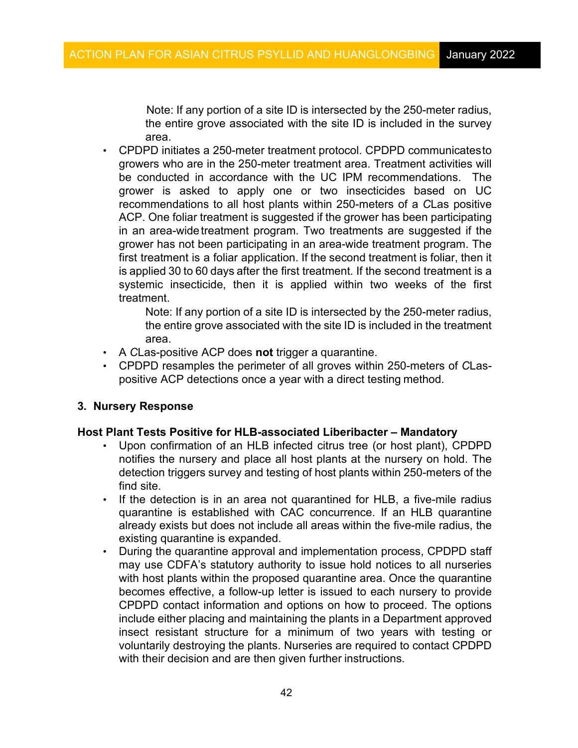Note: If any portion of a site ID is intersected by the 250-meter radius, the entire grove associated with the site ID is included in the survey area.

- CPDPD initiates a 250-meter treatment protocol. CPDPD communicates to growers who are in the 250-meter treatment area. Treatment activities will be conducted in accordance with the UC IPM recommendations. The grower is asked to apply one or two insecticides based on UC recommendations to all host plants within 250-meters of a *C*Las positive ACP. One foliar treatment is suggested if the grower has been participating in an area-wide treatment program. Two treatments are suggested if the grower has not been participating in an area-wide treatment program. The first treatment is a foliar application. If the second treatment is foliar, then it is applied 30 to 60 days after the first treatment. If the second treatment is a systemic insecticide, then it is applied within two weeks of the first treatment.

  Note: If any portion of a site ID is intersected by the 250-meter radius, the entire grove associated with the site ID is included in the treatment area.
- A *C*Las-positive ACP does **not** trigger a quarantine.
- CPDPD resamples the perimeter of all groves within 250-meters of *C*Las-positive ACP detections once a year with a direct testing method.

### 3. Nursery Response

**Host Plant Tests Positive for HLB-associated Liberibacter – Mandatory**

- Upon confirmation of an HLB infected citrus tree (or host plant), CPDPD notifies the nursery and place all host plants at the nursery on hold. The detection triggers survey and testing of host plants within 250-meters of the find site.
- If the detection is in an area not quarantined for HLB, a five-mile radius quarantine is established with CAC concurrence. If an HLB quarantine already exists but does not include all areas within the five-mile radius, the existing quarantine is expanded.
- During the quarantine approval and implementation process, CPDPD staff may use CDFA's statutory authority to issue hold notices to all nurseries with host plants within the proposed quarantine area. Once the quarantine becomes effective, a follow-up letter is issued to each nursery to provide CPDPD contact information and options on how to proceed. The options include either placing and maintaining the plants in a Department approved insect resistant structure for a minimum of two years with testing or voluntarily destroying the plants. Nurseries are required to contact CPDPD with their decision and are then given further instructions.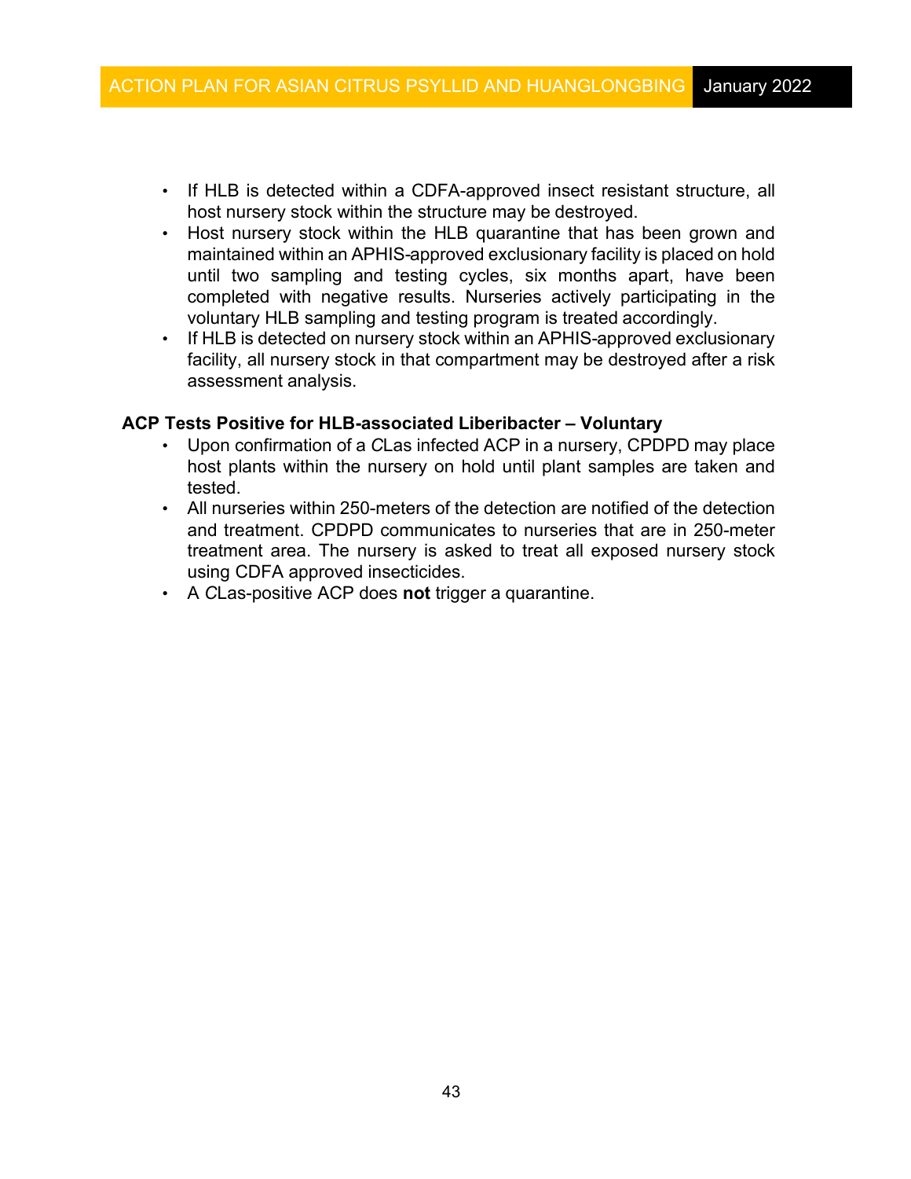- If HLB is detected within a CDFA-approved insect resistant structure, all host nursery stock within the structure may be destroyed.
- Host nursery stock within the HLB quarantine that has been grown and maintained within an APHIS-approved exclusionary facility is placed on hold until two sampling and testing cycles, six months apart, have been completed with negative results. Nurseries actively participating in the voluntary HLB sampling and testing program is treated accordingly.
- If HLB is detected on nursery stock within an APHIS-approved exclusionary facility, all nursery stock in that compartment may be destroyed after a risk assessment analysis.

**ACP Tests Positive for HLB-associated Liberibacter – Voluntary**

- Upon confirmation of a *C*Las infected ACP in a nursery, CPDPD may place host plants within the nursery on hold until plant samples are taken and tested.
- All nurseries within 250-meters of the detection are notified of the detection and treatment. CPDPD communicates to nurseries that are in 250-meter treatment area. The nursery is asked to treat all exposed nursery stock using CDFA approved insecticides.
- A *C*Las-positive ACP does **not** trigger a quarantine.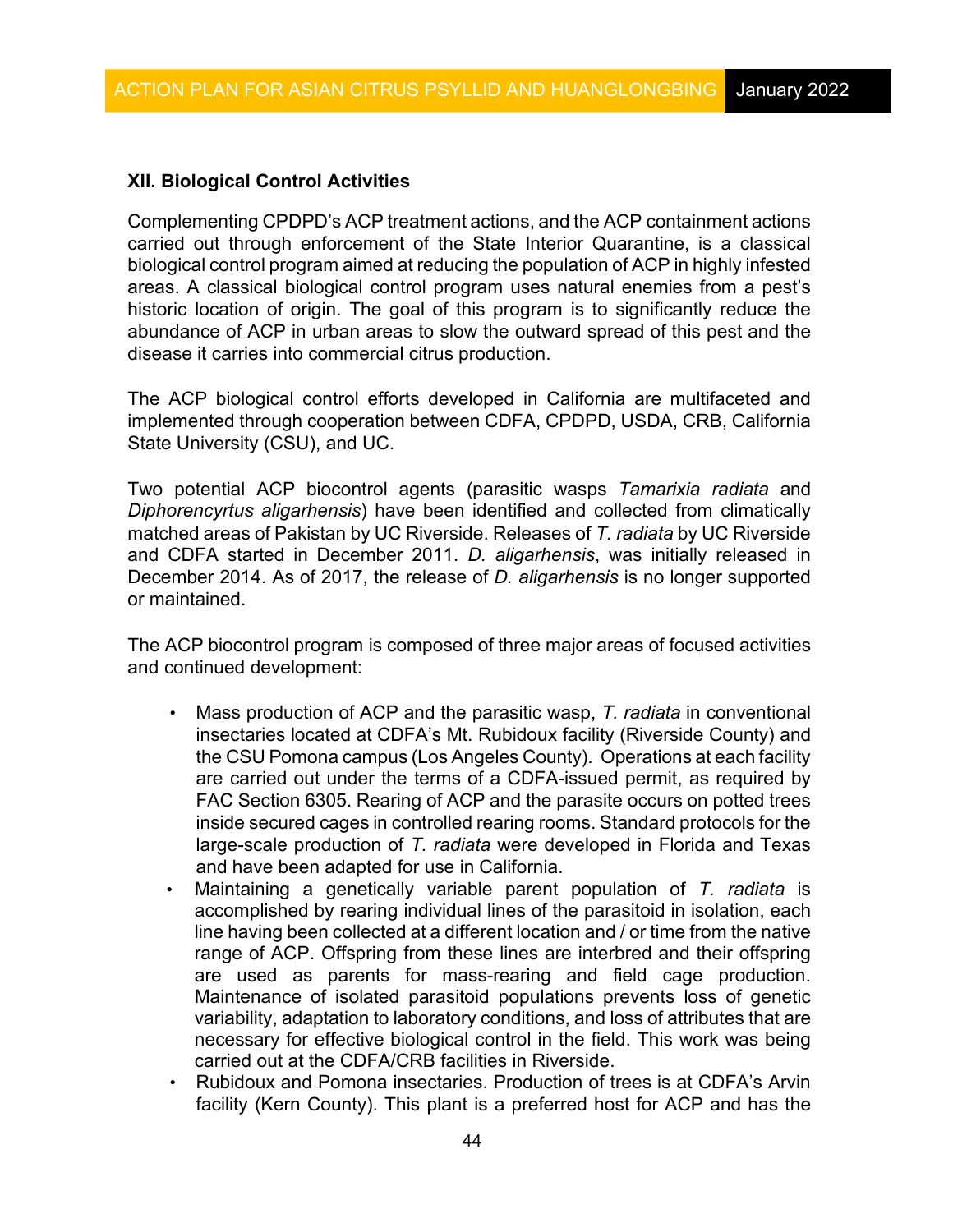## XII. Biological Control Activities

Complementing CPDPD's ACP treatment actions, and the ACP containment actions carried out through enforcement of the State Interior Quarantine, is a classical biological control program aimed at reducing the population of ACP in highly infested areas. A classical biological control program uses natural enemies from a pest's historic location of origin. The goal of this program is to significantly reduce the abundance of ACP in urban areas to slow the outward spread of this pest and the disease it carries into commercial citrus production.

The ACP biological control efforts developed in California are multifaceted and implemented through cooperation between CDFA, CPDPD, USDA, CRB, California State University (CSU), and UC.

Two potential ACP biocontrol agents (parasitic wasps *Tamarixia radiata* and *Diphorencyrtus aligarhensis*) have been identified and collected from climatically matched areas of Pakistan by UC Riverside. Releases of *T. radiata* by UC Riverside and CDFA started in December 2011. *D. aligarhensis*, was initially released in December 2014. As of 2017, the release of *D. aligarhensis* is no longer supported or maintained.

The ACP biocontrol program is composed of three major areas of focused activities and continued development:

- Mass production of ACP and the parasitic wasp, *T. radiata* in conventional insectaries located at CDFA's Mt. Rubidoux facility (Riverside County) and the CSU Pomona campus (Los Angeles County). Operations at each facility are carried out under the terms of a CDFA-issued permit, as required by FAC Section 6305. Rearing of ACP and the parasite occurs on potted trees inside secured cages in controlled rearing rooms. Standard protocols for the large-scale production of *T. radiata* were developed in Florida and Texas and have been adapted for use in California.
- Maintaining a genetically variable parent population of *T. radiata* is accomplished by rearing individual lines of the parasitoid in isolation, each line having been collected at a different location and / or time from the native range of ACP. Offspring from these lines are interbred and their offspring are used as parents for mass-rearing and field cage production. Maintenance of isolated parasitoid populations prevents loss of genetic variability, adaptation to laboratory conditions, and loss of attributes that are necessary for effective biological control in the field. This work was being carried out at the CDFA/CRB facilities in Riverside.
- Rubidoux and Pomona insectaries. Production of trees is at CDFA's Arvin facility (Kern County). This plant is a preferred host for ACP and has the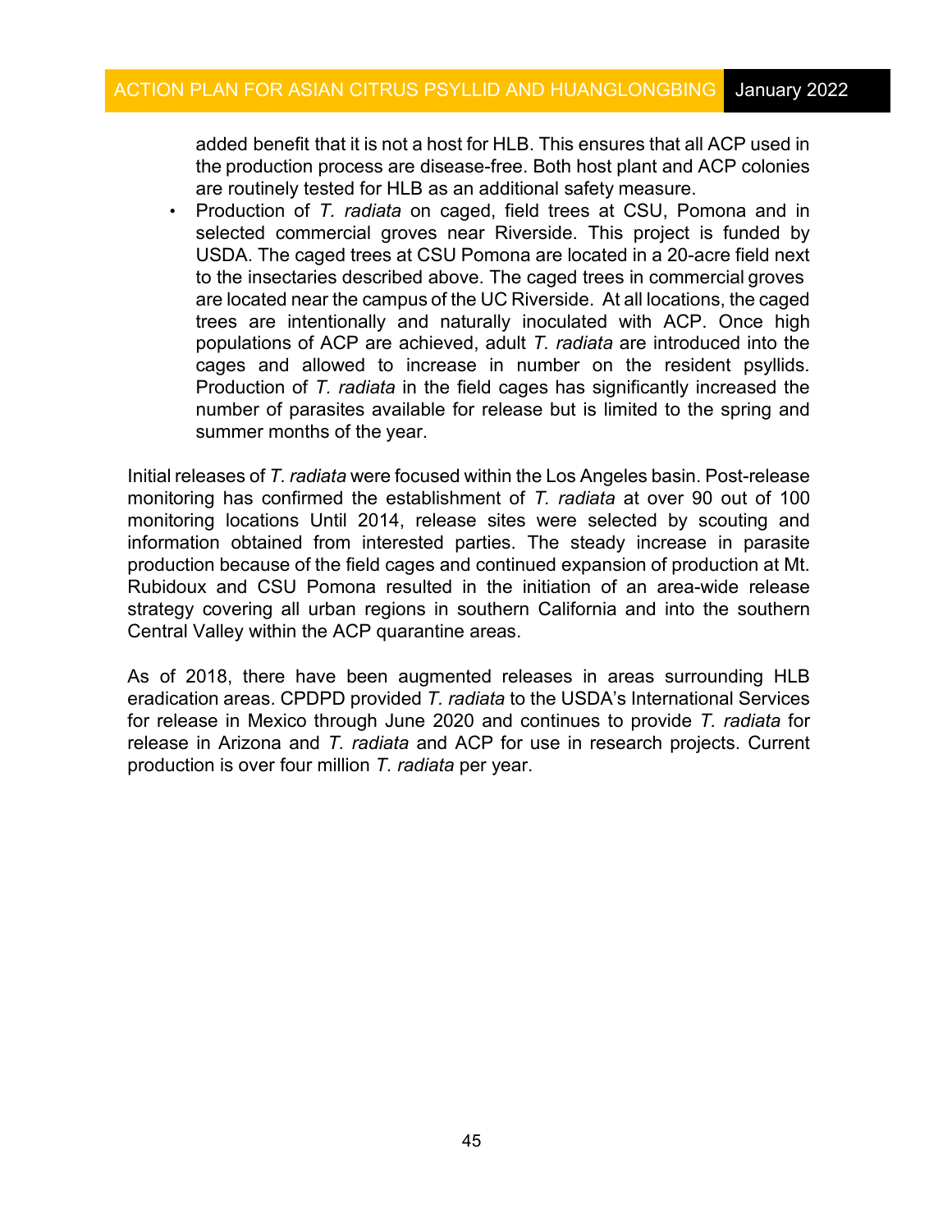added benefit that it is not a host for HLB. This ensures that all ACP used in the production process are disease-free. Both host plant and ACP colonies are routinely tested for HLB as an additional safety measure.

- Production of *T. radiata* on caged, field trees at CSU, Pomona and in selected commercial groves near Riverside. This project is funded by USDA. The caged trees at CSU Pomona are located in a 20-acre field next to the insectaries described above. The caged trees in commercial groves are located near the campus of the UC Riverside. At all locations, the caged trees are intentionally and naturally inoculated with ACP. Once high populations of ACP are achieved, adult *T. radiata* are introduced into the cages and allowed to increase in number on the resident psyllids. Production of *T. radiata* in the field cages has significantly increased the number of parasites available for release but is limited to the spring and summer months of the year.

Initial releases of *T. radiata* were focused within the Los Angeles basin. Post-release monitoring has confirmed the establishment of *T. radiata* at over 90 out of 100 monitoring locations Until 2014, release sites were selected by scouting and information obtained from interested parties. The steady increase in parasite production because of the field cages and continued expansion of production at Mt. Rubidoux and CSU Pomona resulted in the initiation of an area-wide release strategy covering all urban regions in southern California and into the southern Central Valley within the ACP quarantine areas.

As of 2018, there have been augmented releases in areas surrounding HLB eradication areas. CPDPD provided *T. radiata* to the USDA's International Services for release in Mexico through June 2020 and continues to provide *T. radiata* for release in Arizona and *T. radiata* and ACP for use in research projects. Current production is over four million *T. radiata* per year.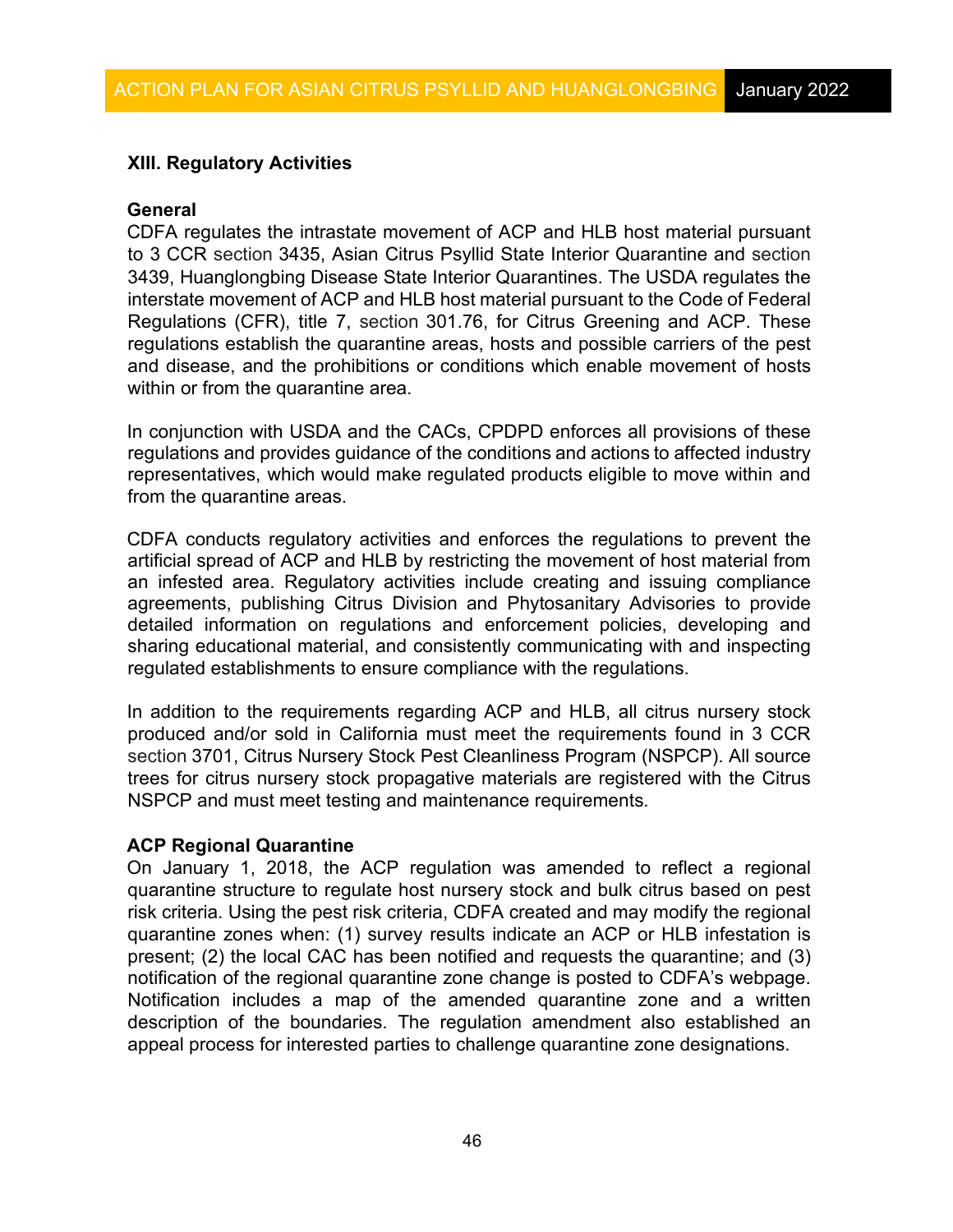## XIII. Regulatory Activities

### General

CDFA regulates the intrastate movement of ACP and HLB host material pursuant to 3 CCR section 3435, Asian Citrus Psyllid State Interior Quarantine and section 3439, Huanglongbing Disease State Interior Quarantines. The USDA regulates the interstate movement of ACP and HLB host material pursuant to the Code of Federal Regulations (CFR), title 7, section 301.76, for Citrus Greening and ACP. These regulations establish the quarantine areas, hosts and possible carriers of the pest and disease, and the prohibitions or conditions which enable movement of hosts within or from the quarantine area.

In conjunction with USDA and the CACs, CPDPD enforces all provisions of these regulations and provides guidance of the conditions and actions to affected industry representatives, which would make regulated products eligible to move within and from the quarantine areas.

CDFA conducts regulatory activities and enforces the regulations to prevent the artificial spread of ACP and HLB by restricting the movement of host material from an infested area. Regulatory activities include creating and issuing compliance agreements, publishing Citrus Division and Phytosanitary Advisories to provide detailed information on regulations and enforcement policies, developing and sharing educational material, and consistently communicating with and inspecting regulated establishments to ensure compliance with the regulations.

In addition to the requirements regarding ACP and HLB, all citrus nursery stock produced and/or sold in California must meet the requirements found in 3 CCR section 3701, Citrus Nursery Stock Pest Cleanliness Program (NSPCP). All source trees for citrus nursery stock propagative materials are registered with the Citrus NSPCP and must meet testing and maintenance requirements.

### ACP Regional Quarantine

On January 1, 2018, the ACP regulation was amended to reflect a regional quarantine structure to regulate host nursery stock and bulk citrus based on pest risk criteria. Using the pest risk criteria, CDFA created and may modify the regional quarantine zones when: (1) survey results indicate an ACP or HLB infestation is present; (2) the local CAC has been notified and requests the quarantine; and (3) notification of the regional quarantine zone change is posted to CDFA's webpage. Notification includes a map of the amended quarantine zone and a written description of the boundaries. The regulation amendment also established an appeal process for interested parties to challenge quarantine zone designations.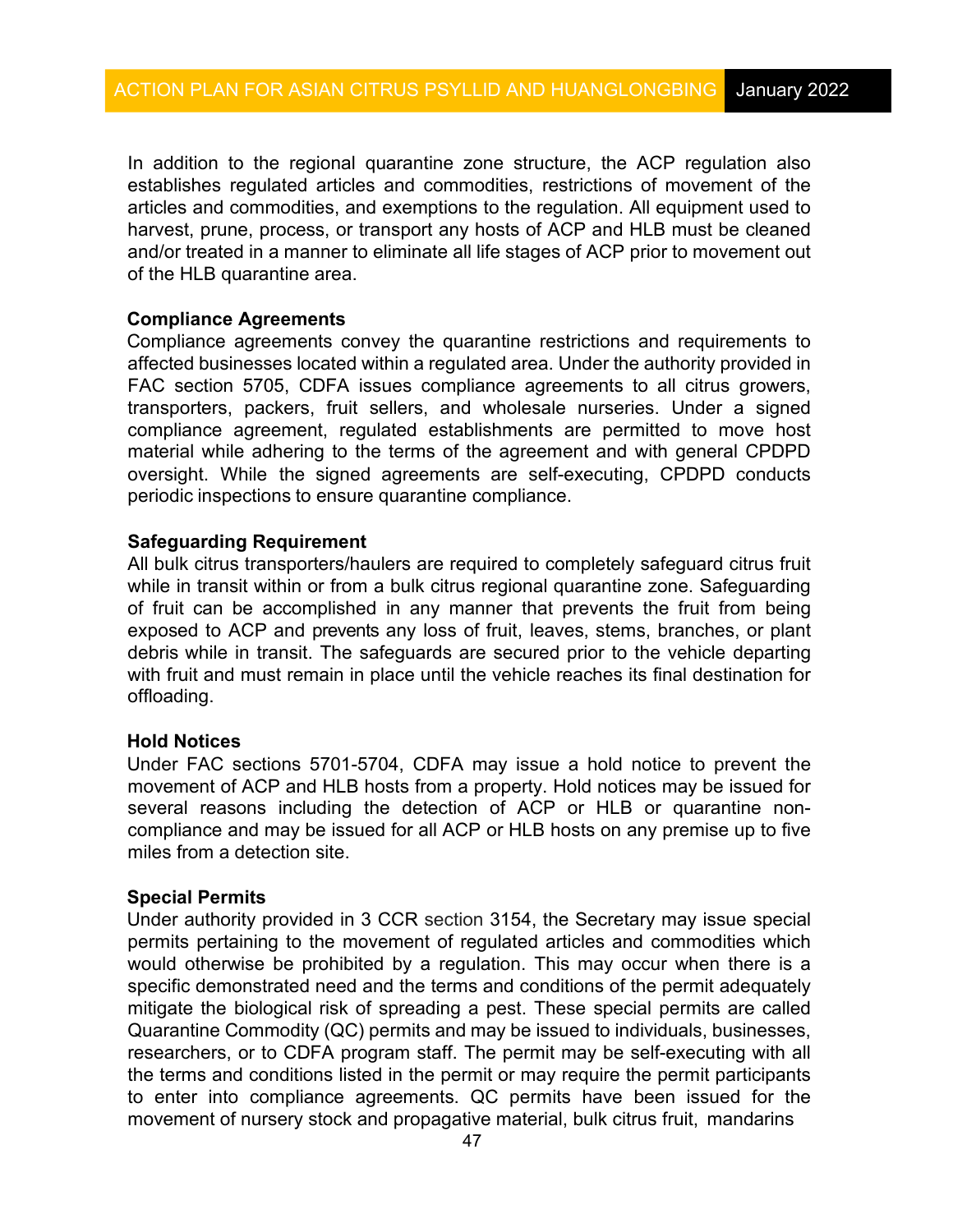In addition to the regional quarantine zone structure, the ACP regulation also establishes regulated articles and commodities, restrictions of movement of the articles and commodities, and exemptions to the regulation. All equipment used to harvest, prune, process, or transport any hosts of ACP and HLB must be cleaned and/or treated in a manner to eliminate all life stages of ACP prior to movement out of the HLB quarantine area.

**Compliance Agreements**

Compliance agreements convey the quarantine restrictions and requirements to affected businesses located within a regulated area. Under the authority provided in FAC section 5705, CDFA issues compliance agreements to all citrus growers, transporters, packers, fruit sellers, and wholesale nurseries. Under a signed compliance agreement, regulated establishments are permitted to move host material while adhering to the terms of the agreement and with general CPDPD oversight. While the signed agreements are self-executing, CPDPD conducts periodic inspections to ensure quarantine compliance.

**Safeguarding Requirement**

All bulk citrus transporters/haulers are required to completely safeguard citrus fruit while in transit within or from a bulk citrus regional quarantine zone. Safeguarding of fruit can be accomplished in any manner that prevents the fruit from being exposed to ACP and prevents any loss of fruit, leaves, stems, branches, or plant debris while in transit. The safeguards are secured prior to the vehicle departing with fruit and must remain in place until the vehicle reaches its final destination for offloading.

**Hold Notices**

Under FAC sections 5701-5704, CDFA may issue a hold notice to prevent the movement of ACP and HLB hosts from a property. Hold notices may be issued for several reasons including the detection of ACP or HLB or quarantine non-compliance and may be issued for all ACP or HLB hosts on any premise up to five miles from a detection site.

**Special Permits**

Under authority provided in 3 CCR section 3154, the Secretary may issue special permits pertaining to the movement of regulated articles and commodities which would otherwise be prohibited by a regulation. This may occur when there is a specific demonstrated need and the terms and conditions of the permit adequately mitigate the biological risk of spreading a pest. These special permits are called Quarantine Commodity (QC) permits and may be issued to individuals, businesses, researchers, or to CDFA program staff. The permit may be self-executing with all the terms and conditions listed in the permit or may require the permit participants to enter into compliance agreements. QC permits have been issued for the movement of nursery stock and propagative material, bulk citrus fruit, mandarins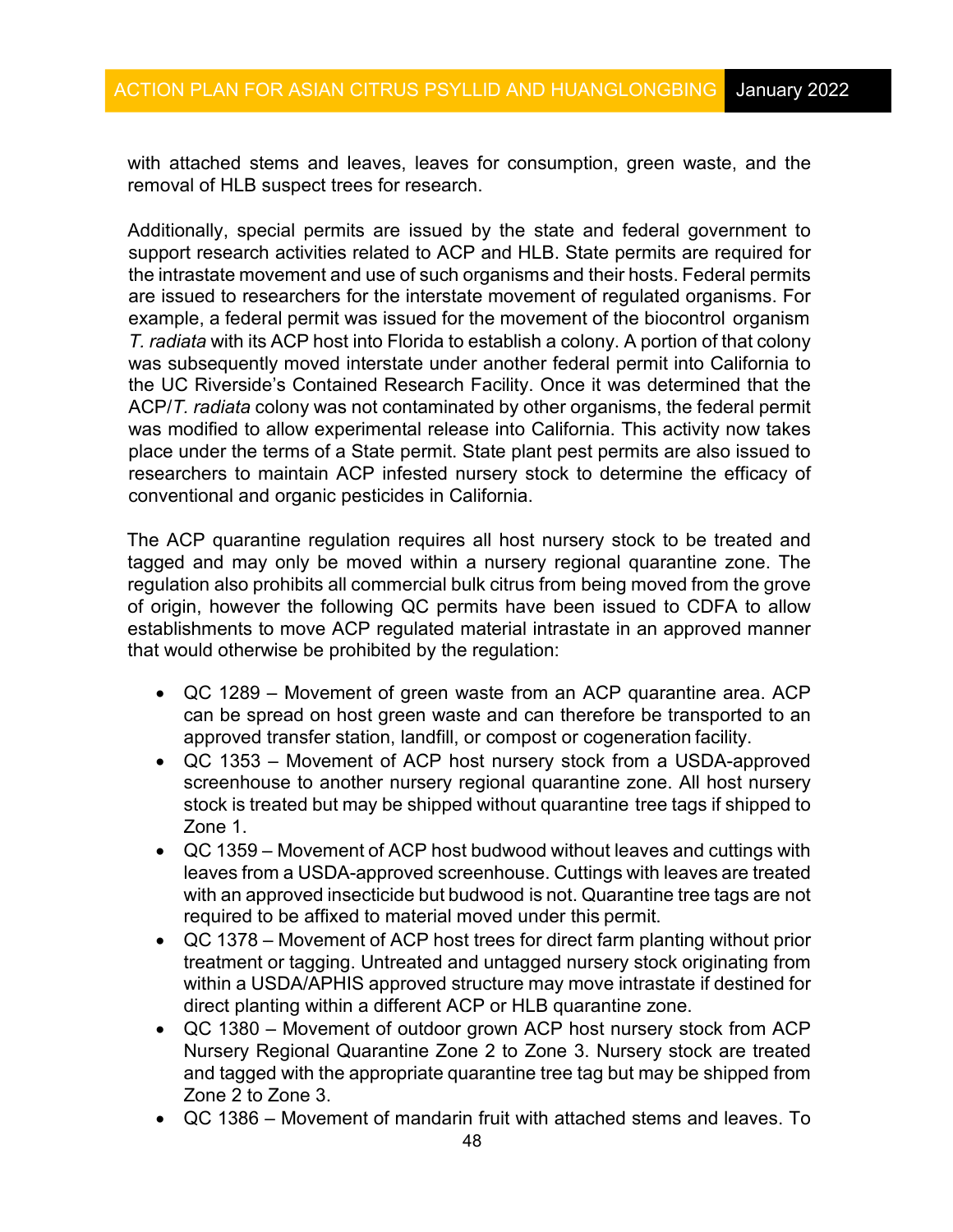with attached stems and leaves, leaves for consumption, green waste, and the removal of HLB suspect trees for research.

Additionally, special permits are issued by the state and federal government to support research activities related to ACP and HLB. State permits are required for the intrastate movement and use of such organisms and their hosts. Federal permits are issued to researchers for the interstate movement of regulated organisms. For example, a federal permit was issued for the movement of the biocontrol organism *T. radiata* with its ACP host into Florida to establish a colony. A portion of that colony was subsequently moved interstate under another federal permit into California to the UC Riverside's Contained Research Facility. Once it was determined that the ACP/*T. radiata* colony was not contaminated by other organisms, the federal permit was modified to allow experimental release into California. This activity now takes place under the terms of a State permit. State plant pest permits are also issued to researchers to maintain ACP infested nursery stock to determine the efficacy of conventional and organic pesticides in California.

The ACP quarantine regulation requires all host nursery stock to be treated and tagged and may only be moved within a nursery regional quarantine zone. The regulation also prohibits all commercial bulk citrus from being moved from the grove of origin, however the following QC permits have been issued to CDFA to allow establishments to move ACP regulated material intrastate in an approved manner that would otherwise be prohibited by the regulation:

- QC 1289 – Movement of green waste from an ACP quarantine area. ACP can be spread on host green waste and can therefore be transported to an approved transfer station, landfill, or compost or cogeneration facility.
- QC 1353 – Movement of ACP host nursery stock from a USDA-approved screenhouse to another nursery regional quarantine zone. All host nursery stock is treated but may be shipped without quarantine tree tags if shipped to Zone 1.
- QC 1359 – Movement of ACP host budwood without leaves and cuttings with leaves from a USDA-approved screenhouse. Cuttings with leaves are treated with an approved insecticide but budwood is not. Quarantine tree tags are not required to be affixed to material moved under this permit.
- QC 1378 – Movement of ACP host trees for direct farm planting without prior treatment or tagging. Untreated and untagged nursery stock originating from within a USDA/APHIS approved structure may move intrastate if destined for direct planting within a different ACP or HLB quarantine zone.
- QC 1380 – Movement of outdoor grown ACP host nursery stock from ACP Nursery Regional Quarantine Zone 2 to Zone 3. Nursery stock are treated and tagged with the appropriate quarantine tree tag but may be shipped from Zone 2 to Zone 3.
- QC 1386 – Movement of mandarin fruit with attached stems and leaves. To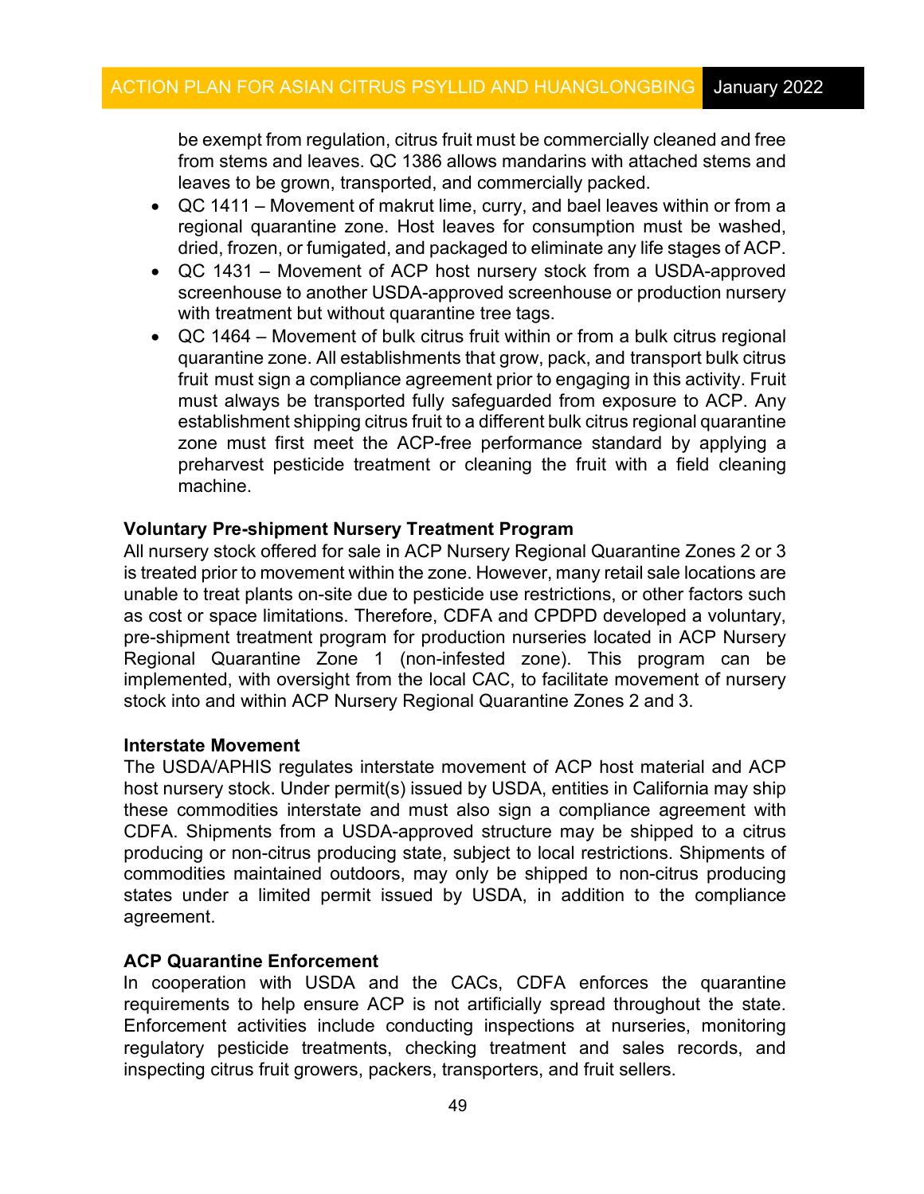be exempt from regulation, citrus fruit must be commercially cleaned and free from stems and leaves. QC 1386 allows mandarins with attached stems and leaves to be grown, transported, and commercially packed.

- QC 1411 – Movement of makrut lime, curry, and bael leaves within or from a regional quarantine zone. Host leaves for consumption must be washed, dried, frozen, or fumigated, and packaged to eliminate any life stages of ACP.
- QC 1431 – Movement of ACP host nursery stock from a USDA-approved screenhouse to another USDA-approved screenhouse or production nursery with treatment but without quarantine tree tags.
- QC 1464 – Movement of bulk citrus fruit within or from a bulk citrus regional quarantine zone. All establishments that grow, pack, and transport bulk citrus fruit must sign a compliance agreement prior to engaging in this activity. Fruit must always be transported fully safeguarded from exposure to ACP. Any establishment shipping citrus fruit to a different bulk citrus regional quarantine zone must first meet the ACP-free performance standard by applying a preharvest pesticide treatment or cleaning the fruit with a field cleaning machine.

**Voluntary Pre-shipment Nursery Treatment Program**

All nursery stock offered for sale in ACP Nursery Regional Quarantine Zones 2 or 3 is treated prior to movement within the zone. However, many retail sale locations are unable to treat plants on-site due to pesticide use restrictions, or other factors such as cost or space limitations. Therefore, CDFA and CPDPD developed a voluntary, pre-shipment treatment program for production nurseries located in ACP Nursery Regional Quarantine Zone 1 (non-infested zone). This program can be implemented, with oversight from the local CAC, to facilitate movement of nursery stock into and within ACP Nursery Regional Quarantine Zones 2 and 3.

**Interstate Movement**

The USDA/APHIS regulates interstate movement of ACP host material and ACP host nursery stock. Under permit(s) issued by USDA, entities in California may ship these commodities interstate and must also sign a compliance agreement with CDFA. Shipments from a USDA-approved structure may be shipped to a citrus producing or non-citrus producing state, subject to local restrictions. Shipments of commodities maintained outdoors, may only be shipped to non-citrus producing states under a limited permit issued by USDA, in addition to the compliance agreement.

**ACP Quarantine Enforcement**

In cooperation with USDA and the CACs, CDFA enforces the quarantine requirements to help ensure ACP is not artificially spread throughout the state. Enforcement activities include conducting inspections at nurseries, monitoring regulatory pesticide treatments, checking treatment and sales records, and inspecting citrus fruit growers, packers, transporters, and fruit sellers.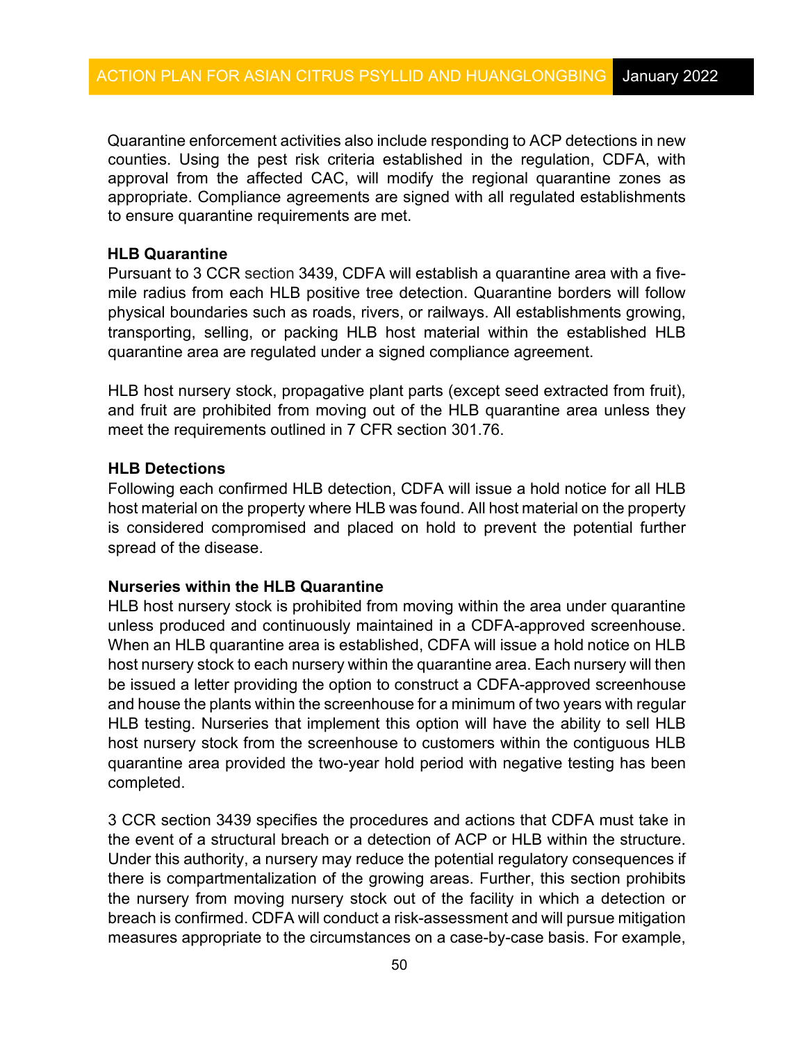Quarantine enforcement activities also include responding to ACP detections in new counties. Using the pest risk criteria established in the regulation, CDFA, with approval from the affected CAC, will modify the regional quarantine zones as appropriate. Compliance agreements are signed with all regulated establishments to ensure quarantine requirements are met.

**HLB Quarantine**

Pursuant to 3 CCR section 3439, CDFA will establish a quarantine area with a five-mile radius from each HLB positive tree detection. Quarantine borders will follow physical boundaries such as roads, rivers, or railways. All establishments growing, transporting, selling, or packing HLB host material within the established HLB quarantine area are regulated under a signed compliance agreement.

HLB host nursery stock, propagative plant parts (except seed extracted from fruit), and fruit are prohibited from moving out of the HLB quarantine area unless they meet the requirements outlined in 7 CFR section 301.76.

**HLB Detections**

Following each confirmed HLB detection, CDFA will issue a hold notice for all HLB host material on the property where HLB was found. All host material on the property is considered compromised and placed on hold to prevent the potential further spread of the disease.

**Nurseries within the HLB Quarantine**

HLB host nursery stock is prohibited from moving within the area under quarantine unless produced and continuously maintained in a CDFA-approved screenhouse. When an HLB quarantine area is established, CDFA will issue a hold notice on HLB host nursery stock to each nursery within the quarantine area. Each nursery will then be issued a letter providing the option to construct a CDFA-approved screenhouse and house the plants within the screenhouse for a minimum of two years with regular HLB testing. Nurseries that implement this option will have the ability to sell HLB host nursery stock from the screenhouse to customers within the contiguous HLB quarantine area provided the two-year hold period with negative testing has been completed.

3 CCR section 3439 specifies the procedures and actions that CDFA must take in the event of a structural breach or a detection of ACP or HLB within the structure. Under this authority, a nursery may reduce the potential regulatory consequences if there is compartmentalization of the growing areas. Further, this section prohibits the nursery from moving nursery stock out of the facility in which a detection or breach is confirmed. CDFA will conduct a risk-assessment and will pursue mitigation measures appropriate to the circumstances on a case-by-case basis. For example,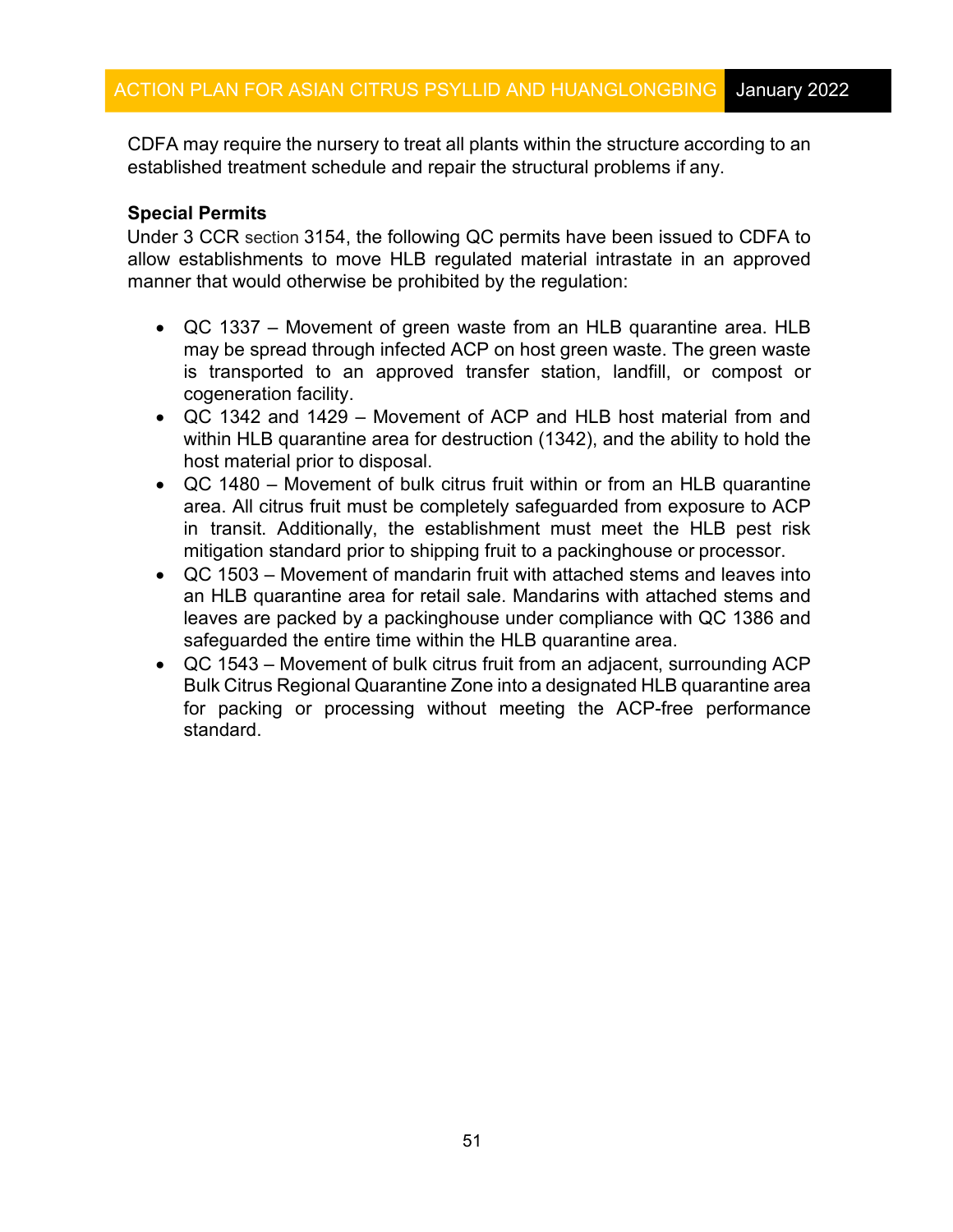CDFA may require the nursery to treat all plants within the structure according to an established treatment schedule and repair the structural problems if any.

**Special Permits**

Under 3 CCR section 3154, the following QC permits have been issued to CDFA to allow establishments to move HLB regulated material intrastate in an approved manner that would otherwise be prohibited by the regulation:

- QC 1337 – Movement of green waste from an HLB quarantine area. HLB may be spread through infected ACP on host green waste. The green waste is transported to an approved transfer station, landfill, or compost or cogeneration facility.
- QC 1342 and 1429 – Movement of ACP and HLB host material from and within HLB quarantine area for destruction (1342), and the ability to hold the host material prior to disposal.
- QC 1480 – Movement of bulk citrus fruit within or from an HLB quarantine area. All citrus fruit must be completely safeguarded from exposure to ACP in transit. Additionally, the establishment must meet the HLB pest risk mitigation standard prior to shipping fruit to a packinghouse or processor.
- QC 1503 – Movement of mandarin fruit with attached stems and leaves into an HLB quarantine area for retail sale. Mandarins with attached stems and leaves are packed by a packinghouse under compliance with QC 1386 and safeguarded the entire time within the HLB quarantine area.
- QC 1543 – Movement of bulk citrus fruit from an adjacent, surrounding ACP Bulk Citrus Regional Quarantine Zone into a designated HLB quarantine area for packing or processing without meeting the ACP-free performance standard.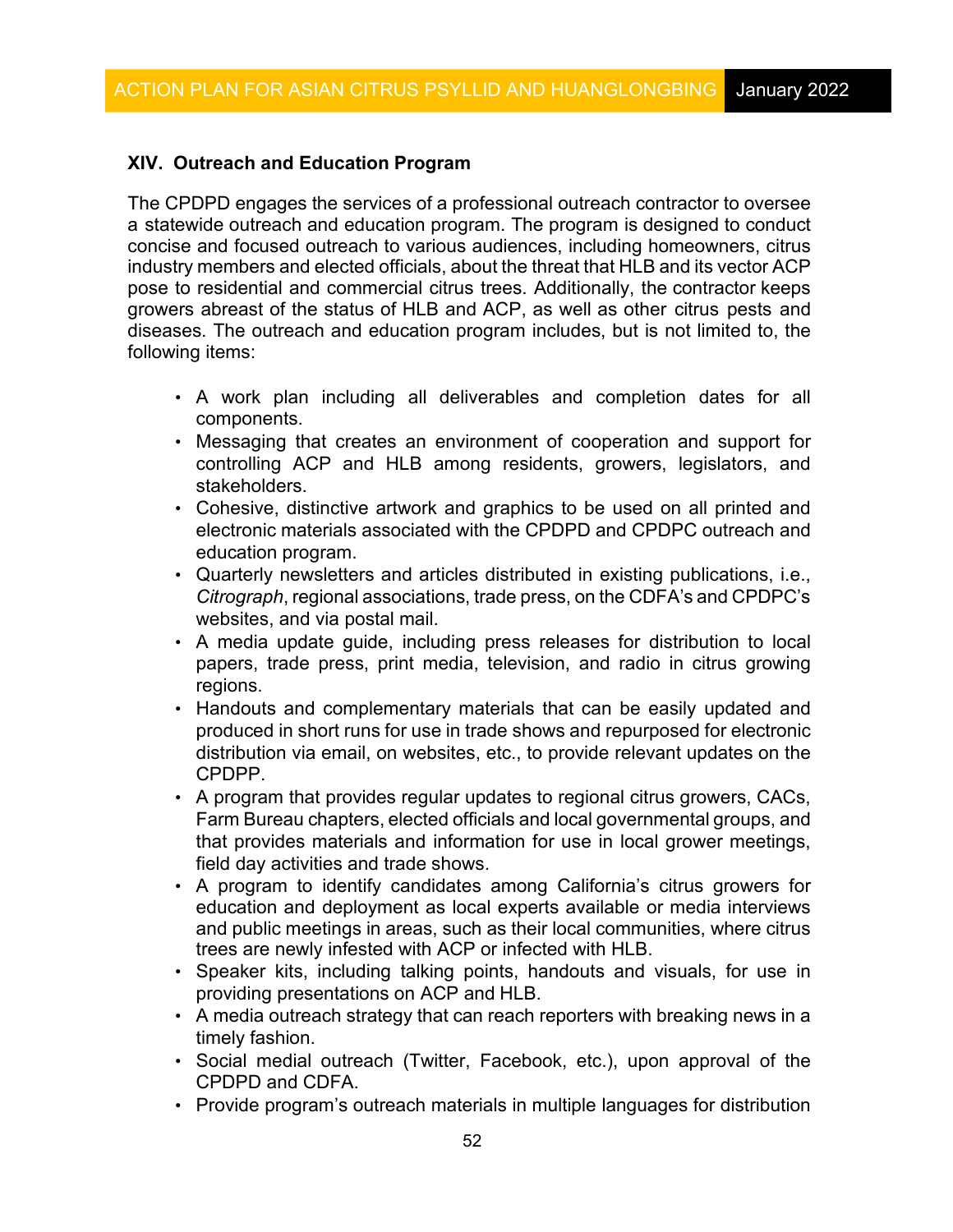## XIV. Outreach and Education Program

The CPDPD engages the services of a professional outreach contractor to oversee a statewide outreach and education program. The program is designed to conduct concise and focused outreach to various audiences, including homeowners, citrus industry members and elected officials, about the threat that HLB and its vector ACP pose to residential and commercial citrus trees. Additionally, the contractor keeps growers abreast of the status of HLB and ACP, as well as other citrus pests and diseases. The outreach and education program includes, but is not limited to, the following items:

- A work plan including all deliverables and completion dates for all components.
- Messaging that creates an environment of cooperation and support for controlling ACP and HLB among residents, growers, legislators, and stakeholders.
- Cohesive, distinctive artwork and graphics to be used on all printed and electronic materials associated with the CPDPD and CPDPC outreach and education program.
- Quarterly newsletters and articles distributed in existing publications, i.e., *Citrograph*, regional associations, trade press, on the CDFA's and CPDPC's websites, and via postal mail.
- A media update guide, including press releases for distribution to local papers, trade press, print media, television, and radio in citrus growing regions.
- Handouts and complementary materials that can be easily updated and produced in short runs for use in trade shows and repurposed for electronic distribution via email, on websites, etc., to provide relevant updates on the CPDPP.
- A program that provides regular updates to regional citrus growers, CACs, Farm Bureau chapters, elected officials and local governmental groups, and that provides materials and information for use in local grower meetings, field day activities and trade shows.
- A program to identify candidates among California's citrus growers for education and deployment as local experts available or media interviews and public meetings in areas, such as their local communities, where citrus trees are newly infested with ACP or infected with HLB.
- Speaker kits, including talking points, handouts and visuals, for use in providing presentations on ACP and HLB.
- A media outreach strategy that can reach reporters with breaking news in a timely fashion.
- Social medial outreach (Twitter, Facebook, etc.), upon approval of the CPDPD and CDFA.
- Provide program's outreach materials in multiple languages for distribution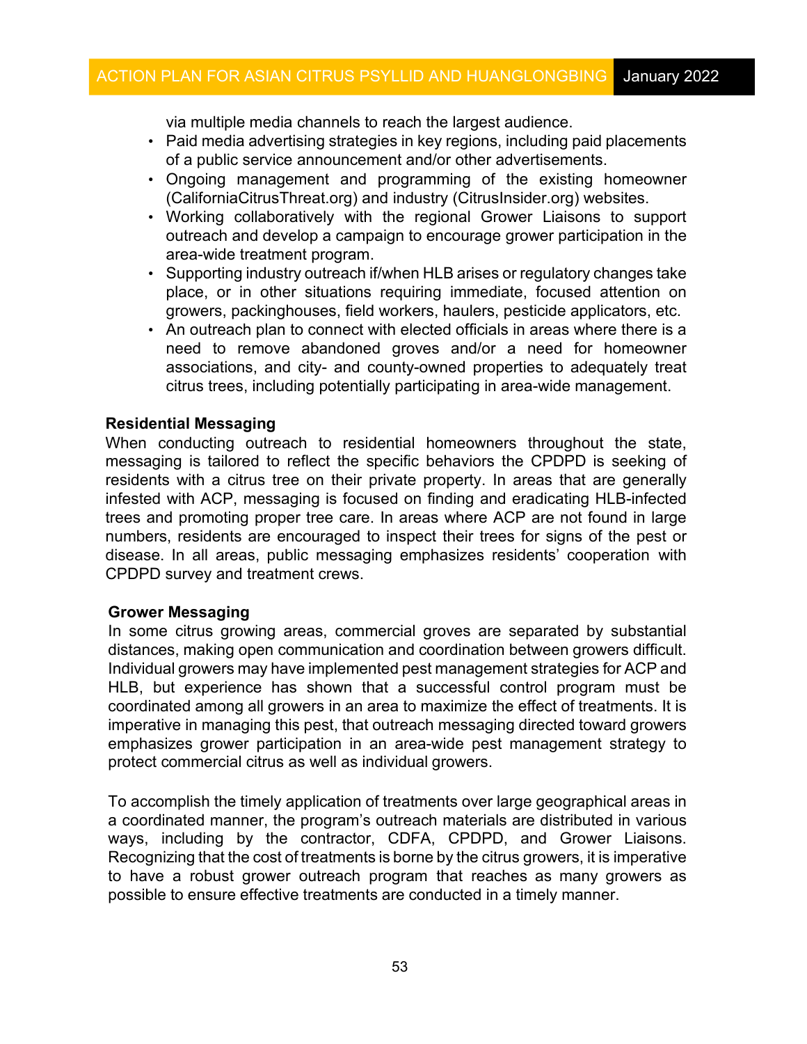via multiple media channels to reach the largest audience.

- Paid media advertising strategies in key regions, including paid placements of a public service announcement and/or other advertisements.
- Ongoing management and programming of the existing homeowner (CaliforniaCitrusThreat.org) and industry (CitrusInsider.org) websites.
- Working collaboratively with the regional Grower Liaisons to support outreach and develop a campaign to encourage grower participation in the area-wide treatment program.
- Supporting industry outreach if/when HLB arises or regulatory changes take place, or in other situations requiring immediate, focused attention on growers, packinghouses, field workers, haulers, pesticide applicators, etc.
- An outreach plan to connect with elected officials in areas where there is a need to remove abandoned groves and/or a need for homeowner associations, and city- and county-owned properties to adequately treat citrus trees, including potentially participating in area-wide management.

**Residential Messaging**

When conducting outreach to residential homeowners throughout the state, messaging is tailored to reflect the specific behaviors the CPDPD is seeking of residents with a citrus tree on their private property. In areas that are generally infested with ACP, messaging is focused on finding and eradicating HLB-infected trees and promoting proper tree care. In areas where ACP are not found in large numbers, residents are encouraged to inspect their trees for signs of the pest or disease. In all areas, public messaging emphasizes residents' cooperation with CPDPD survey and treatment crews.

**Grower Messaging**

In some citrus growing areas, commercial groves are separated by substantial distances, making open communication and coordination between growers difficult. Individual growers may have implemented pest management strategies for ACP and HLB, but experience has shown that a successful control program must be coordinated among all growers in an area to maximize the effect of treatments. It is imperative in managing this pest, that outreach messaging directed toward growers emphasizes grower participation in an area-wide pest management strategy to protect commercial citrus as well as individual growers.

To accomplish the timely application of treatments over large geographical areas in a coordinated manner, the program's outreach materials are distributed in various ways, including by the contractor, CDFA, CPDPD, and Grower Liaisons. Recognizing that the cost of treatments is borne by the citrus growers, it is imperative to have a robust grower outreach program that reaches as many growers as possible to ensure effective treatments are conducted in a timely manner.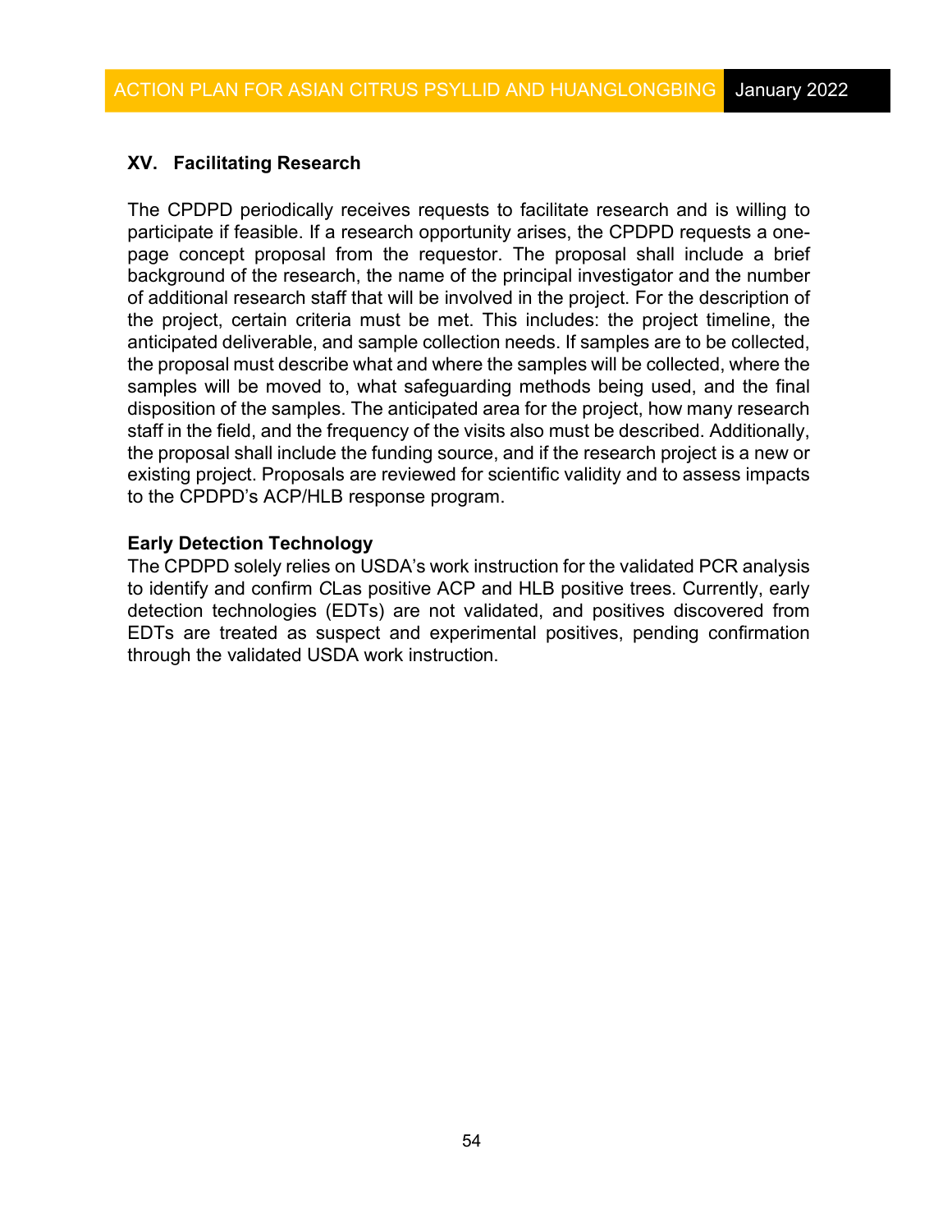## XV. Facilitating Research

The CPDPD periodically receives requests to facilitate research and is willing to participate if feasible. If a research opportunity arises, the CPDPD requests a one-page concept proposal from the requestor. The proposal shall include a brief background of the research, the name of the principal investigator and the number of additional research staff that will be involved in the project. For the description of the project, certain criteria must be met. This includes: the project timeline, the anticipated deliverable, and sample collection needs. If samples are to be collected, the proposal must describe what and where the samples will be collected, where the samples will be moved to, what safeguarding methods being used, and the final disposition of the samples. The anticipated area for the project, how many research staff in the field, and the frequency of the visits also must be described. Additionally, the proposal shall include the funding source, and if the research project is a new or existing project. Proposals are reviewed for scientific validity and to assess impacts to the CPDPD's ACP/HLB response program.

### Early Detection Technology

The CPDPD solely relies on USDA's work instruction for the validated PCR analysis to identify and confirm *C*Las positive ACP and HLB positive trees. Currently, early detection technologies (EDTs) are not validated, and positives discovered from EDTs are treated as suspect and experimental positives, pending confirmation through the validated USDA work instruction.